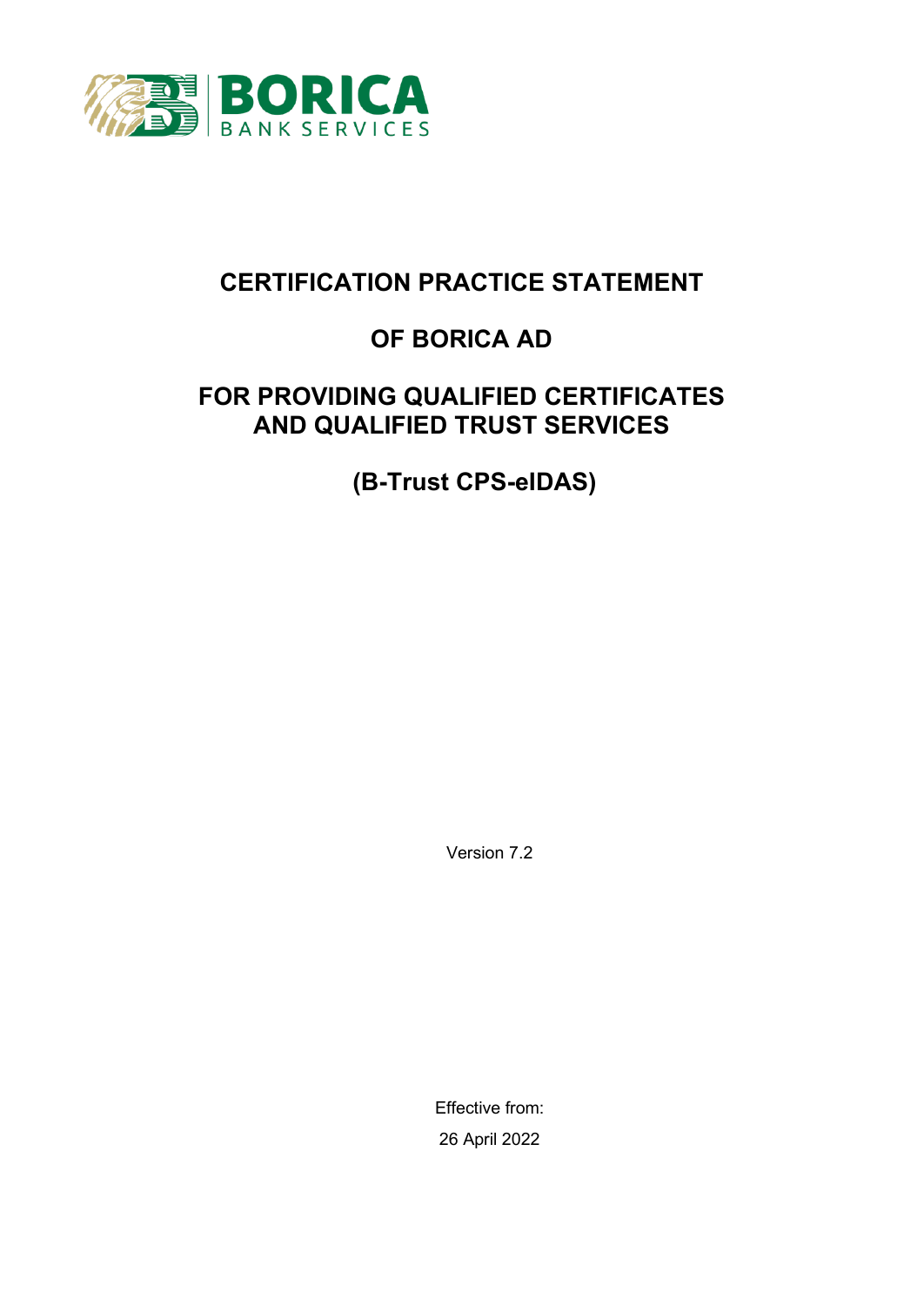# CERTIFICATION PRACTICE STATEMENT

# OF BORICA AD

# FOR PROVIDING QUALIFIED CERTIFICATES AND QUALIFIED TRUST SERVICES

# (B-Trust CPS-eIDAS)

Version 7.2

Effective from:

26 April 2022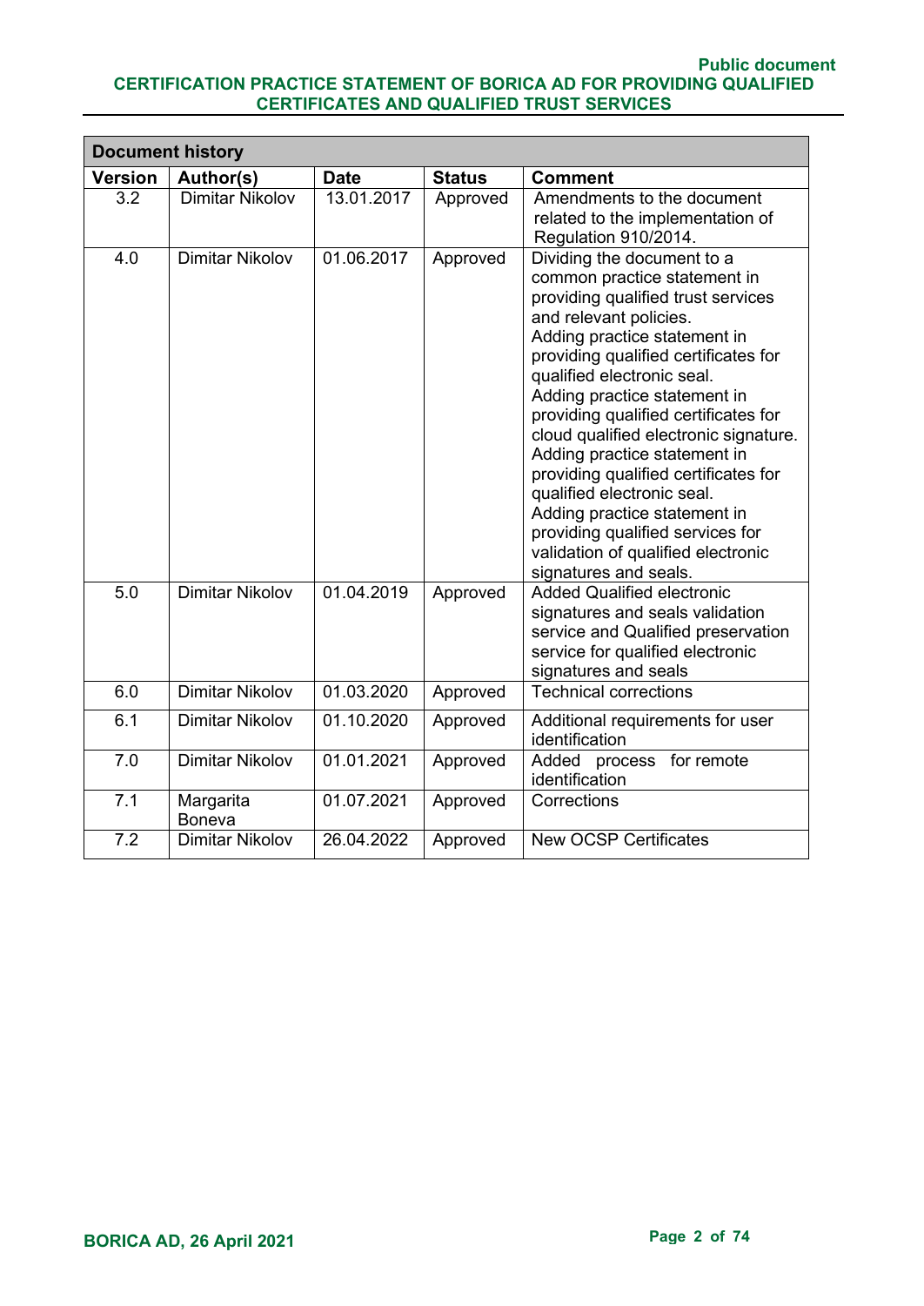**Document history**

| Version | Author(s) | Date | Status | Comment |
|---|---|---|---|---|
| 3.2 | Dimitar Nikolov | 13.01.2017 | Approved | Amendments to the document related to the implementation of Regulation 910/2014. |
| 4.0 | Dimitar Nikolov | 01.06.2017 | Approved | Dividing the document to a common practice statement in providing qualified trust services and relevant policies. Adding practice statement in providing qualified certificates for qualified electronic seal. Adding practice statement in providing qualified certificates for cloud qualified electronic signature. Adding practice statement in providing qualified certificates for qualified electronic seal. Adding practice statement in providing qualified services for validation of qualified electronic signatures and seals. |
| 5.0 | Dimitar Nikolov | 01.04.2019 | Approved | Added Qualified electronic signatures and seals validation service and Qualified preservation service for qualified electronic signatures and seals |
| 6.0 | Dimitar Nikolov | 01.03.2020 | Approved | Technical corrections |
| 6.1 | Dimitar Nikolov | 01.10.2020 | Approved | Additional requirements for user identification |
| 7.0 | Dimitar Nikolov | 01.01.2021 | Approved | Added process for remote identification |
| 7.1 | Margarita Boneva | 01.07.2021 | Approved | Corrections |
| 7.2 | Dimitar Nikolov | 26.04.2022 | Approved | New OCSP Certificates |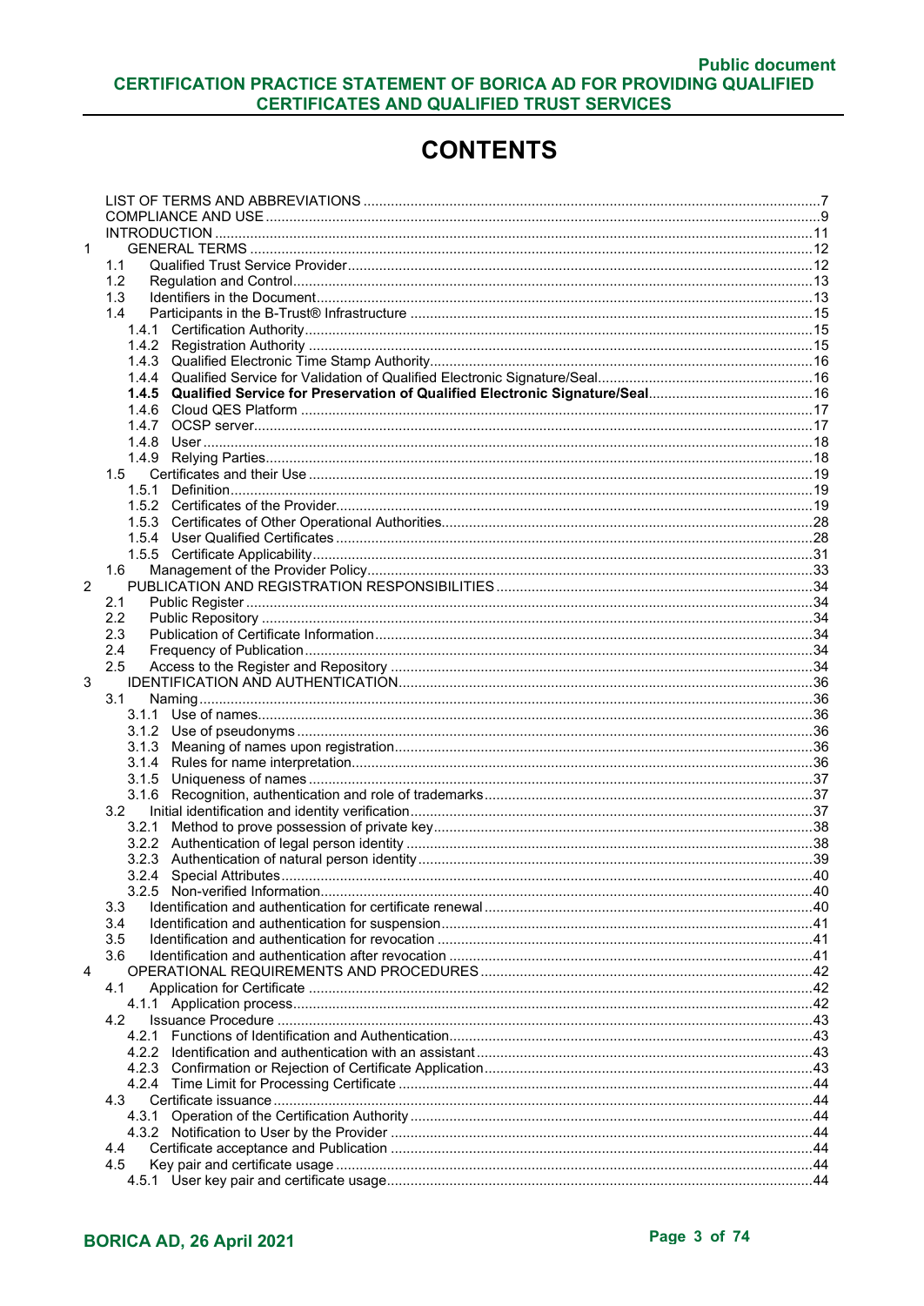# CONTENTS

LIST OF TERMS AND ABBREVIATIONS ..... 7
COMPLIANCE AND USE ..... 9
INTRODUCTION ..... 11
1 GENERAL TERMS ..... 12
- 1.1 Qualified Trust Service Provider ..... 12
- 1.2 Regulation and Control ..... 13
- 1.3 Identifiers in the Document ..... 13
- 1.4 Participants in the B-Trust® Infrastructure ..... 15
  - 1.4.1 Certification Authority ..... 15
  - 1.4.2 Registration Authority ..... 15
  - 1.4.3 Qualified Electronic Time Stamp Authority ..... 16
  - 1.4.4 Qualified Service for Validation of Qualified Electronic Signature/Seal ..... 16
  - **1.4.5 Qualified Service for Preservation of Qualified Electronic Signature/Seal ..... 16**
  - 1.4.6 Cloud QES Platform ..... 17
  - 1.4.7 OCSP server ..... 17
  - 1.4.8 User ..... 18
  - 1.4.9 Relying Parties ..... 18
- 1.5 Certificates and their Use ..... 19
  - 1.5.1 Definition ..... 19
  - 1.5.2 Certificates of the Provider ..... 19
  - 1.5.3 Certificates of Other Operational Authorities ..... 28
  - 1.5.4 User Qualified Certificates ..... 28
  - 1.5.5 Certificate Applicability ..... 31
- 1.6 Management of the Provider Policy ..... 33

2 PUBLICATION AND REGISTRATION RESPONSIBILITIES ..... 34
- 2.1 Public Register ..... 34
- 2.2 Public Repository ..... 34
- 2.3 Publication of Certificate Information ..... 34
- 2.4 Frequency of Publication ..... 34
- 2.5 Access to the Register and Repository ..... 34

3 IDENTIFICATION AND AUTHENTICATION ..... 36
- 3.1 Naming ..... 36
  - 3.1.1 Use of names ..... 36
  - 3.1.2 Use of pseudonyms ..... 36
  - 3.1.3 Meaning of names upon registration ..... 36
  - 3.1.4 Rules for name interpretation ..... 36
  - 3.1.5 Uniqueness of names ..... 37
  - 3.1.6 Recognition, authentication and role of trademarks ..... 37
- 3.2 Initial identification and identity verification ..... 37
  - 3.2.1 Method to prove possession of private key ..... 38
  - 3.2.2 Authentication of legal person identity ..... 38
  - 3.2.3 Authentication of natural person identity ..... 39
  - 3.2.4 Special Attributes ..... 40
  - 3.2.5 Non-verified Information ..... 40
- 3.3 Identification and authentication for certificate renewal ..... 40
- 3.4 Identification and authentication for suspension ..... 41
- 3.5 Identification and authentication for revocation ..... 41
- 3.6 Identification and authentication after revocation ..... 41

4 OPERATIONAL REQUIREMENTS AND PROCEDURES ..... 42
- 4.1 Application for Certificate ..... 42
  - 4.1.1 Application process ..... 42
- 4.2 Issuance Procedure ..... 43
  - 4.2.1 Functions of Identification and Authentication ..... 43
  - 4.2.2 Identification and authentication with an assistant ..... 43
  - 4.2.3 Confirmation or Rejection of Certificate Application ..... 43
  - 4.2.4 Time Limit for Processing Certificate ..... 44
- 4.3 Certificate issuance ..... 44
  - 4.3.1 Operation of the Certification Authority ..... 44
  - 4.3.2 Notification to User by the Provider ..... 44
- 4.4 Certificate acceptance and Publication ..... 44
- 4.5 Key pair and certificate usage ..... 44
  - 4.5.1 User key pair and certificate usage ..... 44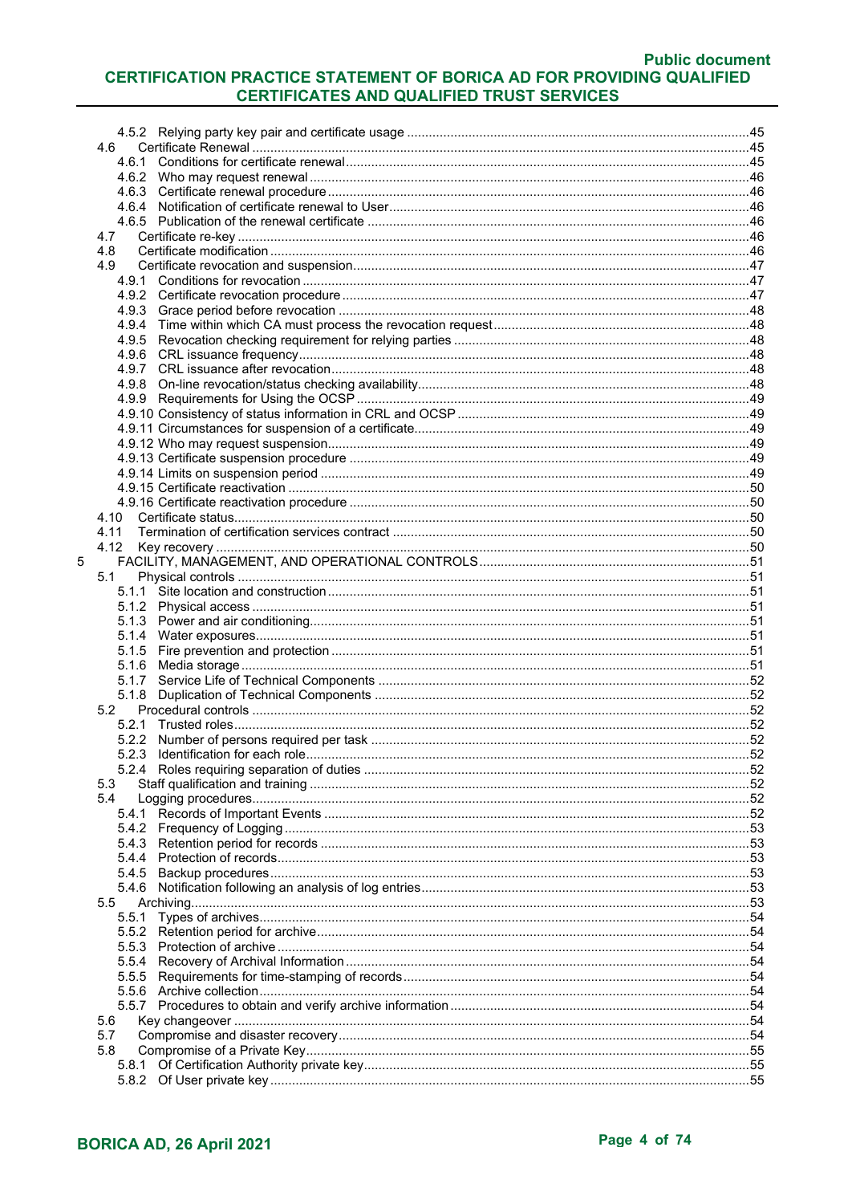4.5.2 Relying party key pair and certificate usage ....................................................................................45
4.6 Certificate Renewal ..............................................................................................................................45
4.6.1 Conditions for certificate renewal.......................................................................................................45
4.6.2 Who may request renewal ..................................................................................................................46
4.6.3 Certificate renewal procedure .............................................................................................................46
4.6.4 Notification of certificate renewal to User...........................................................................................46
4.6.5 Publication of the renewal certificate .................................................................................................46
4.7 Certificate re-key ..................................................................................................................................46
4.8 Certificate modification ........................................................................................................................46
4.9 Certificate revocation and suspension..................................................................................................47
4.9.1 Conditions for revocation ...................................................................................................................47
4.9.2 Certificate revocation procedure.........................................................................................................47
4.9.3 Grace period before revocation ..........................................................................................................48
4.9.4 Time within which CA must process the revocation request..............................................................48
4.9.5 Revocation checking requirement for relying parties .........................................................................48
4.9.6 CRL issuance frequency.....................................................................................................................48
4.9.7 CRL issuance after revocation............................................................................................................48
4.9.8 On-line revocation/status checking availability...................................................................................48
4.9.9 Requirements for Using the OCSP.....................................................................................................49
4.9.10 Consistency of status information in CRL and OCSP .......................................................................49
4.9.11 Circumstances for suspension of a certificate...................................................................................49
4.9.12 Who may request suspension............................................................................................................49
4.9.13 Certificate suspension procedure ......................................................................................................49
4.9.14 Limits on suspension period ..............................................................................................................49
4.9.15 Certificate reactivation .......................................................................................................................50
4.9.16 Certificate reactivation procedure ......................................................................................................50
4.10 Certificate status...................................................................................................................................50
4.11 Termination of certification services contract .....................................................................................50
4.12 Key recovery .........................................................................................................................................50
5 FACILITY, MANAGEMENT, AND OPERATIONAL CONTROLS...................................................................51
5.1 Physical controls ..................................................................................................................................51
5.1.1 Site location and construction.............................................................................................................51
5.1.2 Physical access ..................................................................................................................................51
5.1.3 Power and air conditioning..................................................................................................................51
5.1.4 Water exposures.................................................................................................................................51
5.1.5 Fire prevention and protection ............................................................................................................51
5.1.6 Media storage .....................................................................................................................................51
5.1.7 Service Life of Technical Components ...............................................................................................52
5.1.8 Duplication of Technical Components ................................................................................................52
5.2 Procedural controls ...............................................................................................................................52
5.2.1 Trusted roles........................................................................................................................................52
5.2.2 Number of persons required per task .................................................................................................52
5.2.3 Identification for each role....................................................................................................................52
5.2.4 Roles requiring separation of duties ...................................................................................................52
5.3 Staff qualification and training ..............................................................................................................52
5.4 Logging procedures...............................................................................................................................52
5.4.1 Records of Important Events ..............................................................................................................52
5.4.2 Frequency of Logging .........................................................................................................................53
5.4.3 Retention period for records ...............................................................................................................53
5.4.4 Protection of records............................................................................................................................53
5.4.5 Backup procedures..............................................................................................................................53
5.4.6 Notification following an analysis of log entries...................................................................................53
5.5 Archiving................................................................................................................................................53
5.5.1 Types of archives.................................................................................................................................54
5.5.2 Retention period for archive.................................................................................................................54
5.5.3 Protection of archive ...........................................................................................................................54
5.5.4 Recovery of Archival Information ........................................................................................................54
5.5.5 Requirements for time-stamping of records.........................................................................................54
5.5.6 Archive collection.................................................................................................................................54
5.5.7 Procedures to obtain and verify archive information............................................................................54
5.6 Key changeover ....................................................................................................................................54
5.7 Compromise and disaster recovery.......................................................................................................54
5.8 Compromise of a Private Key................................................................................................................55
5.8.1 Of Certification Authority private key...................................................................................................55
5.8.2 Of User private key .............................................................................................................................55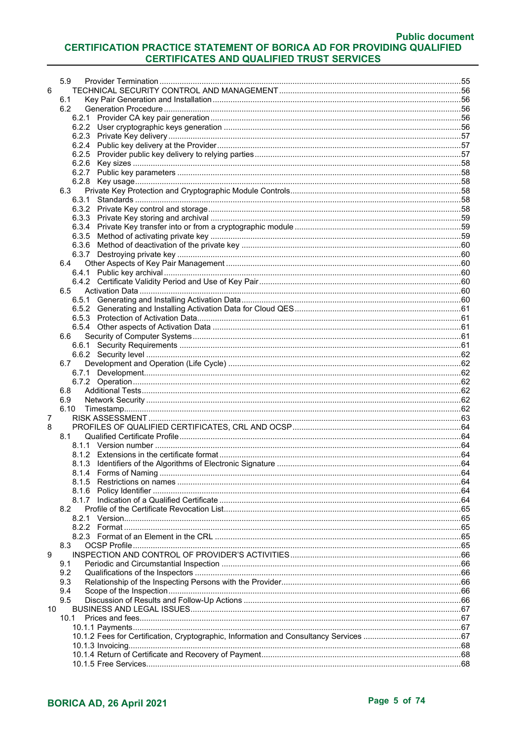5.9 Provider Termination ....................................................................................................55
6 TECHNICAL SECURITY CONTROL AND MANAGEMENT ....................................................................56
6.1 Key Pair Generation and Installation ....................................................................................56
6.2 Generation Procedure ..........................................................................................................56
6.2.1 Provider CA key pair generation ....................................................................................56
6.2.2 User cryptographic keys generation ...............................................................................56
6.2.3 Private Key delivery ........................................................................................................57
6.2.4 Public key delivery at the Provider .................................................................................57
6.2.5 Provider public key delivery to relying parties ................................................................57
6.2.6 Key sizes .......................................................................................................................58
6.2.7 Public key parameters ...................................................................................................58
6.2.8 Key usage ......................................................................................................................58
6.3 Private Key Protection and Cryptographic Module Controls .................................................58
6.3.1 Standards ......................................................................................................................58
6.3.2 Private Key control and storage .....................................................................................58
6.3.3 Private Key storing and archival ....................................................................................59
6.3.4 Private Key transfer into or from a cryptographic module ...............................................59
6.3.5 Method of activating private key ....................................................................................59
6.3.6 Method of deactivation of the private key .......................................................................60
6.3.7 Destroying private key ...................................................................................................60
6.4 Other Aspects of Key Pair Management ..............................................................................60
6.4.1 Public key archival .........................................................................................................60
6.4.2 Certificate Validity Period and Use of Key Pair ...............................................................60
6.5 Activation Data ....................................................................................................................60
6.5.1 Generating and Installing Activation Data ......................................................................60
6.5.2 Generating and Installing Activation Data for Cloud QES ...............................................61
6.5.3 Protection of Activation Data ..........................................................................................61
6.5.4 Other aspects of Activation Data ....................................................................................61
6.6 Security of Computer Systems .............................................................................................61
6.6.1 Security Requirements ..................................................................................................61
6.6.2 Security level .................................................................................................................62
6.7 Development and Operation (Life Cycle) .............................................................................62
6.7.1 Development ..................................................................................................................62
6.7.2 Operation .......................................................................................................................62
6.8 Additional Tests ...................................................................................................................62
6.9 Network Security .................................................................................................................62
6.10 Timestamp ...........................................................................................................................62
7 RISK ASSESSMENT ...............................................................................................................63
8 PROFILES OF QUALIFIED CERTIFICATES, CRL AND OCSP ...............................................64
8.1 Qualified Certificate Profile ..................................................................................................64
8.1.1 Version number .............................................................................................................64
8.1.2 Extensions in the certificate format ................................................................................64
8.1.3 Identifiers of the Algorithms of Electronic Signature .......................................................64
8.1.4 Forms of Naming ...........................................................................................................64
8.1.5 Restrictions on names ...................................................................................................64
8.1.6 Policy Identifier ..............................................................................................................64
8.1.7 Indication of a Qualified Certificate ................................................................................64
8.2 Profile of the Certificate Revocation List ...............................................................................65
8.2.1 Version ...........................................................................................................................65
8.2.2 Format ...........................................................................................................................65
8.2.3 Format of an Element in the CRL ..................................................................................65
8.3 OCSP Profile .......................................................................................................................65
9 INSPECTION AND CONTROL OF PROVIDER'S ACTIVITIES ................................................66
9.1 Periodic and Circumstantial Inspection ...............................................................................66
9.2 Qualifications of the Inspectors ............................................................................................66
9.3 Relationship of the Inspecting Persons with the Provider .....................................................66
9.4 Scope of the Inspection .......................................................................................................66
9.5 Discussion of Results and Follow-Up Actions ......................................................................66
10 BUSINESS AND LEGAL ISSUES .............................................................................................67
10.1 Prices and fees ....................................................................................................................67
10.1.1 Payments ......................................................................................................................67
10.1.2 Fees for Certification, Cryptographic, Information and Consultancy Services ................67
10.1.3 Invoicing .......................................................................................................................68
10.1.4 Return of Certificate and Recovery of Payment ............................................................68
10.1.5 Free Services ................................................................................................................68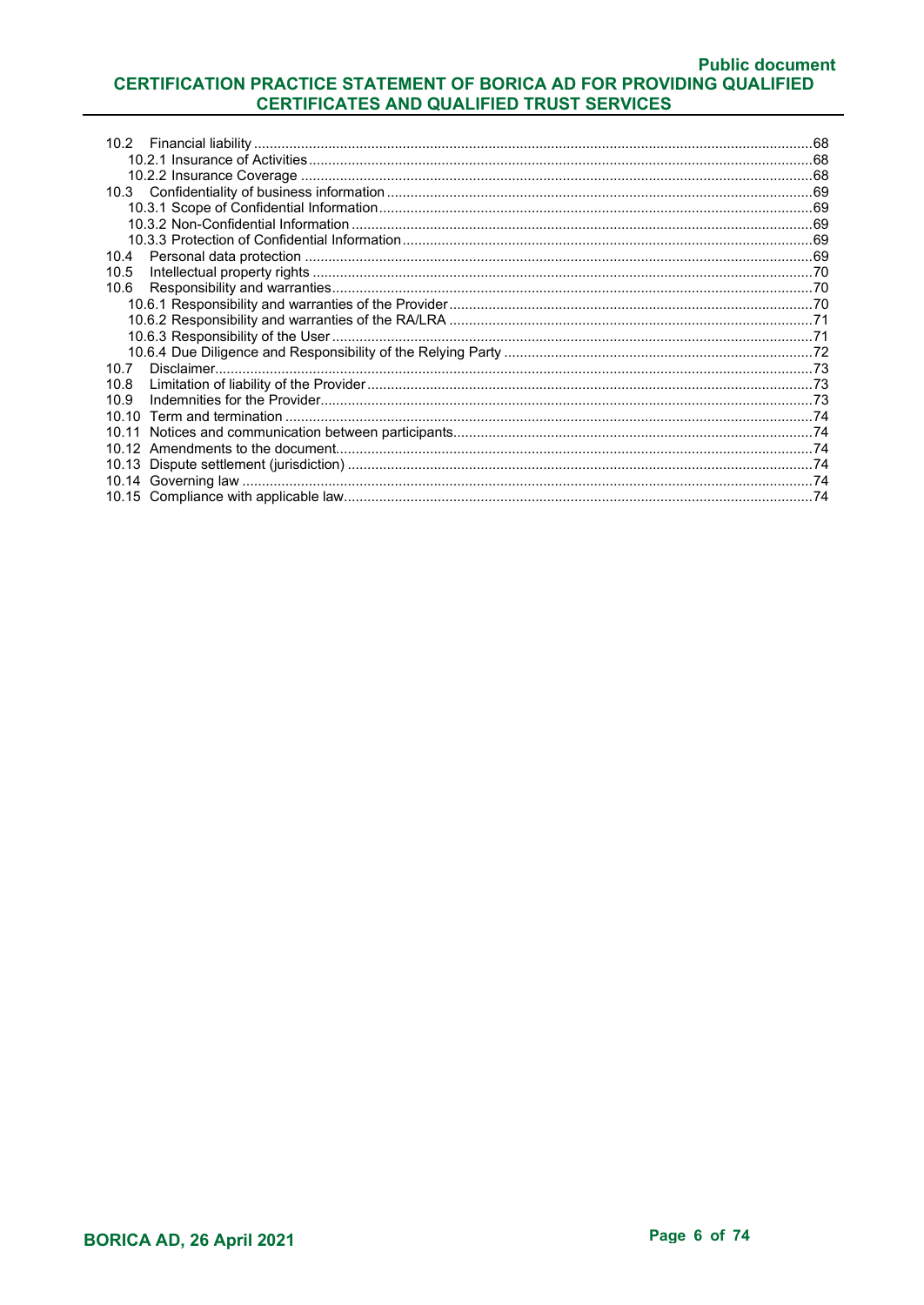10.2 Financial liability ..... 68
  10.2.1 Insurance of Activities ..... 68
  10.2.2 Insurance Coverage ..... 68
10.3 Confidentiality of business information ..... 69
  10.3.1 Scope of Confidential Information ..... 69
  10.3.2 Non-Confidential Information ..... 69
  10.3.3 Protection of Confidential Information ..... 69
10.4 Personal data protection ..... 69
10.5 Intellectual property rights ..... 70
10.6 Responsibility and warranties ..... 70
  10.6.1 Responsibility and warranties of the Provider ..... 70
  10.6.2 Responsibility and warranties of the RA/LRA ..... 71
  10.6.3 Responsibility of the User ..... 71
  10.6.4 Due Diligence and Responsibility of the Relying Party ..... 72
10.7 Disclaimer ..... 73
10.8 Limitation of liability of the Provider ..... 73
10.9 Indemnities for the Provider ..... 73
10.10 Term and termination ..... 74
10.11 Notices and communication between participants ..... 74
10.12 Amendments to the document ..... 74
10.13 Dispute settlement (jurisdiction) ..... 74
10.14 Governing law ..... 74
10.15 Compliance with applicable law ..... 74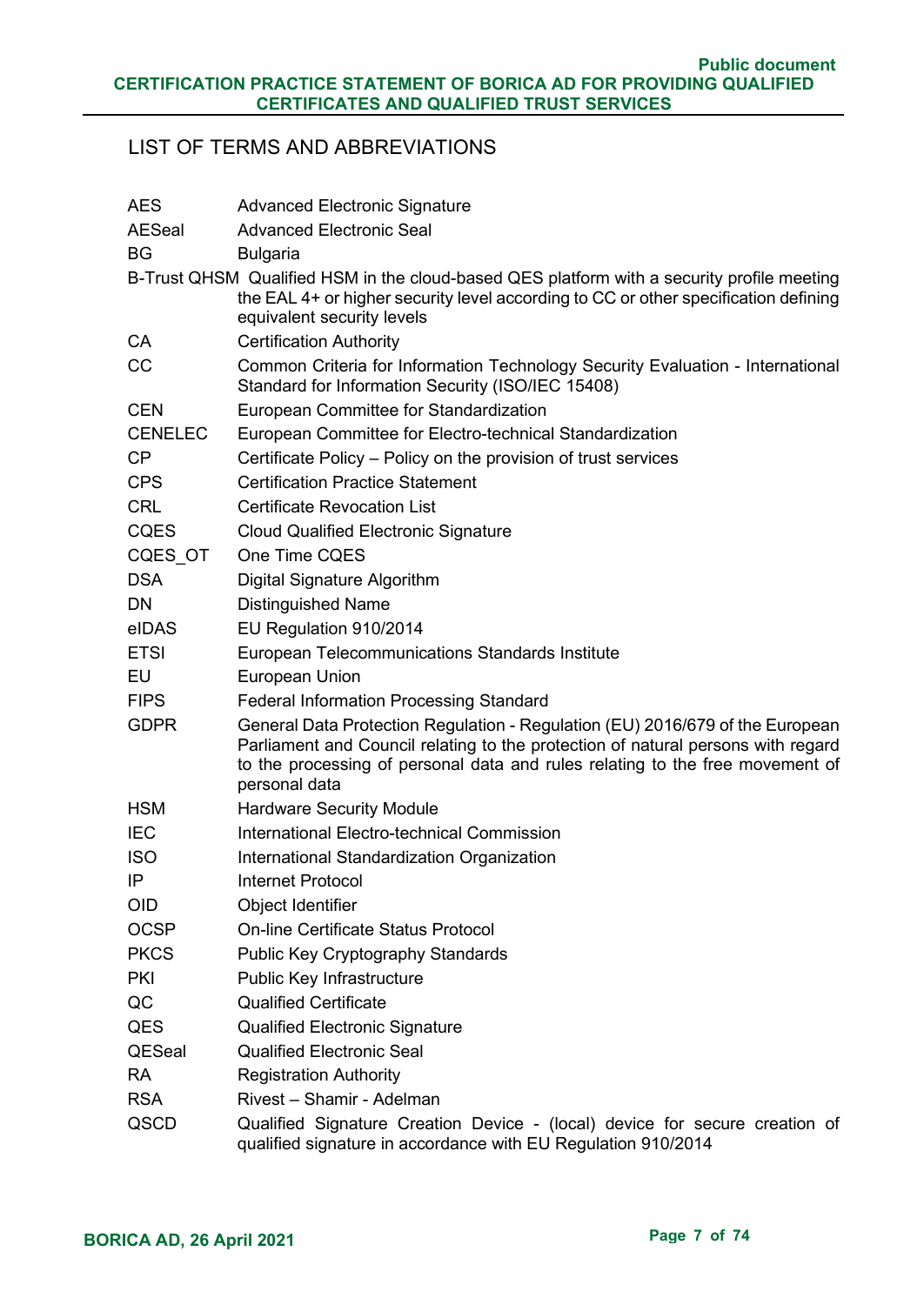## LIST OF TERMS AND ABBREVIATIONS

| | |
|---|---|
| AES | Advanced Electronic Signature |
| AESeal | Advanced Electronic Seal |
| BG | Bulgaria |
| B-Trust QHSM | Qualified HSM in the cloud-based QES platform with a security profile meeting the EAL 4+ or higher security level according to CC or other specification defining equivalent security levels |
| CA | Certification Authority |
| CC | Common Criteria for Information Technology Security Evaluation - International Standard for Information Security (ISO/IEC 15408) |
| CEN | European Committee for Standardization |
| CENELEC | European Committee for Electro-technical Standardization |
| CP | Certificate Policy – Policy on the provision of trust services |
| CPS | Certification Practice Statement |
| CRL | Certificate Revocation List |
| CQES | Cloud Qualified Electronic Signature |
| CQES_OT | One Time CQES |
| DSA | Digital Signature Algorithm |
| DN | Distinguished Name |
| eIDAS | EU Regulation 910/2014 |
| ETSI | European Telecommunications Standards Institute |
| EU | European Union |
| FIPS | Federal Information Processing Standard |
| GDPR | General Data Protection Regulation - Regulation (EU) 2016/679 of the European Parliament and Council relating to the protection of natural persons with regard to the processing of personal data and rules relating to the free movement of personal data |
| HSM | Hardware Security Module |
| IEC | International Electro-technical Commission |
| ISO | International Standardization Organization |
| IP | Internet Protocol |
| OID | Object Identifier |
| OCSP | On-line Certificate Status Protocol |
| PKCS | Public Key Cryptography Standards |
| PKI | Public Key Infrastructure |
| QC | Qualified Certificate |
| QES | Qualified Electronic Signature |
| QESeal | Qualified Electronic Seal |
| RA | Registration Authority |
| RSA | Rivest – Shamir - Adelman |
| QSCD | Qualified Signature Creation Device - (local) device for secure creation of qualified signature in accordance with EU Regulation 910/2014 |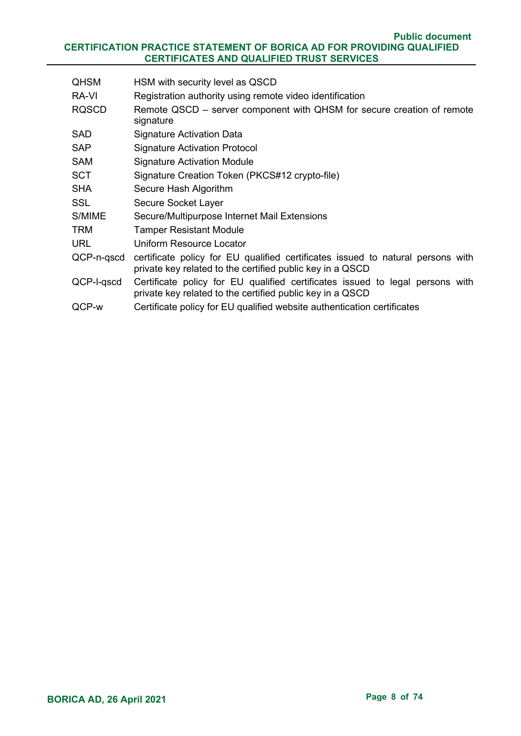| | |
|---|---|
| QHSM | HSM with security level as QSCD |
| RA-VI | Registration authority using remote video identification |
| RQSCD | Remote QSCD – server component with QHSM for secure creation of remote signature |
| SAD | Signature Activation Data |
| SAP | Signature Activation Protocol |
| SAM | Signature Activation Module |
| SCT | Signature Creation Token (PKCS#12 crypto-file) |
| SHA | Secure Hash Algorithm |
| SSL | Secure Socket Layer |
| S/MIME | Secure/Multipurpose Internet Mail Extensions |
| TRM | Tamper Resistant Module |
| URL | Uniform Resource Locator |
| QCP-n-qscd | certificate policy for EU qualified certificates issued to natural persons with private key related to the certified public key in a QSCD |
| QCP-l-qscd | Certificate policy for EU qualified certificates issued to legal persons with private key related to the certified public key in a QSCD |
| QCP-w | Certificate policy for EU qualified website authentication certificates |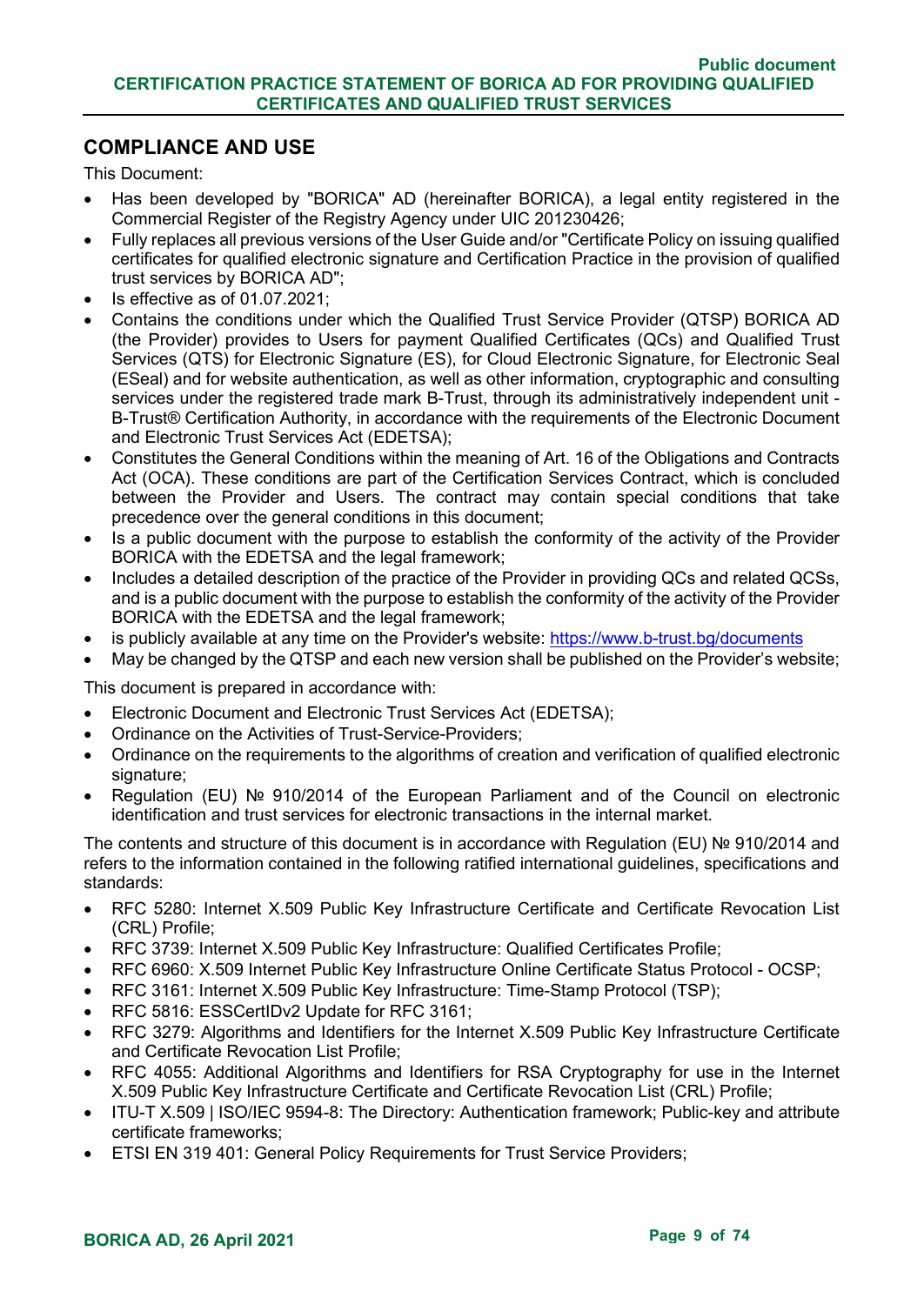## COMPLIANCE AND USE

This Document:

- Has been developed by "BORICA" AD (hereinafter BORICA), a legal entity registered in the Commercial Register of the Registry Agency under UIC 201230426;
- Fully replaces all previous versions of the User Guide and/or "Certificate Policy on issuing qualified certificates for qualified electronic signature and Certification Practice in the provision of qualified trust services by BORICA AD";
- Is effective as of 01.07.2021;
- Contains the conditions under which the Qualified Trust Service Provider (QTSP) BORICA AD (the Provider) provides to Users for payment Qualified Certificates (QCs) and Qualified Trust Services (QTS) for Electronic Signature (ES), for Cloud Electronic Signature, for Electronic Seal (ESeal) and for website authentication, as well as other information, cryptographic and consulting services under the registered trade mark B-Trust, through its administratively independent unit - B-Trust® Certification Authority, in accordance with the requirements of the Electronic Document and Electronic Trust Services Act (EDETSA);
- Constitutes the General Conditions within the meaning of Art. 16 of the Obligations and Contracts Act (OCA). These conditions are part of the Certification Services Contract, which is concluded between the Provider and Users. The contract may contain special conditions that take precedence over the general conditions in this document;
- Is a public document with the purpose to establish the conformity of the activity of the Provider BORICA with the EDETSA and the legal framework;
- Includes a detailed description of the practice of the Provider in providing QCs and related QCSs, and is a public document with the purpose to establish the conformity of the activity of the Provider BORICA with the EDETSA and the legal framework;
- is publicly available at any time on the Provider's website: https://www.b-trust.bg/documents
- May be changed by the QTSP and each new version shall be published on the Provider's website;

This document is prepared in accordance with:

- Electronic Document and Electronic Trust Services Act (EDETSA);
- Ordinance on the Activities of Trust-Service-Providers;
- Ordinance on the requirements to the algorithms of creation and verification of qualified electronic signature;
- Regulation (EU) № 910/2014 of the European Parliament and of the Council on electronic identification and trust services for electronic transactions in the internal market.

The contents and structure of this document is in accordance with Regulation (EU) № 910/2014 and refers to the information contained in the following ratified international guidelines, specifications and standards:

- RFC 5280: Internet X.509 Public Key Infrastructure Certificate and Certificate Revocation List (CRL) Profile;
- RFC 3739: Internet X.509 Public Key Infrastructure: Qualified Certificates Profile;
- RFC 6960: X.509 Internet Public Key Infrastructure Online Certificate Status Protocol - OCSP;
- RFC 3161: Internet X.509 Public Key Infrastructure: Time-Stamp Protocol (TSP);
- RFC 5816: ESSCertIDv2 Update for RFC 3161;
- RFC 3279: Algorithms and Identifiers for the Internet X.509 Public Key Infrastructure Certificate and Certificate Revocation List Profile;
- RFC 4055: Additional Algorithms and Identifiers for RSA Cryptography for use in the Internet X.509 Public Key Infrastructure Certificate and Certificate Revocation List (CRL) Profile;
- ITU-T X.509 | ISO/IEC 9594-8: The Directory: Authentication framework; Public-key and attribute certificate frameworks;
- ETSI EN 319 401: General Policy Requirements for Trust Service Providers;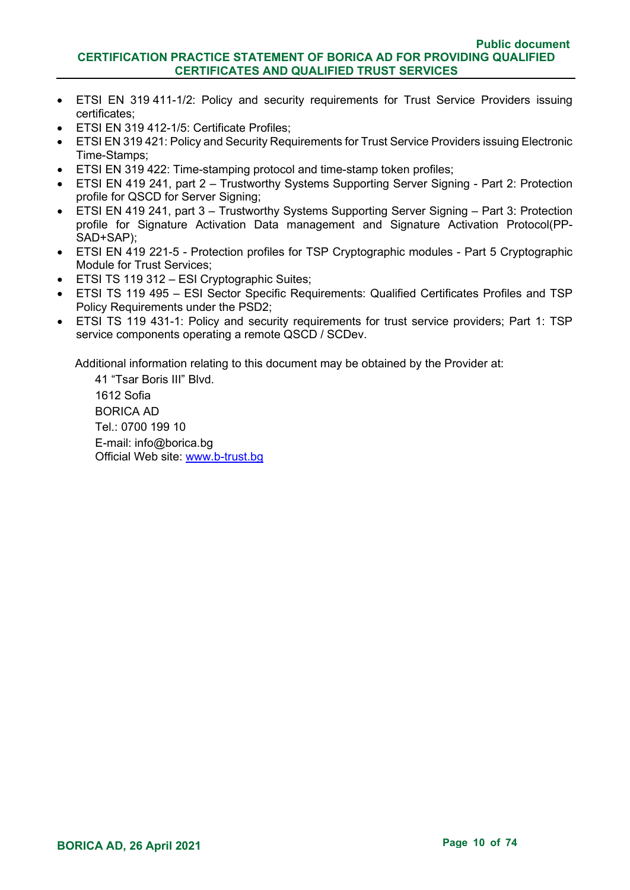- ETSI EN 319 411-1/2: Policy and security requirements for Trust Service Providers issuing certificates;
- ETSI EN 319 412-1/5: Certificate Profiles;
- ETSI EN 319 421: Policy and Security Requirements for Trust Service Providers issuing Electronic Time-Stamps;
- ETSI EN 319 422: Time-stamping protocol and time-stamp token profiles;
- ETSI EN 419 241, part 2 – Trustworthy Systems Supporting Server Signing - Part 2: Protection profile for QSCD for Server Signing;
- ETSI EN 419 241, part 3 – Trustworthy Systems Supporting Server Signing – Part 3: Protection profile for Signature Activation Data management and Signature Activation Protocol(PP-SAD+SAP);
- ETSI EN 419 221-5 - Protection profiles for TSP Cryptographic modules - Part 5 Cryptographic Module for Trust Services;
- ETSI TS 119 312 – ESI Cryptographic Suites;
- ETSI TS 119 495 – ESI Sector Specific Requirements: Qualified Certificates Profiles and TSP Policy Requirements under the PSD2;
- ETSI TS 119 431-1: Policy and security requirements for trust service providers; Part 1: TSP service components operating a remote QSCD / SCDev.

Additional information relating to this document may be obtained by the Provider at:

41 "Tsar Boris III" Blvd.
1612 Sofia
BORICA AD
Tel.: 0700 199 10
E-mail: info@borica.bg
Official Web site: www.b-trust.bg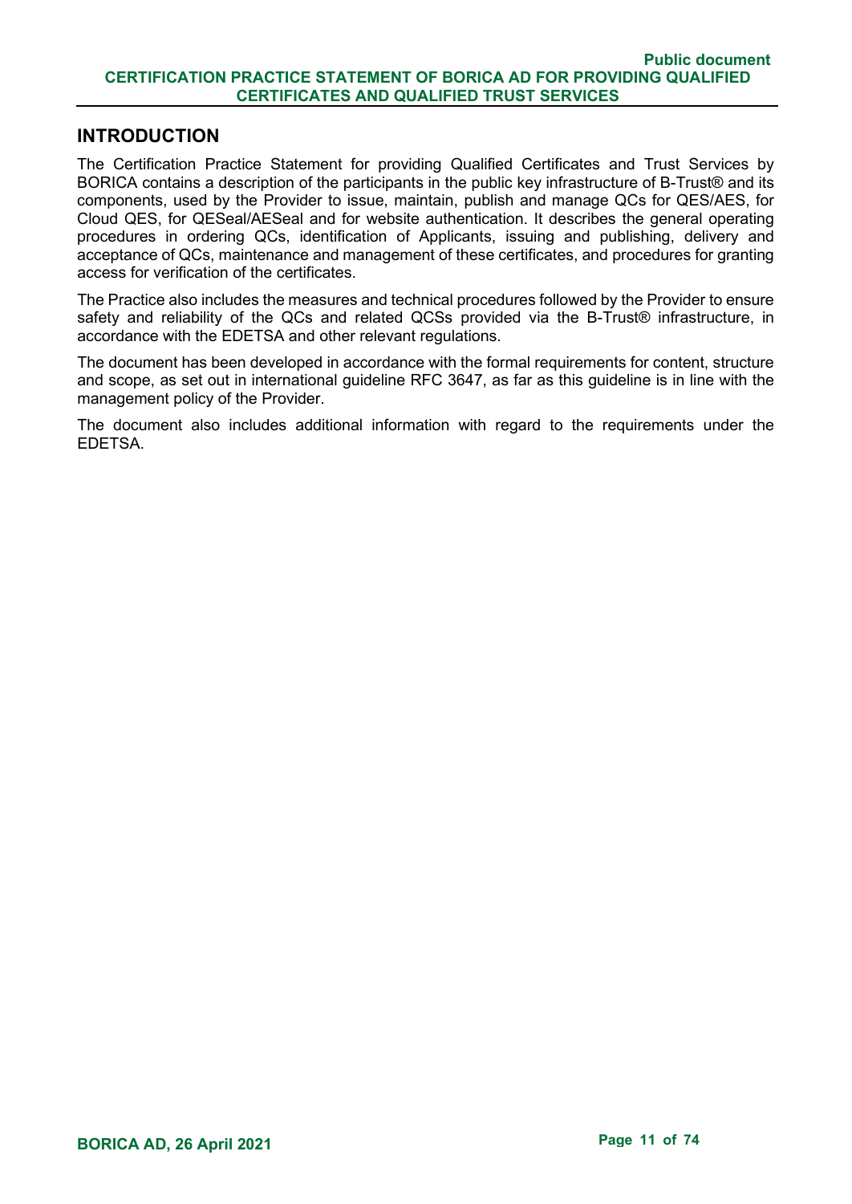## INTRODUCTION

The Certification Practice Statement for providing Qualified Certificates and Trust Services by BORICA contains a description of the participants in the public key infrastructure of B-Trust® and its components, used by the Provider to issue, maintain, publish and manage QCs for QES/AES, for Cloud QES, for QESeal/AESeal and for website authentication. It describes the general operating procedures in ordering QCs, identification of Applicants, issuing and publishing, delivery and acceptance of QCs, maintenance and management of these certificates, and procedures for granting access for verification of the certificates.

The Practice also includes the measures and technical procedures followed by the Provider to ensure safety and reliability of the QCs and related QCSs provided via the B-Trust® infrastructure, in accordance with the EDETSA and other relevant regulations.

The document has been developed in accordance with the formal requirements for content, structure and scope, as set out in international guideline RFC 3647, as far as this guideline is in line with the management policy of the Provider.

The document also includes additional information with regard to the requirements under the EDETSA.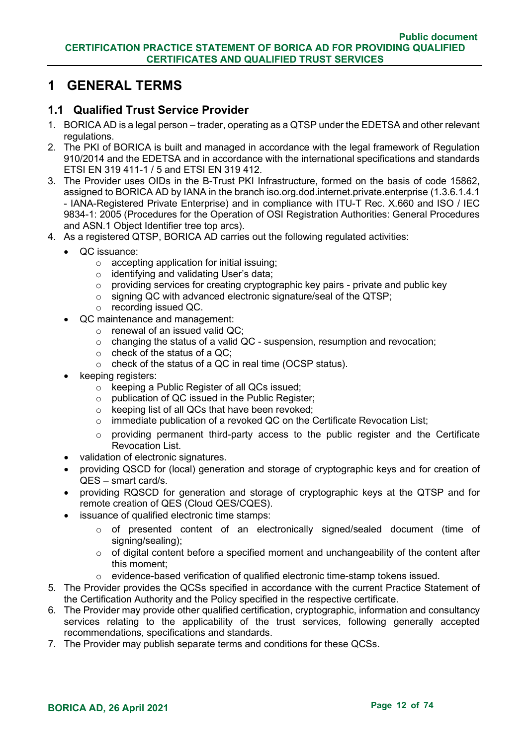# 1 GENERAL TERMS

## 1.1 Qualified Trust Service Provider

1. BORICA AD is a legal person – trader, operating as a QTSP under the EDETSA and other relevant regulations.
2. The PKI of BORICA is built and managed in accordance with the legal framework of Regulation 910/2014 and the EDETSA and in accordance with the international specifications and standards ETSI EN 319 411-1 / 5 and ETSI EN 319 412.
3. The Provider uses OIDs in the B-Trust PKI Infrastructure, formed on the basis of code 15862, assigned to BORICA AD by IANA in the branch iso.org.dod.internet.private.enterprise (1.3.6.1.4.1 - IANA-Registered Private Enterprise) and in compliance with ITU-T Rec. X.660 and ISO / IEC 9834-1: 2005 (Procedures for the Operation of OSI Registration Authorities: General Procedures and ASN.1 Object Identifier tree top arcs).
4. As a registered QTSP, BORICA AD carries out the following regulated activities:
   - QC issuance:
     - accepting application for initial issuing;
     - identifying and validating User's data;
     - providing services for creating cryptographic key pairs - private and public key
     - signing QC with advanced electronic signature/seal of the QTSP;
     - recording issued QC.
   - QC maintenance and management:
     - renewal of an issued valid QC;
     - changing the status of a valid QC - suspension, resumption and revocation;
     - check of the status of a QC;
     - check of the status of a QC in real time (OCSP status).
   - keeping registers:
     - keeping a Public Register of all QCs issued;
     - publication of QC issued in the Public Register;
     - keeping list of all QCs that have been revoked;
     - immediate publication of a revoked QC on the Certificate Revocation List;
     - providing permanent third-party access to the public register and the Certificate Revocation List.
   - validation of electronic signatures.
   - providing QSCD for (local) generation and storage of cryptographic keys and for creation of QES – smart card/s.
   - providing RQSCD for generation and storage of cryptographic keys at the QTSP and for remote creation of QES (Cloud QES/CQES).
   - issuance of qualified electronic time stamps:
     - of presented content of an electronically signed/sealed document (time of signing/sealing);
     - of digital content before a specified moment and unchangeability of the content after this moment;
     - evidence-based verification of qualified electronic time-stamp tokens issued.
5. The Provider provides the QCSs specified in accordance with the current Practice Statement of the Certification Authority and the Policy specified in the respective certificate.
6. The Provider may provide other qualified certification, cryptographic, information and consultancy services relating to the applicability of the trust services, following generally accepted recommendations, specifications and standards.
7. The Provider may publish separate terms and conditions for these QCSs.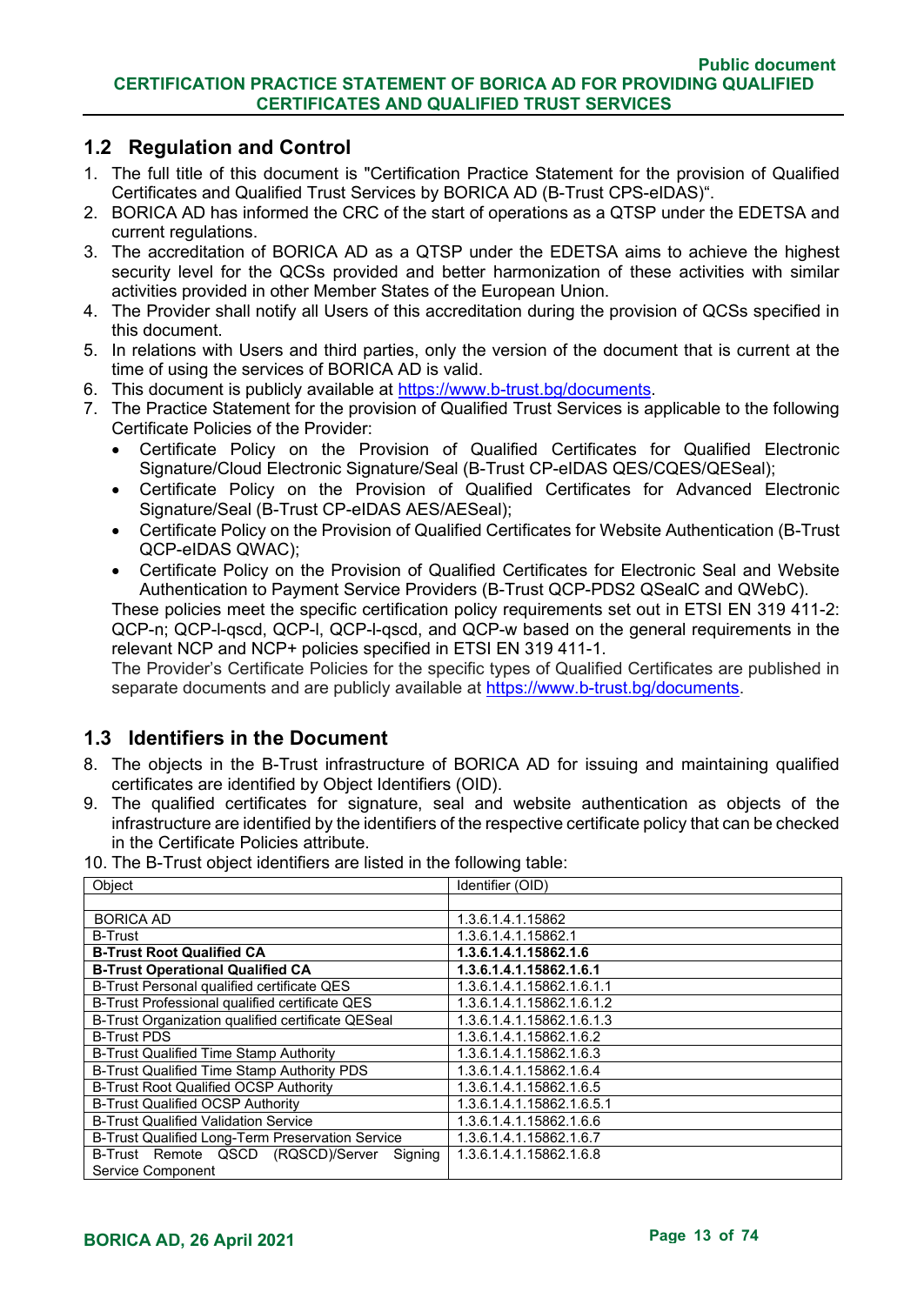## 1.2 Regulation and Control

1. The full title of this document is "Certification Practice Statement for the provision of Qualified Certificates and Qualified Trust Services by BORICA AD (B-Trust CPS-eIDAS)".
2. BORICA AD has informed the CRC of the start of operations as a QTSP under the EDETSA and current regulations.
3. The accreditation of BORICA AD as a QTSP under the EDETSA aims to achieve the highest security level for the QCSs provided and better harmonization of these activities with similar activities provided in other Member States of the European Union.
4. The Provider shall notify all Users of this accreditation during the provision of QCSs specified in this document.
5. In relations with Users and third parties, only the version of the document that is current at the time of using the services of BORICA AD is valid.
6. This document is publicly available at https://www.b-trust.bg/documents.
7. The Practice Statement for the provision of Qualified Trust Services is applicable to the following Certificate Policies of the Provider:
   - Certificate Policy on the Provision of Qualified Certificates for Qualified Electronic Signature/Cloud Electronic Signature/Seal (B-Trust CP-eIDAS QES/CQES/QESeal);
   - Certificate Policy on the Provision of Qualified Certificates for Advanced Electronic Signature/Seal (B-Trust CP-eIDAS AES/AESeal);
   - Certificate Policy on the Provision of Qualified Certificates for Website Authentication (B-Trust QCP-eIDAS QWAC);
   - Certificate Policy on the Provision of Qualified Certificates for Electronic Seal and Website Authentication to Payment Service Providers (B-Trust QCP-PDS2 QSealC and QWebC).

   These policies meet the specific certification policy requirements set out in ETSI EN 319 411-2: QCP-n; QCP-l-qscd, QCP-l, QCP-l-qscd, and QCP-w based on the general requirements in the relevant NCP and NCP+ policies specified in ETSI EN 319 411-1.

   The Provider's Certificate Policies for the specific types of Qualified Certificates are published in separate documents and are publicly available at https://www.b-trust.bg/documents.

## 1.3 Identifiers in the Document

8. The objects in the B-Trust infrastructure of BORICA AD for issuing and maintaining qualified certificates are identified by Object Identifiers (OID).
9. The qualified certificates for signature, seal and website authentication as objects of the infrastructure are identified by the identifiers of the respective certificate policy that can be checked in the Certificate Policies attribute.
10. The B-Trust object identifiers are listed in the following table:

| Object | Identifier (OID) |
|---|---|
| | |
| BORICA AD | 1.3.6.1.4.1.15862 |
| B-Trust | 1.3.6.1.4.1.15862.1 |
| **B-Trust Root Qualified CA** | **1.3.6.1.4.1.15862.1.6** |
| **B-Trust Operational Qualified CA** | **1.3.6.1.4.1.15862.1.6.1** |
| B-Trust Personal qualified certificate QES | 1.3.6.1.4.1.15862.1.6.1.1 |
| B-Trust Professional qualified certificate QES | 1.3.6.1.4.1.15862.1.6.1.2 |
| B-Trust Organization qualified certificate QESeal | 1.3.6.1.4.1.15862.1.6.1.3 |
| B-Trust PDS | 1.3.6.1.4.1.15862.1.6.2 |
| B-Trust Qualified Time Stamp Authority | 1.3.6.1.4.1.15862.1.6.3 |
| B-Trust Qualified Time Stamp Authority PDS | 1.3.6.1.4.1.15862.1.6.4 |
| B-Trust Root Qualified OCSP Authority | 1.3.6.1.4.1.15862.1.6.5 |
| B-Trust Qualified OCSP Authority | 1.3.6.1.4.1.15862.1.6.5.1 |
| B-Trust Qualified Validation Service | 1.3.6.1.4.1.15862.1.6.6 |
| B-Trust Qualified Long-Term Preservation Service | 1.3.6.1.4.1.15862.1.6.7 |
| B-Trust Remote QSCD (RQSCD)/Server Signing Service Component | 1.3.6.1.4.1.15862.1.6.8 |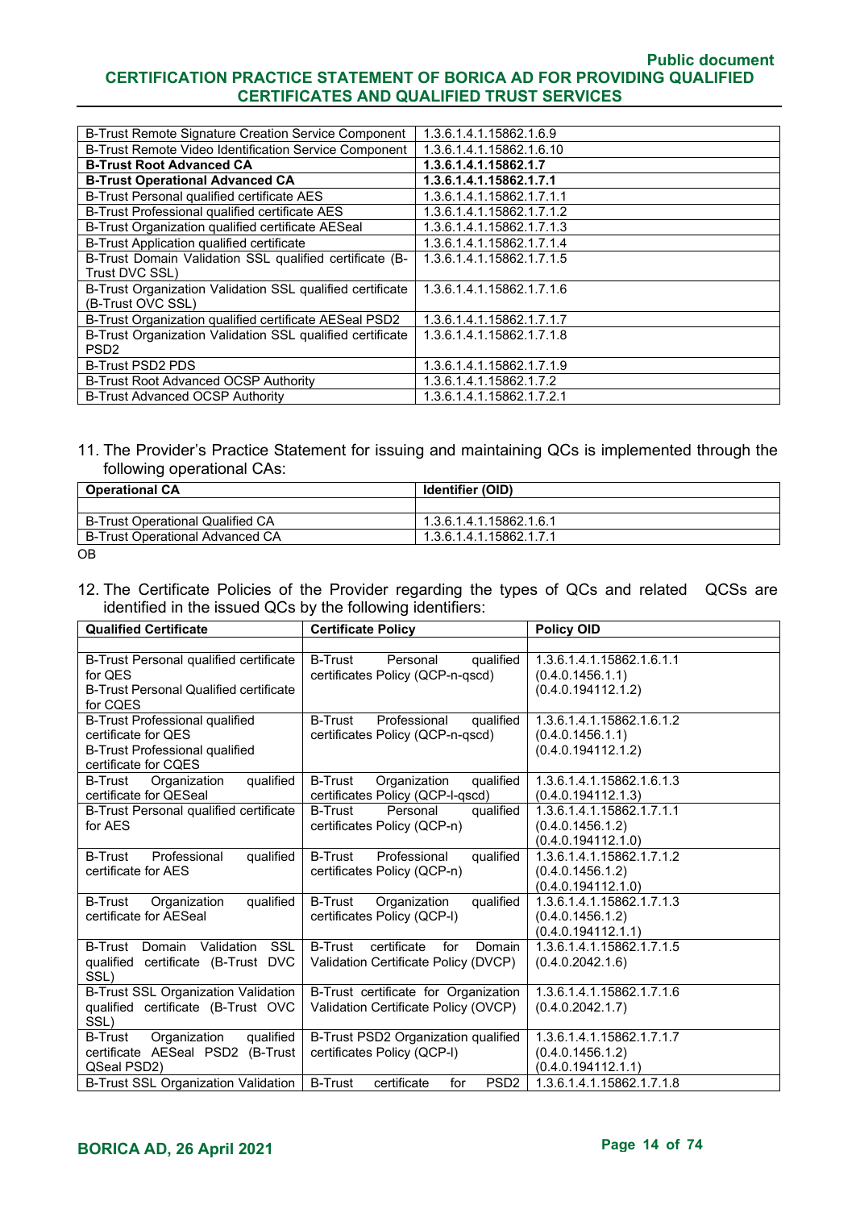| B-Trust Remote Signature Creation Service Component | 1.3.6.1.4.1.15862.1.6.9 |
|---|---|
| B-Trust Remote Video Identification Service Component | 1.3.6.1.4.1.15862.1.6.10 |
| **B-Trust Root Advanced CA** | **1.3.6.1.4.1.15862.1.7** |
| **B-Trust Operational Advanced CA** | **1.3.6.1.4.1.15862.1.7.1** |
| B-Trust Personal qualified certificate AES | 1.3.6.1.4.1.15862.1.7.1.1 |
| B-Trust Professional qualified certificate AES | 1.3.6.1.4.1.15862.1.7.1.2 |
| B-Trust Organization qualified certificate AESeal | 1.3.6.1.4.1.15862.1.7.1.3 |
| B-Trust Application qualified certificate | 1.3.6.1.4.1.15862.1.7.1.4 |
| B-Trust Domain Validation SSL qualified certificate (B-Trust DVC SSL) | 1.3.6.1.4.1.15862.1.7.1.5 |
| B-Trust Organization Validation SSL qualified certificate (B-Trust OVC SSL) | 1.3.6.1.4.1.15862.1.7.1.6 |
| B-Trust Organization qualified certificate AESeal PSD2 | 1.3.6.1.4.1.15862.1.7.1.7 |
| B-Trust Organization Validation SSL qualified certificate PSD2 | 1.3.6.1.4.1.15862.1.7.1.8 |
| B-Trust PSD2 PDS | 1.3.6.1.4.1.15862.1.7.1.9 |
| B-Trust Root Advanced OCSP Authority | 1.3.6.1.4.1.15862.1.7.2 |
| B-Trust Advanced OCSP Authority | 1.3.6.1.4.1.15862.1.7.2.1 |

11. The Provider's Practice Statement for issuing and maintaining QCs is implemented through the following operational CAs:

| Operational CA | Identifier (OID) |
|---|---|
| | |
| B-Trust Operational Qualified CA | 1.3.6.1.4.1.15862.1.6.1 |
| B-Trust Operational Advanced CA | 1.3.6.1.4.1.15862.1.7.1 |

OB

12. The Certificate Policies of the Provider regarding the types of QCs and related QCSs are identified in the issued QCs by the following identifiers:

| Qualified Certificate | Certificate Policy | Policy OID |
|---|---|---|
| | | |
| B-Trust Personal qualified certificate for QES<br>B-Trust Personal Qualified certificate for CQES | B-Trust Personal qualified certificates Policy (QCP-n-qscd) | 1.3.6.1.4.1.15862.1.6.1.1<br>(0.4.0.1456.1.1)<br>(0.4.0.194112.1.2) |
| B-Trust Professional qualified certificate for QES<br>B-Trust Professional qualified certificate for CQES | B-Trust Professional qualified certificates Policy (QCP-n-qscd) | 1.3.6.1.4.1.15862.1.6.1.2<br>(0.4.0.1456.1.1)<br>(0.4.0.194112.1.2) |
| B-Trust Organization qualified certificate for QESeal | B-Trust Organization qualified certificates Policy (QCP-l-qscd) | 1.3.6.1.4.1.15862.1.6.1.3<br>(0.4.0.194112.1.3) |
| B-Trust Personal qualified certificate for AES | B-Trust Personal qualified certificates Policy (QCP-n) | 1.3.6.1.4.1.15862.1.7.1.1<br>(0.4.0.1456.1.2)<br>(0.4.0.194112.1.0) |
| B-Trust Professional qualified certificate for AES | B-Trust Professional qualified certificates Policy (QCP-n) | 1.3.6.1.4.1.15862.1.7.1.2<br>(0.4.0.1456.1.2)<br>(0.4.0.194112.1.0) |
| B-Trust Organization qualified certificate for AESeal | B-Trust Organization qualified certificates Policy (QCP-l) | 1.3.6.1.4.1.15862.1.7.1.3<br>(0.4.0.1456.1.2)<br>(0.4.0.194112.1.1) |
| B-Trust Domain Validation SSL qualified certificate (B-Trust DVC SSL) | B-Trust certificate for Domain Validation Certificate Policy (DVCP) | 1.3.6.1.4.1.15862.1.7.1.5<br>(0.4.0.2042.1.6) |
| B-Trust SSL Organization Validation qualified certificate (B-Trust OVC SSL) | B-Trust certificate for Organization Validation Certificate Policy (OVCP) | 1.3.6.1.4.1.15862.1.7.1.6<br>(0.4.0.2042.1.7) |
| B-Trust Organization qualified certificate AESeal PSD2 (B-Trust QSeal PSD2) | B-Trust PSD2 Organization qualified certificates Policy (QCP-l) | 1.3.6.1.4.1.15862.1.7.1.7<br>(0.4.0.1456.1.2)<br>(0.4.0.194112.1.1) |
| B-Trust SSL Organization Validation | B-Trust certificate for PSD2 | 1.3.6.1.4.1.15862.1.7.1.8 |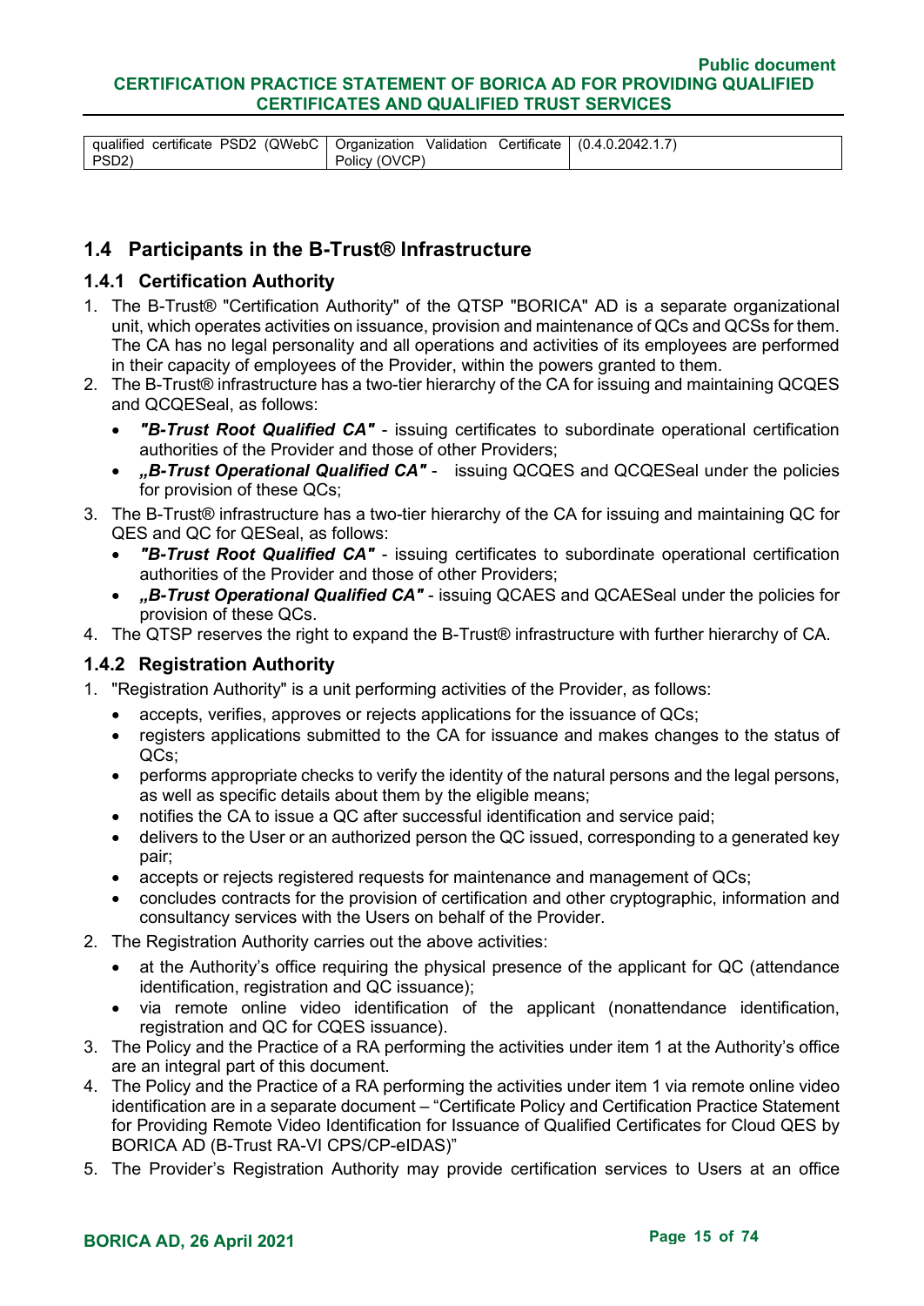| qualified certificate PSD2 (QWebC PSD2) | Organization Validation Certificate Policy (OVCP) | (0.4.0.2042.1.7) |
|---|---|---|

## 1.4 Participants in the B-Trust® Infrastructure

### 1.4.1 Certification Authority

1. The B-Trust® "Certification Authority" of the QTSP "BORICA" AD is a separate organizational unit, which operates activities on issuance, provision and maintenance of QCs and QCSs for them. The CA has no legal personality and all operations and activities of its employees are performed in their capacity of employees of the Provider, within the powers granted to them.
2. The B-Trust® infrastructure has a two-tier hierarchy of the CA for issuing and maintaining QCQES and QCQESeal, as follows:
   - ***"B-Trust Root Qualified CA"*** - issuing certificates to subordinate operational certification authorities of the Provider and those of other Providers;
   - ***„B-Trust Operational Qualified CA"*** - issuing QCQES and QCQESeal under the policies for provision of these QCs;
3. The B-Trust® infrastructure has a two-tier hierarchy of the CA for issuing and maintaining QC for QES and QC for QESeal, as follows:
   - ***"B-Trust Root Qualified CA"*** - issuing certificates to subordinate operational certification authorities of the Provider and those of other Providers;
   - ***„B-Trust Operational Qualified CA"*** - issuing QCAES and QCAESeal under the policies for provision of these QCs.
4. The QTSP reserves the right to expand the B-Trust® infrastructure with further hierarchy of CA.

### 1.4.2 Registration Authority

1. "Registration Authority" is a unit performing activities of the Provider, as follows:
   - accepts, verifies, approves or rejects applications for the issuance of QCs;
   - registers applications submitted to the CA for issuance and makes changes to the status of QCs;
   - performs appropriate checks to verify the identity of the natural persons and the legal persons, as well as specific details about them by the eligible means;
   - notifies the CA to issue a QC after successful identification and service paid;
   - delivers to the User or an authorized person the QC issued, corresponding to a generated key pair;
   - accepts or rejects registered requests for maintenance and management of QCs;
   - concludes contracts for the provision of certification and other cryptographic, information and consultancy services with the Users on behalf of the Provider.
2. The Registration Authority carries out the above activities:
   - at the Authority's office requiring the physical presence of the applicant for QC (attendance identification, registration and QC issuance);
   - via remote online video identification of the applicant (nonattendance identification, registration and QC for CQES issuance).
3. The Policy and the Practice of a RA performing the activities under item 1 at the Authority's office are an integral part of this document.
4. The Policy and the Practice of a RA performing the activities under item 1 via remote online video identification are in a separate document – "Certificate Policy and Certification Practice Statement for Providing Remote Video Identification for Issuance of Qualified Certificates for Cloud QES by BORICA AD (B-Trust RA-VI CPS/CP-eIDAS)"
5. The Provider's Registration Authority may provide certification services to Users at an office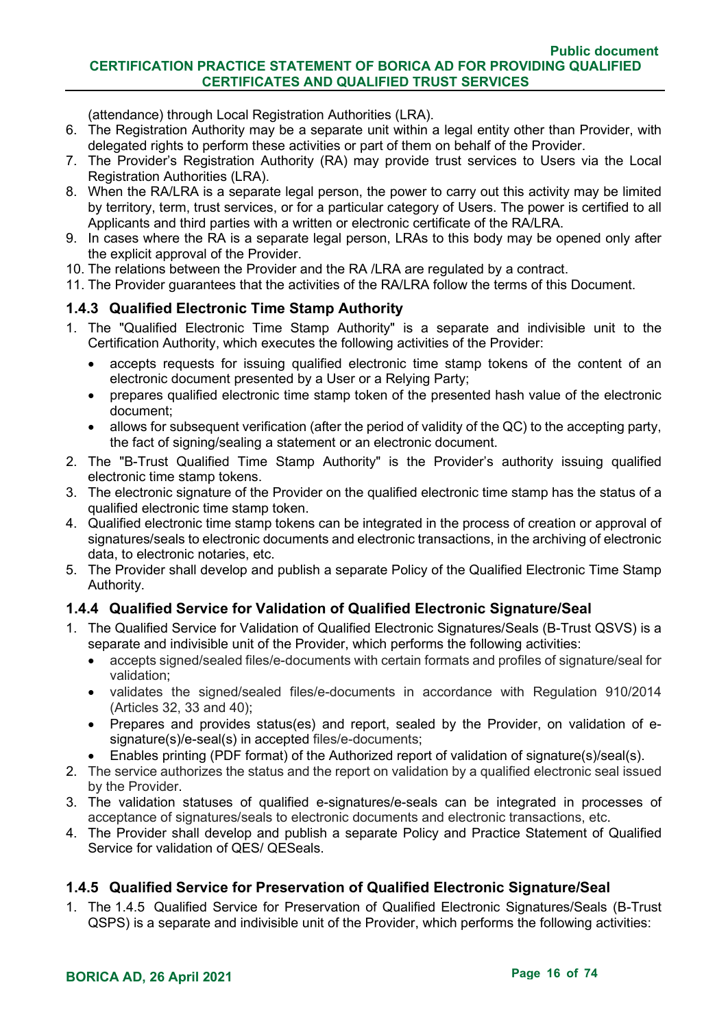(attendance) through Local Registration Authorities (LRA).

6. The Registration Authority may be a separate unit within a legal entity other than Provider, with delegated rights to perform these activities or part of them on behalf of the Provider.
7. The Provider's Registration Authority (RA) may provide trust services to Users via the Local Registration Authorities (LRA).
8. When the RA/LRA is a separate legal person, the power to carry out this activity may be limited by territory, term, trust services, or for a particular category of Users. The power is certified to all Applicants and third parties with a written or electronic certificate of the RA/LRA.
9. In cases where the RA is a separate legal person, LRAs to this body may be opened only after the explicit approval of the Provider.
10. The relations between the Provider and the RA /LRA are regulated by a contract.
11. The Provider guarantees that the activities of the RA/LRA follow the terms of this Document.

### 1.4.3 Qualified Electronic Time Stamp Authority

1. The "Qualified Electronic Time Stamp Authority" is a separate and indivisible unit to the Certification Authority, which executes the following activities of the Provider:
   - accepts requests for issuing qualified electronic time stamp tokens of the content of an electronic document presented by a User or a Relying Party;
   - prepares qualified electronic time stamp token of the presented hash value of the electronic document;
   - allows for subsequent verification (after the period of validity of the QC) to the accepting party, the fact of signing/sealing a statement or an electronic document.
2. The "B-Trust Qualified Time Stamp Authority" is the Provider's authority issuing qualified electronic time stamp tokens.
3. The electronic signature of the Provider on the qualified electronic time stamp has the status of a qualified electronic time stamp token.
4. Qualified electronic time stamp tokens can be integrated in the process of creation or approval of signatures/seals to electronic documents and electronic transactions, in the archiving of electronic data, to electronic notaries, etc.
5. The Provider shall develop and publish a separate Policy of the Qualified Electronic Time Stamp Authority.

### 1.4.4 Qualified Service for Validation of Qualified Electronic Signature/Seal

1. The Qualified Service for Validation of Qualified Electronic Signatures/Seals (B-Trust QSVS) is a separate and indivisible unit of the Provider, which performs the following activities:
   - accepts signed/sealed files/e-documents with certain formats and profiles of signature/seal for validation;
   - validates the signed/sealed files/e-documents in accordance with Regulation 910/2014 (Articles 32, 33 and 40);
   - Prepares and provides status(es) and report, sealed by the Provider, on validation of e-signature(s)/e-seal(s) in accepted files/e-documents;
   - Enables printing (PDF format) of the Authorized report of validation of signature(s)/seal(s).
2. The service authorizes the status and the report on validation by a qualified electronic seal issued by the Provider.
3. The validation statuses of qualified e-signatures/e-seals can be integrated in processes of acceptance of signatures/seals to electronic documents and electronic transactions, etc.
4. The Provider shall develop and publish a separate Policy and Practice Statement of Qualified Service for validation of QES/ QESeals.

### 1.4.5 Qualified Service for Preservation of Qualified Electronic Signature/Seal

1. The 1.4.5 Qualified Service for Preservation of Qualified Electronic Signatures/Seals (B-Trust QSPS) is a separate and indivisible unit of the Provider, which performs the following activities: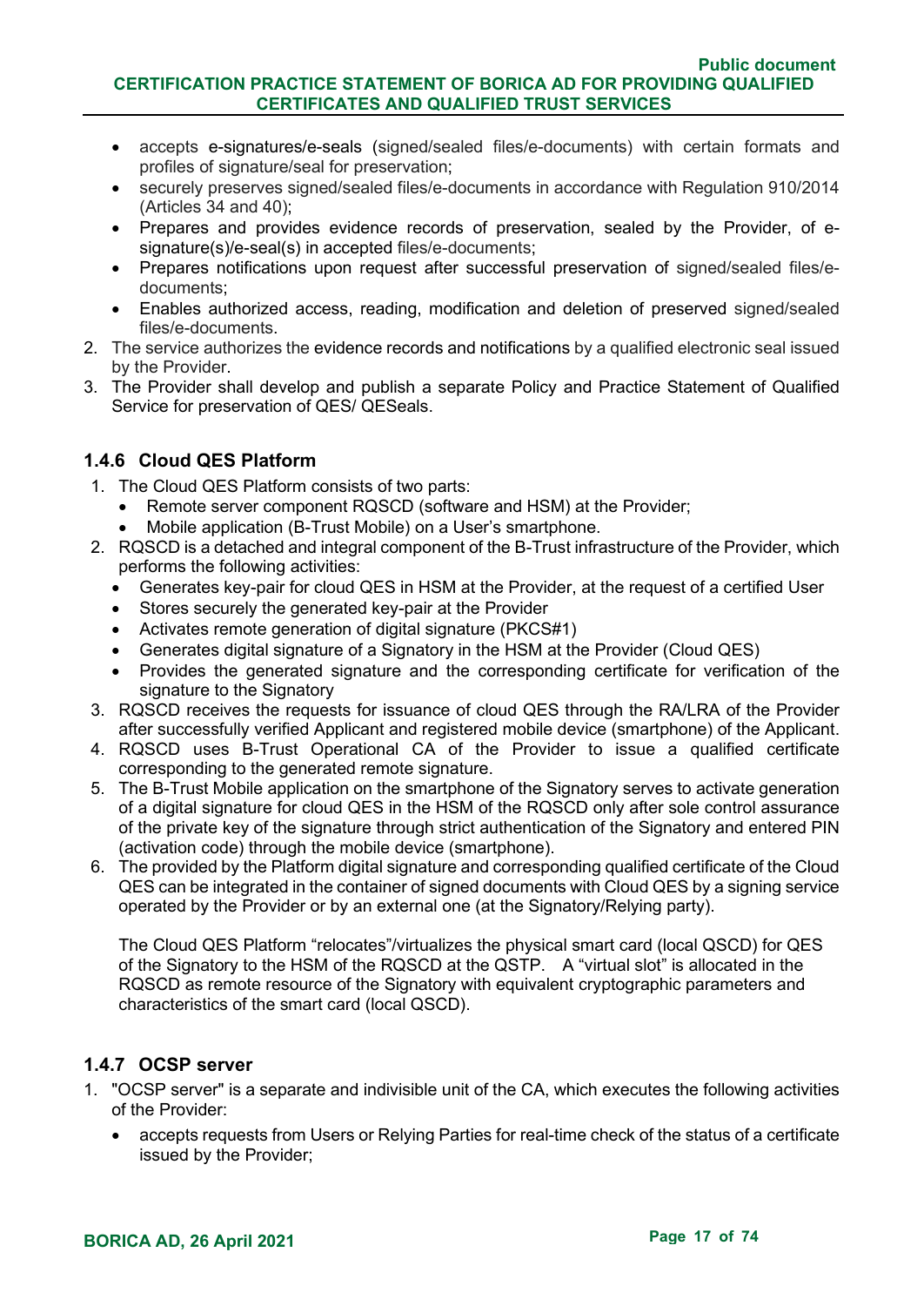- accepts e-signatures/e-seals (signed/sealed files/e-documents) with certain formats and profiles of signature/seal for preservation;
- securely preserves signed/sealed files/e-documents in accordance with Regulation 910/2014 (Articles 34 and 40);
- Prepares and provides evidence records of preservation, sealed by the Provider, of e-signature(s)/e-seal(s) in accepted files/e-documents;
- Prepares notifications upon request after successful preservation of signed/sealed files/e-documents;
- Enables authorized access, reading, modification and deletion of preserved signed/sealed files/e-documents.

2. The service authorizes the evidence records and notifications by a qualified electronic seal issued by the Provider.
3. The Provider shall develop and publish a separate Policy and Practice Statement of Qualified Service for preservation of QES/ QESeals.

### 1.4.6 Cloud QES Platform

1. The Cloud QES Platform consists of two parts:
   - Remote server component RQSCD (software and HSM) at the Provider;
   - Mobile application (B-Trust Mobile) on a User's smartphone.
2. RQSCD is a detached and integral component of the B-Trust infrastructure of the Provider, which performs the following activities:
   - Generates key-pair for cloud QES in HSM at the Provider, at the request of a certified User
   - Stores securely the generated key-pair at the Provider
   - Activates remote generation of digital signature (PKCS#1)
   - Generates digital signature of a Signatory in the HSM at the Provider (Cloud QES)
   - Provides the generated signature and the corresponding certificate for verification of the signature to the Signatory
3. RQSCD receives the requests for issuance of cloud QES through the RA/LRA of the Provider after successfully verified Applicant and registered mobile device (smartphone) of the Applicant.
4. RQSCD uses B-Trust Operational CA of the Provider to issue a qualified certificate corresponding to the generated remote signature.
5. The B-Trust Mobile application on the smartphone of the Signatory serves to activate generation of a digital signature for cloud QES in the HSM of the RQSCD only after sole control assurance of the private key of the signature through strict authentication of the Signatory and entered PIN (activation code) through the mobile device (smartphone).
6. The provided by the Platform digital signature and corresponding qualified certificate of the Cloud QES can be integrated in the container of signed documents with Cloud QES by a signing service operated by the Provider or by an external one (at the Signatory/Relying party).

   The Cloud QES Platform "relocates"/virtualizes the physical smart card (local QSCD) for QES of the Signatory to the HSM of the RQSCD at the QSTP. A "virtual slot" is allocated in the RQSCD as remote resource of the Signatory with equivalent cryptographic parameters and characteristics of the smart card (local QSCD).

### 1.4.7 OCSP server

1. "OCSP server" is a separate and indivisible unit of the CA, which executes the following activities of the Provider:
   - accepts requests from Users or Relying Parties for real-time check of the status of a certificate issued by the Provider;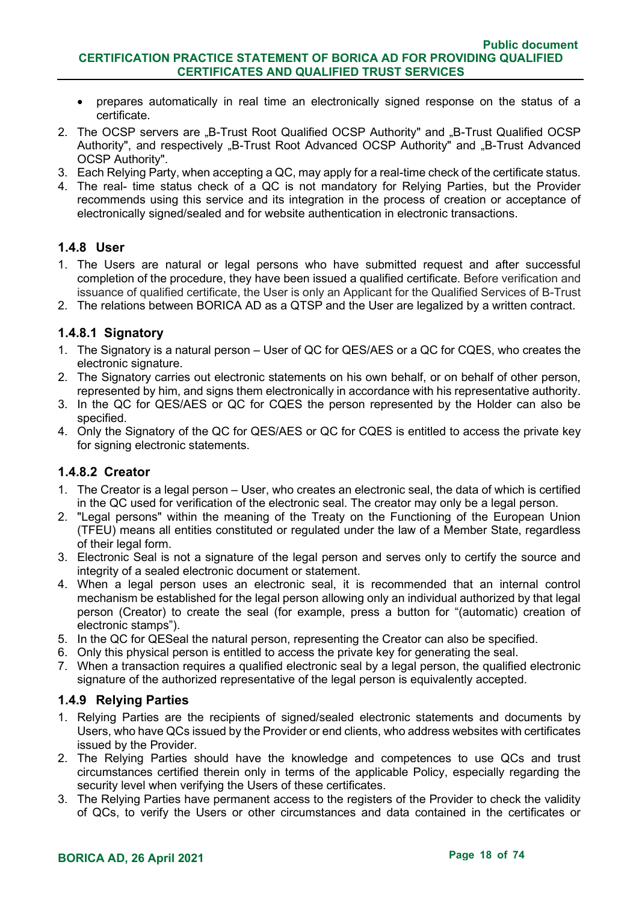- prepares automatically in real time an electronically signed response on the status of a certificate.

2. The OCSP servers are „B-Trust Root Qualified OCSP Authority" and „B-Trust Qualified OCSP Authority", and respectively „B-Trust Root Advanced OCSP Authority" and „B-Trust Advanced OCSP Authority".
3. Each Relying Party, when accepting a QC, may apply for a real-time check of the certificate status.
4. The real- time status check of a QC is not mandatory for Relying Parties, but the Provider recommends using this service and its integration in the process of creation or acceptance of electronically signed/sealed and for website authentication in electronic transactions.

### 1.4.8 User

1. The Users are natural or legal persons who have submitted request and after successful completion of the procedure, they have been issued a qualified certificate. Before verification and issuance of qualified certificate, the User is only an Applicant for the Qualified Services of B-Trust
2. The relations between BORICA AD as a QTSP and the User are legalized by a written contract.

#### 1.4.8.1 Signatory

1. The Signatory is a natural person – User of QC for QES/AES or a QC for CQES, who creates the electronic signature.
2. The Signatory carries out electronic statements on his own behalf, or on behalf of other person, represented by him, and signs them electronically in accordance with his representative authority.
3. In the QC for QES/AES or QC for CQES the person represented by the Holder can also be specified.
4. Only the Signatory of the QC for QES/AES or QC for CQES is entitled to access the private key for signing electronic statements.

#### 1.4.8.2 Creator

1. The Creator is a legal person – User, who creates an electronic seal, the data of which is certified in the QC used for verification of the electronic seal. The creator may only be a legal person.
2. "Legal persons" within the meaning of the Treaty on the Functioning of the European Union (TFEU) means all entities constituted or regulated under the law of a Member State, regardless of their legal form.
3. Electronic Seal is not a signature of the legal person and serves only to certify the source and integrity of a sealed electronic document or statement.
4. When a legal person uses an electronic seal, it is recommended that an internal control mechanism be established for the legal person allowing only an individual authorized by that legal person (Creator) to create the seal (for example, press a button for "(automatic) creation of electronic stamps").
5. In the QC for QESeal the natural person, representing the Creator can also be specified.
6. Only this physical person is entitled to access the private key for generating the seal.
7. When a transaction requires a qualified electronic seal by a legal person, the qualified electronic signature of the authorized representative of the legal person is equivalently accepted.

### 1.4.9 Relying Parties

1. Relying Parties are the recipients of signed/sealed electronic statements and documents by Users, who have QCs issued by the Provider or end clients, who address websites with certificates issued by the Provider.
2. The Relying Parties should have the knowledge and competences to use QCs and trust circumstances certified therein only in terms of the applicable Policy, especially regarding the security level when verifying the Users of these certificates.
3. The Relying Parties have permanent access to the registers of the Provider to check the validity of QCs, to verify the Users or other circumstances and data contained in the certificates or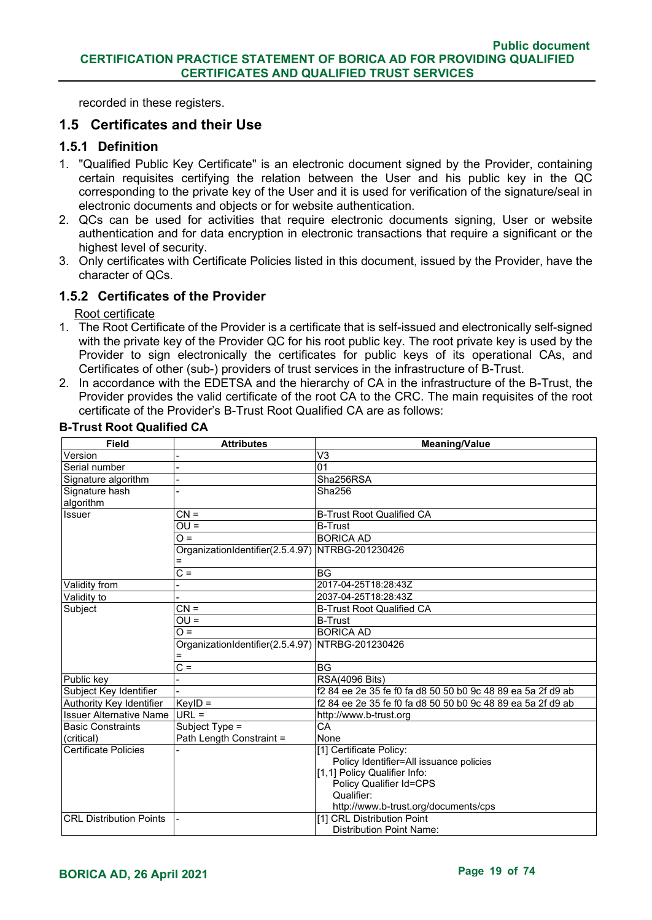recorded in these registers.

## 1.5 Certificates and their Use

### 1.5.1 Definition

1. "Qualified Public Key Certificate" is an electronic document signed by the Provider, containing certain requisites certifying the relation between the User and his public key in the QC corresponding to the private key of the User and it is used for verification of the signature/seal in electronic documents and objects or for website authentication.
2. QCs can be used for activities that require electronic documents signing, User or website authentication and for data encryption in electronic transactions that require a significant or the highest level of security.
3. Only certificates with Certificate Policies listed in this document, issued by the Provider, have the character of QCs.

### 1.5.2 Certificates of the Provider

Root certificate

1. The Root Certificate of the Provider is a certificate that is self-issued and electronically self-signed with the private key of the Provider QC for his root public key. The root private key is used by the Provider to sign electronically the certificates for public keys of its operational CAs, and Certificates of other (sub-) providers of trust services in the infrastructure of B-Trust.
2. In accordance with the EDETSA and the hierarchy of CA in the infrastructure of the B-Trust, the Provider provides the valid certificate of the root CA to the CRC. The main requisites of the root certificate of the Provider's B-Trust Root Qualified CA are as follows:

**B-Trust Root Qualified CA**

| Field | Attributes | Meaning/Value |
|---|---|---|
| Version | - | V3 |
| Serial number | - | 01 |
| Signature algorithm | - | Sha256RSA |
| Signature hash algorithm | - | Sha256 |
| Issuer | CN = | B-Trust Root Qualified CA |
| | OU = | B-Trust |
| | O = | BORICA AD |
| | OrganizationIdentifier(2.5.4.97) = | NTRBG-201230426 |
| | C = | BG |
| Validity from | - | 2017-04-25T18:28:43Z |
| Validity to | - | 2037-04-25T18:28:43Z |
| Subject | CN = | B-Trust Root Qualified CA |
| | OU = | B-Trust |
| | O = | BORICA AD |
| | OrganizationIdentifier(2.5.4.97) = | NTRBG-201230426 |
| | C = | BG |
| Public key | - | RSA(4096 Bits) |
| Subject Key Identifier | - | f2 84 ee 2e 35 fe f0 fa d8 50 50 b0 9c 48 89 ea 5a 2f d9 ab |
| Authority Key Identifier | KeyID = | f2 84 ee 2e 35 fe f0 fa d8 50 50 b0 9c 48 89 ea 5a 2f d9 ab |
| Issuer Alternative Name | URL = | http://www.b-trust.org |
| Basic Constraints (critical) | Subject Type = Path Length Constraint = | CA None |
| Certificate Policies | - | [1] Certificate Policy: Policy Identifier=All issuance policies [1,1] Policy Qualifier Info: Policy Qualifier Id=CPS Qualifier: http://www.b-trust.org/documents/cps |
| CRL Distribution Points | - | [1] CRL Distribution Point Distribution Point Name: |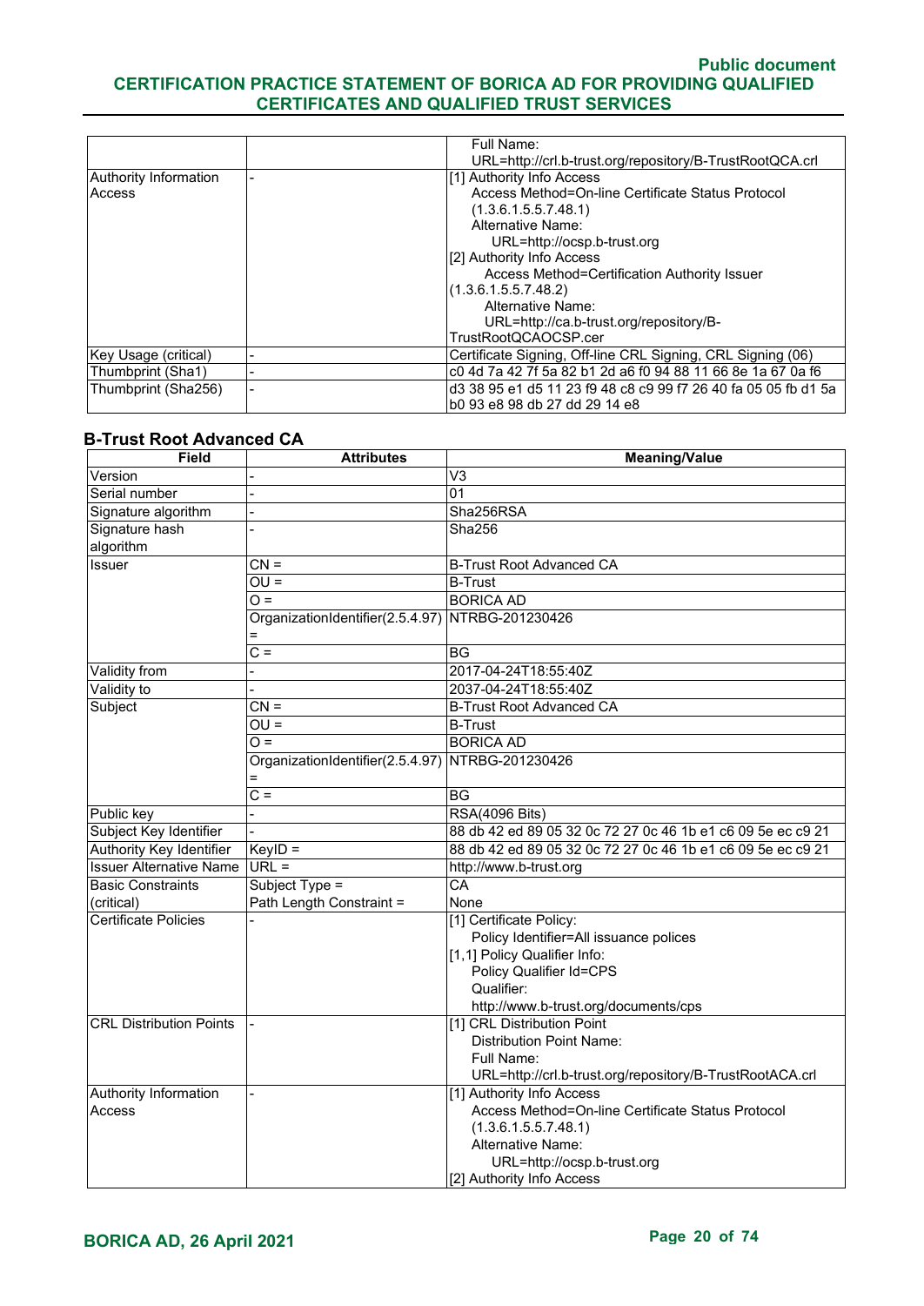| | | |
|---|---|---|
| | | Full Name:<br>URL=http://crl.b-trust.org/repository/B-TrustRootQCA.crl |
| Authority Information Access | - | [1] Authority Info Access<br>Access Method=On-line Certificate Status Protocol (1.3.6.1.5.5.7.48.1)<br>Alternative Name:<br>URL=http://ocsp.b-trust.org<br>[2] Authority Info Access<br>Access Method=Certification Authority Issuer (1.3.6.1.5.5.7.48.2)<br>Alternative Name:<br>URL=http://ca.b-trust.org/repository/B-TrustRootQCAOCSP.cer |
| Key Usage (critical) | - | Certificate Signing, Off-line CRL Signing, CRL Signing (06) |
| Thumbprint (Sha1) | - | c0 4d 7a 42 7f 5a 82 b1 2d a6 f0 94 88 11 66 8e 1a 67 0a f6 |
| Thumbprint (Sha256) | - | d3 38 95 e1 d5 11 23 f9 48 c8 c9 99 f7 26 40 fa 05 05 fb d1 5a b0 93 e8 98 db 27 dd 29 14 e8 |

### B-Trust Root Advanced CA

| Field | Attributes | Meaning/Value |
|---|---|---|
| Version | - | V3 |
| Serial number | - | 01 |
| Signature algorithm | - | Sha256RSA |
| Signature hash algorithm | - | Sha256 |
| Issuer | CN = | B-Trust Root Advanced CA |
| | OU = | B-Trust |
| | O = | BORICA AD |
| | OrganizationIdentifier(2.5.4.97) = | NTRBG-201230426 |
| | C = | BG |
| Validity from | - | 2017-04-24T18:55:40Z |
| Validity to | - | 2037-04-24T18:55:40Z |
| Subject | CN = | B-Trust Root Advanced CA |
| | OU = | B-Trust |
| | O = | BORICA AD |
| | OrganizationIdentifier(2.5.4.97) = | NTRBG-201230426 |
| | C = | BG |
| Public key | - | RSA(4096 Bits) |
| Subject Key Identifier | - | 88 db 42 ed 89 05 32 0c 72 27 0c 46 1b e1 c6 09 5e ec c9 21 |
| Authority Key Identifier | KeyID = | 88 db 42 ed 89 05 32 0c 72 27 0c 46 1b e1 c6 09 5e ec c9 21 |
| Issuer Alternative Name | URL = | http://www.b-trust.org |
| Basic Constraints (critical) | Subject Type =<br>Path Length Constraint = | CA<br>None |
| Certificate Policies | - | [1] Certificate Policy:<br>Policy Identifier=All issuance polices<br>[1,1] Policy Qualifier Info:<br>Policy Qualifier Id=CPS<br>Qualifier:<br>http://www.b-trust.org/documents/cps |
| CRL Distribution Points | - | [1] CRL Distribution Point<br>Distribution Point Name:<br>Full Name:<br>URL=http://crl.b-trust.org/repository/B-TrustRootACA.crl |
| Authority Information Access | - | [1] Authority Info Access<br>Access Method=On-line Certificate Status Protocol (1.3.6.1.5.5.7.48.1)<br>Alternative Name:<br>URL=http://ocsp.b-trust.org<br>[2] Authority Info Access |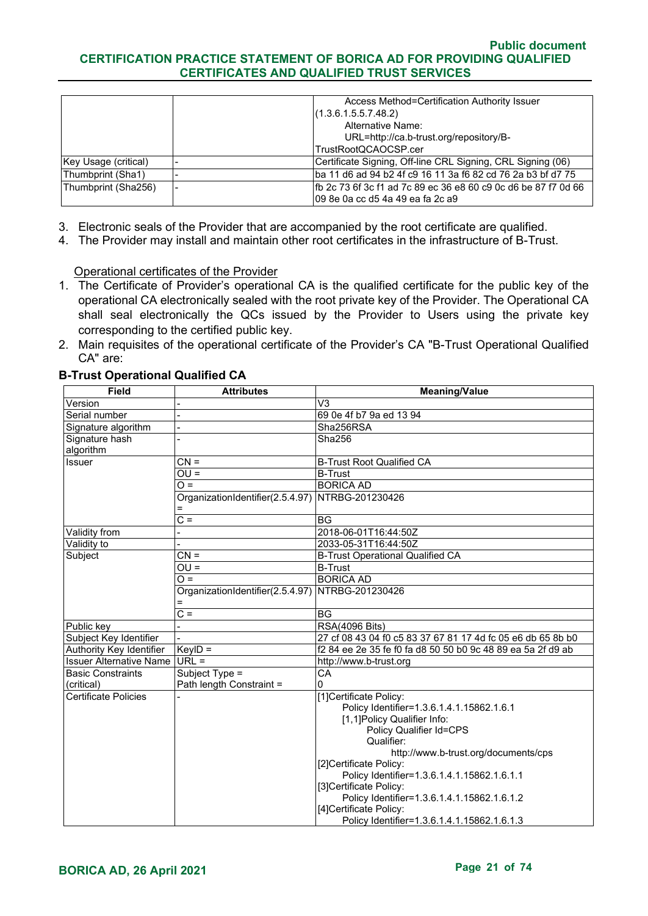|  |  | Access Method=Certification Authority Issuer (1.3.6.1.5.5.7.48.2)<br>Alternative Name:<br>URL=http://ca.b-trust.org/repository/B-TrustRootQCAOCSP.cer |
|---|---|---|
| Key Usage (critical) | - | Certificate Signing, Off-line CRL Signing, CRL Signing (06) |
| Thumbprint (Sha1) | - | ba 11 d6 ad 94 b2 4f c9 16 11 3a f6 82 cd 76 2a b3 bf d7 75 |
| Thumbprint (Sha256) | - | fb 2c 73 6f 3c f1 ad 7c 89 ec 36 e8 60 c9 0c d6 be 87 f7 0d 66 09 8e 0a cc d5 4a 49 ea fa 2c a9 |

3. Electronic seals of the Provider that are accompanied by the root certificate are qualified.
4. The Provider may install and maintain other root certificates in the infrastructure of B-Trust.

Operational certificates of the Provider

1. The Certificate of Provider's operational CA is the qualified certificate for the public key of the operational CA electronically sealed with the root private key of the Provider. The Operational CA shall seal electronically the QCs issued by the Provider to Users using the private key corresponding to the certified public key.
2. Main requisites of the operational certificate of the Provider's CA "B-Trust Operational Qualified CA" are:

**B-Trust Operational Qualified CA**

| Field | Attributes | Meaning/Value |
|---|---|---|
| Version | - | V3 |
| Serial number | - | 69 0e 4f b7 9a ed 13 94 |
| Signature algorithm | - | Sha256RSA |
| Signature hash algorithm | - | Sha256 |
| Issuer | CN = | B-Trust Root Qualified CA |
|  | OU = | B-Trust |
|  | O = | BORICA AD |
|  | OrganizationIdentifier(2.5.4.97) = | NTRBG-201230426 |
|  | C = | BG |
| Validity from | - | 2018-06-01T16:44:50Z |
| Validity to | - | 2033-05-31T16:44:50Z |
| Subject | CN = | B-Trust Operational Qualified CA |
|  | OU = | B-Trust |
|  | O = | BORICA AD |
|  | OrganizationIdentifier(2.5.4.97) = | NTRBG-201230426 |
|  | C = | BG |
| Public key | - | RSA(4096 Bits) |
| Subject Key Identifier | - | 27 cf 08 43 04 f0 c5 83 37 67 81 17 4d fc 05 e6 db 65 8b b0 |
| Authority Key Identifier | KeyID = | f2 84 ee 2e 35 fe f0 fa d8 50 50 b0 9c 48 89 ea 5a 2f d9 ab |
| Issuer Alternative Name | URL = | http://www.b-trust.org |
| Basic Constraints (critical) | Subject Type =<br>Path length Constraint = | CA<br>0 |
| Certificate Policies | - | [1]Certificate Policy:<br>Policy Identifier=1.3.6.1.4.1.15862.1.6.1<br>[1,1]Policy Qualifier Info:<br>Policy Qualifier Id=CPS<br>Qualifier:<br>http://www.b-trust.org/documents/cps<br>[2]Certificate Policy:<br>Policy Identifier=1.3.6.1.4.1.15862.1.6.1.1<br>[3]Certificate Policy:<br>Policy Identifier=1.3.6.1.4.1.15862.1.6.1.2<br>[4]Certificate Policy:<br>Policy Identifier=1.3.6.1.4.1.15862.1.6.1.3 |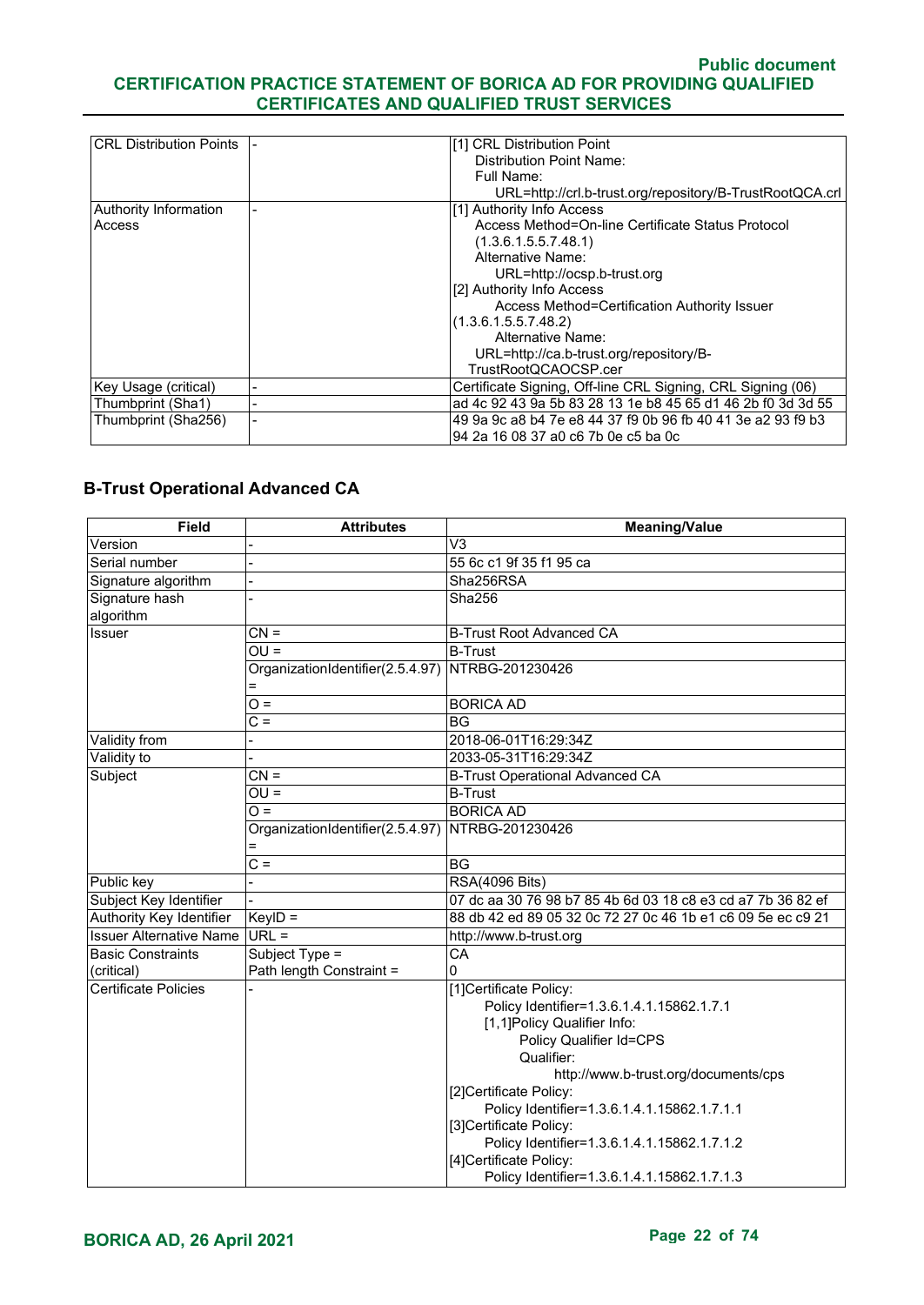| | | |
|---|---|---|
| CRL Distribution Points | - | [1] CRL Distribution Point<br>Distribution Point Name:<br>Full Name:<br>URL=http://crl.b-trust.org/repository/B-TrustRootQCA.crl |
| Authority Information Access | - | [1] Authority Info Access<br>Access Method=On-line Certificate Status Protocol (1.3.6.1.5.5.7.48.1)<br>Alternative Name:<br>URL=http://ocsp.b-trust.org<br>[2] Authority Info Access<br>Access Method=Certification Authority Issuer (1.3.6.1.5.5.7.48.2)<br>Alternative Name:<br>URL=http://ca.b-trust.org/repository/B-TrustRootQCAOCSP.cer |
| Key Usage (critical) | - | Certificate Signing, Off-line CRL Signing, CRL Signing (06) |
| Thumbprint (Sha1) | - | ad 4c 92 43 9a 5b 83 28 13 1e b8 45 65 d1 46 2b f0 3d 3d 55 |
| Thumbprint (Sha256) | - | 49 9a 9c a8 b4 7e e8 44 37 f9 0b 96 fb 40 41 3e a2 93 f9 b3 94 2a 16 08 37 a0 c6 7b 0e c5 ba 0c |

### B-Trust Operational Advanced CA

| Field | Attributes | Meaning/Value |
|---|---|---|
| Version | - | V3 |
| Serial number | - | 55 6c c1 9f 35 f1 95 ca |
| Signature algorithm | - | Sha256RSA |
| Signature hash algorithm | - | Sha256 |
| Issuer | CN = | B-Trust Root Advanced CA |
| | OU = | B-Trust |
| | OrganizationIdentifier(2.5.4.97) = | NTRBG-201230426 |
| | O = | BORICA AD |
| | C = | BG |
| Validity from | - | 2018-06-01T16:29:34Z |
| Validity to | - | 2033-05-31T16:29:34Z |
| Subject | CN = | B-Trust Operational Advanced CA |
| | OU = | B-Trust |
| | O = | BORICA AD |
| | OrganizationIdentifier(2.5.4.97) = | NTRBG-201230426 |
| | C = | BG |
| Public key | - | RSA(4096 Bits) |
| Subject Key Identifier | - | 07 dc aa 30 76 98 b7 85 4b 6d 03 18 c8 e3 cd a7 7b 36 82 ef |
| Authority Key Identifier | KeyID = | 88 db 42 ed 89 05 32 0c 72 27 0c 46 1b e1 c6 09 5e ec c9 21 |
| Issuer Alternative Name | URL = | http://www.b-trust.org |
| Basic Constraints (critical) | Subject Type =<br>Path length Constraint = | CA<br>0 |
| Certificate Policies | - | [1]Certificate Policy:<br>Policy Identifier=1.3.6.1.4.1.15862.1.7.1<br>[1,1]Policy Qualifier Info:<br>Policy Qualifier Id=CPS<br>Qualifier:<br>http://www.b-trust.org/documents/cps<br>[2]Certificate Policy:<br>Policy Identifier=1.3.6.1.4.1.15862.1.7.1.1<br>[3]Certificate Policy:<br>Policy Identifier=1.3.6.1.4.1.15862.1.7.1.2<br>[4]Certificate Policy:<br>Policy Identifier=1.3.6.1.4.1.15862.1.7.1.3 |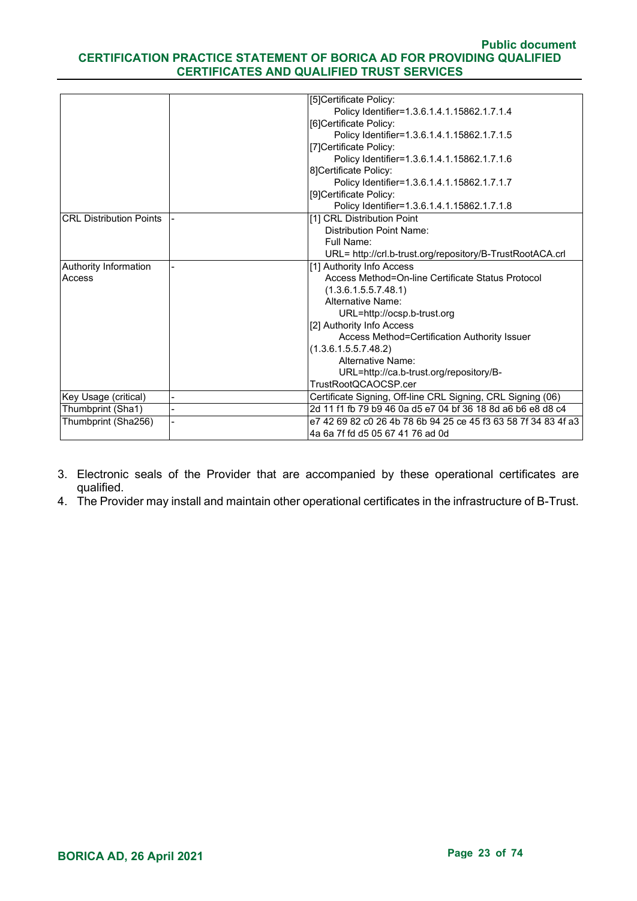| | | |
|---|---|---|
| | | [5]Certificate Policy: Policy Identifier=1.3.6.1.4.1.15862.1.7.1.4 [6]Certificate Policy: Policy Identifier=1.3.6.1.4.1.15862.1.7.1.5 [7]Certificate Policy: Policy Identifier=1.3.6.1.4.1.15862.1.7.1.6 8]Certificate Policy: Policy Identifier=1.3.6.1.4.1.15862.1.7.1.7 [9]Certificate Policy: Policy Identifier=1.3.6.1.4.1.15862.1.7.1.8 |
| CRL Distribution Points | - | [1] CRL Distribution Point Distribution Point Name: Full Name: URL= http://crl.b-trust.org/repository/B-TrustRootACA.crl |
| Authority Information Access | - | [1] Authority Info Access Access Method=On-line Certificate Status Protocol (1.3.6.1.5.5.7.48.1) Alternative Name: URL=http://ocsp.b-trust.org [2] Authority Info Access Access Method=Certification Authority Issuer (1.3.6.1.5.5.7.48.2) Alternative Name: URL=http://ca.b-trust.org/repository/B-TrustRootQCAOCSP.cer |
| Key Usage (critical) | - | Certificate Signing, Off-line CRL Signing, CRL Signing (06) |
| Thumbprint (Sha1) | - | 2d 11 f1 fb 79 b9 46 0a d5 e7 04 bf 36 18 8d a6 b6 e8 d8 c4 |
| Thumbprint (Sha256) | - | e7 42 69 82 c0 26 4b 78 6b 94 25 ce 45 f3 63 58 7f 34 83 4f a3 4a 6a 7f fd d5 05 67 41 76 ad 0d |

3. Electronic seals of the Provider that are accompanied by these operational certificates are qualified.
4. The Provider may install and maintain other operational certificates in the infrastructure of B-Trust.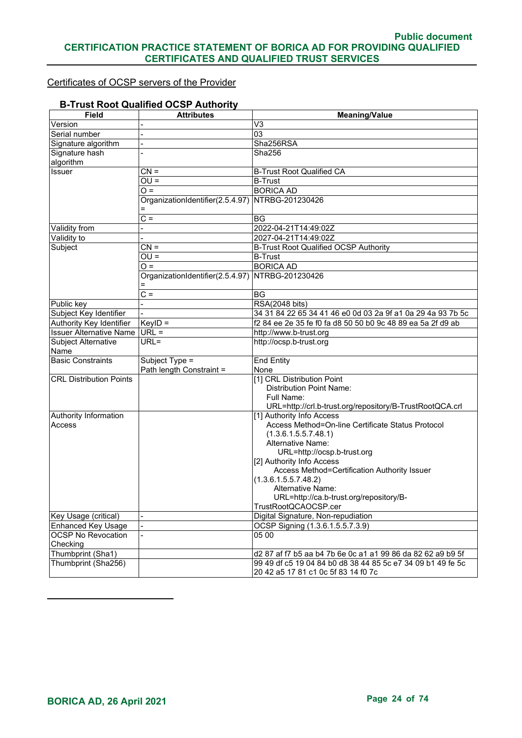Certificates of OCSP servers of the Provider

### B-Trust Root Qualified OCSP Authority

| Field | Attributes | Meaning/Value |
|---|---|---|
| Version | - | V3 |
| Serial number | - | 03 |
| Signature algorithm | - | Sha256RSA |
| Signature hash algorithm | - | Sha256 |
| Issuer | CN = | B-Trust Root Qualified CA |
| | OU = | B-Trust |
| | O = | BORICA AD |
| | OrganizationIdentifier(2.5.4.97) = | NTRBG-201230426 |
| | C = | BG |
| Validity from | - | 2022-04-21T14:49:02Z |
| Validity to | - | 2027-04-21T14:49:02Z |
| Subject | CN = | B-Trust Root Qualified OCSP Authority |
| | OU = | B-Trust |
| | O = | BORICA AD |
| | OrganizationIdentifier(2.5.4.97) = | NTRBG-201230426 |
| | C = | BG |
| Public key | - | RSA(2048 bits) |
| Subject Key Identifier | - | 34 31 84 22 65 34 41 46 e0 0d 03 2a 9f a1 0a 29 4a 93 7b 5c |
| Authority Key Identifier | KeyID = | f2 84 ee 2e 35 fe f0 fa d8 50 50 b0 9c 48 89 ea 5a 2f d9 ab |
| Issuer Alternative Name | URL = | http://www.b-trust.org |
| Subject Alternative Name | URL= | http://ocsp.b-trust.org |
| Basic Constraints | Subject Type =<br>Path length Constraint = | End Entity<br>None |
| CRL Distribution Points | | [1] CRL Distribution Point<br>Distribution Point Name:<br>Full Name:<br>URL=http://crl.b-trust.org/repository/B-TrustRootQCA.crl |
| Authority Information Access | | [1] Authority Info Access<br>Access Method=On-line Certificate Status Protocol (1.3.6.1.5.5.7.48.1)<br>Alternative Name:<br>URL=http://ocsp.b-trust.org<br>[2] Authority Info Access<br>Access Method=Certification Authority Issuer (1.3.6.1.5.5.7.48.2)<br>Alternative Name:<br>URL=http://ca.b-trust.org/repository/B-TrustRootQCAOCSP.cer |
| Key Usage (critical) | - | Digital Signature, Non-repudiation |
| Enhanced Key Usage | - | OCSP Signing (1.3.6.1.5.5.7.3.9) |
| OCSP No Revocation Checking | - | 05 00 |
| Thumbprint (Sha1) | | d2 87 af f7 b5 aa b4 7b 6e 0c a1 a1 99 86 da 82 62 a9 b9 5f |
| Thumbprint (Sha256) | | 99 49 df c5 19 04 84 b0 d8 38 44 85 5c e7 34 09 b1 49 fe 5c 20 42 a5 17 81 c1 0c 5f 83 14 f0 7c |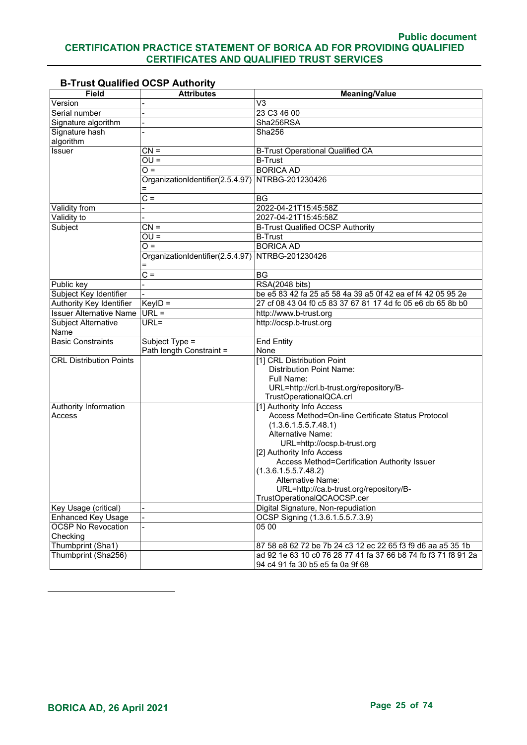### B-Trust Qualified OCSP Authority

| Field | Attributes | Meaning/Value |
|---|---|---|
| Version | - | V3 |
| Serial number | - | 23 C3 46 00 |
| Signature algorithm | - | Sha256RSA |
| Signature hash algorithm | - | Sha256 |
| Issuer | CN = | B-Trust Operational Qualified CA |
| | OU = | B-Trust |
| | O = | BORICA AD |
| | OrganizationIdentifier(2.5.4.97) = | NTRBG-201230426 |
| | C = | BG |
| Validity from | - | 2022-04-21T15:45:58Z |
| Validity to | - | 2027-04-21T15:45:58Z |
| Subject | CN = | B-Trust Qualified OCSP Authority |
| | OU = | B-Trust |
| | O = | BORICA AD |
| | OrganizationIdentifier(2.5.4.97) = | NTRBG-201230426 |
| | C = | BG |
| Public key | - | RSA(2048 bits) |
| Subject Key Identifier | - | be e5 83 42 fa 25 a5 58 4a 39 a5 0f 42 ea ef f4 42 05 95 2e |
| Authority Key Identifier | KeyID = | 27 cf 08 43 04 f0 c5 83 37 67 81 17 4d fc 05 e6 db 65 8b b0 |
| Issuer Alternative Name | URL = | http://www.b-trust.org |
| Subject Alternative Name | URL= | http://ocsp.b-trust.org |
| Basic Constraints | Subject Type = <br> Path length Constraint = | End Entity <br> None |
| CRL Distribution Points | | [1] CRL Distribution Point <br> Distribution Point Name: <br> Full Name: <br> URL=http://crl.b-trust.org/repository/B-TrustOperationalQCA.crl |
| Authority Information Access | | [1] Authority Info Access <br> Access Method=On-line Certificate Status Protocol (1.3.6.1.5.5.7.48.1) <br> Alternative Name: <br> URL=http://ocsp.b-trust.org <br> [2] Authority Info Access <br> Access Method=Certification Authority Issuer (1.3.6.1.5.5.7.48.2) <br> Alternative Name: <br> URL=http://ca.b-trust.org/repository/B-TrustOperationalQCAOCSP.cer |
| Key Usage (critical) | - | Digital Signature, Non-repudiation |
| Enhanced Key Usage | - | OCSP Signing (1.3.6.1.5.5.7.3.9) |
| OCSP No Revocation Checking | - | 05 00 |
| Thumbprint (Sha1) | | 87 58 e8 62 72 be 7b 24 c3 12 ec 22 65 f3 f9 d6 aa a5 35 1b |
| Thumbprint (Sha256) | | ad 92 1e 63 10 c0 76 28 77 41 fa 37 66 b8 74 fb f3 71 f8 91 2a 94 c4 91 fa 30 b5 e5 fa 0a 9f 68 |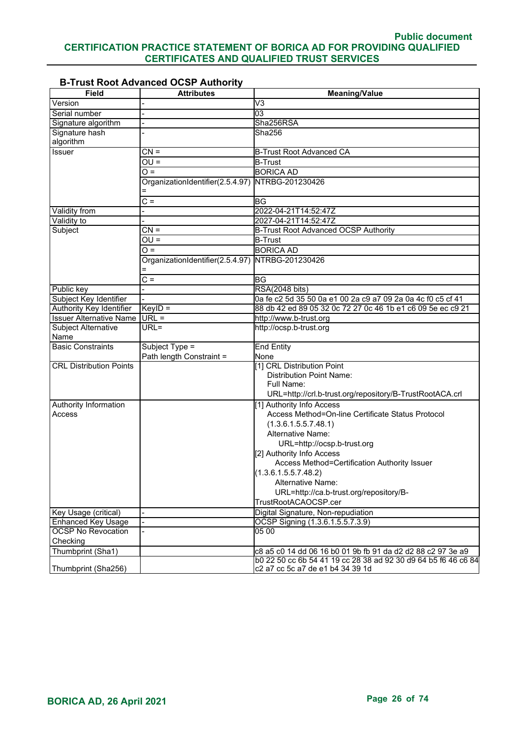### B-Trust Root Advanced OCSP Authority

| Field | Attributes | Meaning/Value |
|---|---|---|
| Version | - | V3 |
| Serial number | - | 03 |
| Signature algorithm | - | Sha256RSA |
| Signature hash algorithm | - | Sha256 |
| Issuer | CN = | B-Trust Root Advanced CA |
| | OU = | B-Trust |
| | O = | BORICA AD |
| | OrganizationIdentifier(2.5.4.97) = | NTRBG-201230426 |
| | C = | BG |
| Validity from | - | 2022-04-21T14:52:47Z |
| Validity to | - | 2027-04-21T14:52:47Z |
| Subject | CN = | B-Trust Root Advanced OCSP Authority |
| | OU = | B-Trust |
| | O = | BORICA AD |
| | OrganizationIdentifier(2.5.4.97) = | NTRBG-201230426 |
| | C = | BG |
| Public key | - | RSA(2048 bits) |
| Subject Key Identifier | - | 0a fe c2 5d 35 50 0a e1 00 2a c9 a7 09 2a 0a 4c f0 c5 cf 41 |
| Authority Key Identifier | KeyID = | 88 db 42 ed 89 05 32 0c 72 27 0c 46 1b e1 c6 09 5e ec c9 21 |
| Issuer Alternative Name | URL = | http://www.b-trust.org |
| Subject Alternative Name | URL= | http://ocsp.b-trust.org |
| Basic Constraints | Subject Type =<br>Path length Constraint = | End Entity<br>None |
| CRL Distribution Points | | [1] CRL Distribution Point<br>Distribution Point Name:<br>Full Name:<br>URL=http://crl.b-trust.org/repository/B-TrustRootACA.crl |
| Authority Information Access | | [1] Authority Info Access<br>Access Method=On-line Certificate Status Protocol (1.3.6.1.5.5.7.48.1)<br>Alternative Name:<br>URL=http://ocsp.b-trust.org<br>[2] Authority Info Access<br>Access Method=Certification Authority Issuer (1.3.6.1.5.5.7.48.2)<br>Alternative Name:<br>URL=http://ca.b-trust.org/repository/B-TrustRootACAOCSP.cer |
| Key Usage (critical) | - | Digital Signature, Non-repudiation |
| Enhanced Key Usage | - | OCSP Signing (1.3.6.1.5.5.7.3.9) |
| OCSP No Revocation Checking | - | 05 00 |
| Thumbprint (Sha1) | | c8 a5 c0 14 dd 06 16 b0 01 9b fb 91 da d2 d2 88 c2 97 3e a9 |
| Thumbprint (Sha256) | | b0 22 50 cc 6b 54 41 19 cc 28 38 ad 92 30 d9 64 b5 f6 46 c6 84 c2 a7 cc 5c a7 de e1 b4 34 39 1d |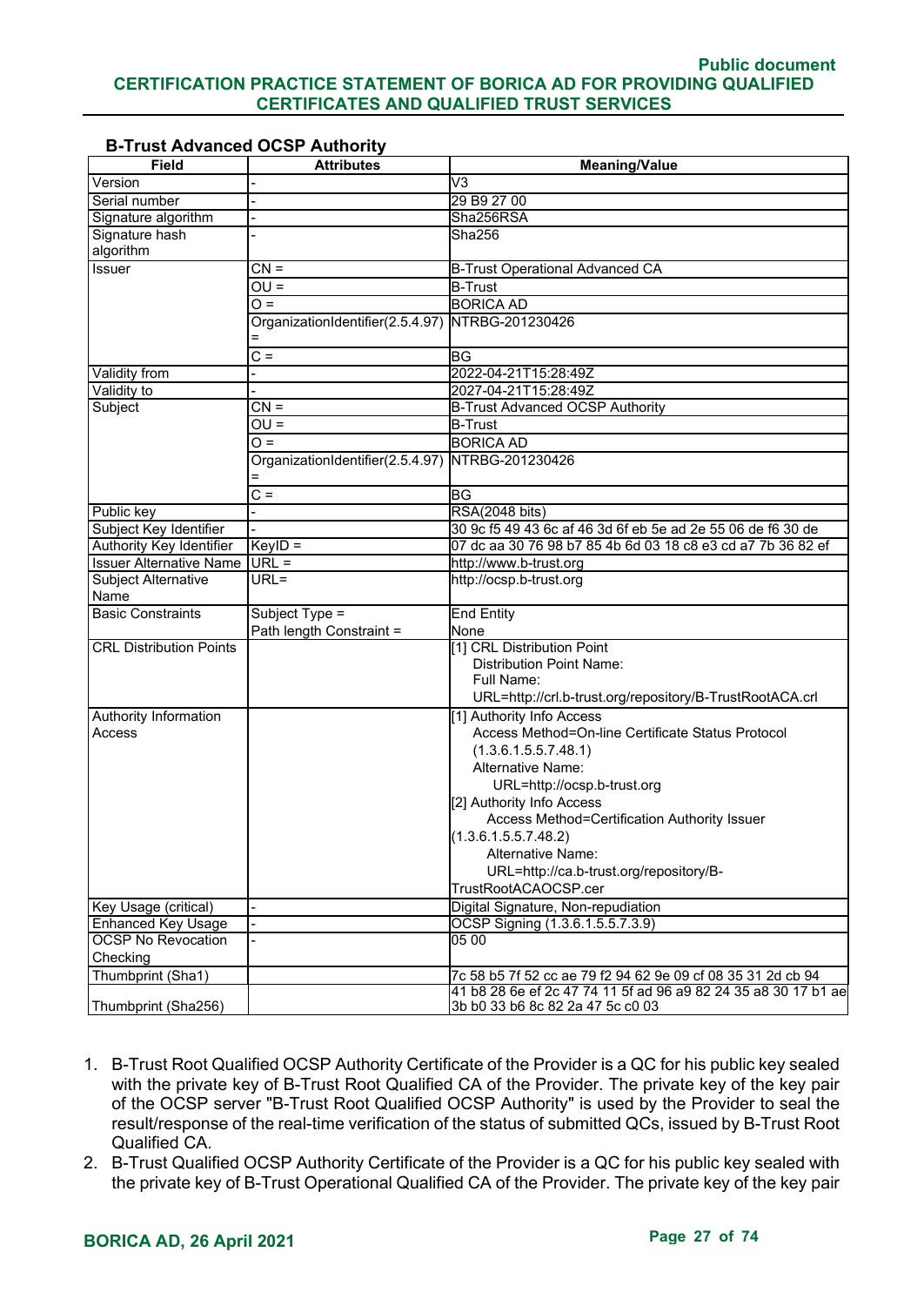**B-Trust Advanced OCSP Authority**

| Field | Attributes | Meaning/Value |
|---|---|---|
| Version | - | V3 |
| Serial number | - | 29 B9 27 00 |
| Signature algorithm | - | Sha256RSA |
| Signature hash algorithm | - | Sha256 |
| Issuer | CN = | B-Trust Operational Advanced CA |
| | OU = | B-Trust |
| | O = | BORICA AD |
| | OrganizationIdentifier(2.5.4.97) = | NTRBG-201230426 |
| | C = | BG |
| Validity from | - | 2022-04-21T15:28:49Z |
| Validity to | - | 2027-04-21T15:28:49Z |
| Subject | CN = | B-Trust Advanced OCSP Authority |
| | OU = | B-Trust |
| | O = | BORICA AD |
| | OrganizationIdentifier(2.5.4.97) = | NTRBG-201230426 |
| | C = | BG |
| Public key | - | RSA(2048 bits) |
| Subject Key Identifier | - | 30 9c f5 49 43 6c af 46 3d 6f eb 5e ad 2e 55 06 de f6 30 de |
| Authority Key Identifier | KeyID = | 07 dc aa 30 76 98 b7 85 4b 6d 03 18 c8 e3 cd a7 7b 36 82 ef |
| Issuer Alternative Name | URL = | http://www.b-trust.org |
| Subject Alternative Name | URL= | http://ocsp.b-trust.org |
| Basic Constraints | Subject Type =<br>Path length Constraint = | End Entity<br>None |
| CRL Distribution Points | | [1] CRL Distribution Point<br>Distribution Point Name:<br>Full Name:<br>URL=http://crl.b-trust.org/repository/B-TrustRootACA.crl |
| Authority Information Access | | [1] Authority Info Access<br>Access Method=On-line Certificate Status Protocol (1.3.6.1.5.5.7.48.1)<br>Alternative Name:<br>URL=http://ocsp.b-trust.org<br>[2] Authority Info Access<br>Access Method=Certification Authority Issuer (1.3.6.1.5.5.7.48.2)<br>Alternative Name:<br>URL=http://ca.b-trust.org/repository/B-TrustRootACAOCSP.cer |
| Key Usage (critical) | - | Digital Signature, Non-repudiation |
| Enhanced Key Usage | - | OCSP Signing (1.3.6.1.5.5.7.3.9) |
| OCSP No Revocation Checking | - | 05 00 |
| Thumbprint (Sha1) | | 7c 58 b5 7f 52 cc ae 79 f2 94 62 9e 09 cf 08 35 31 2d cb 94 |
| Thumbprint (Sha256) | | 41 b8 28 6e ef 2c 47 74 11 5f ad 96 a9 82 24 35 a8 30 17 b1 ae 3b b0 33 b6 8c 82 2a 47 5c c0 03 |

1. B-Trust Root Qualified OCSP Authority Certificate of the Provider is a QC for his public key sealed with the private key of B-Trust Root Qualified CA of the Provider. The private key of the key pair of the OCSP server "B-Trust Root Qualified OCSP Authority" is used by the Provider to seal the result/response of the real-time verification of the status of submitted QCs, issued by B-Trust Root Qualified CA.
2. B-Trust Qualified OCSP Authority Certificate of the Provider is a QC for his public key sealed with the private key of B-Trust Operational Qualified CA of the Provider. The private key of the key pair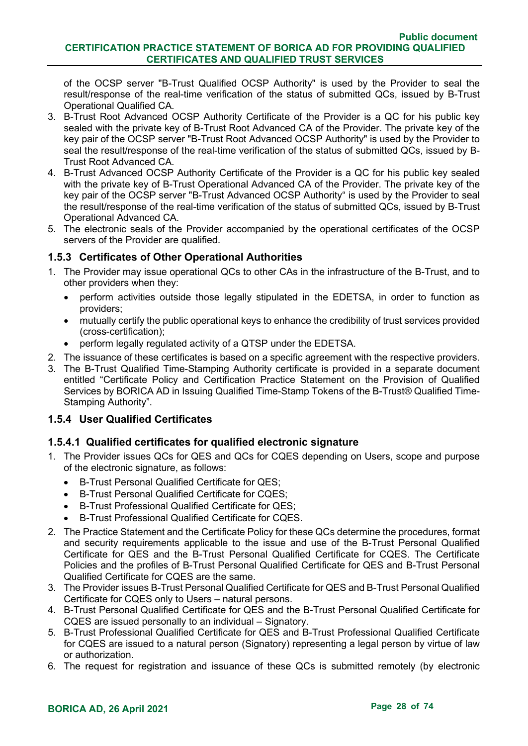of the OCSP server "B-Trust Qualified OCSP Authority" is used by the Provider to seal the result/response of the real-time verification of the status of submitted QCs, issued by B-Trust Operational Qualified CA.

3. B-Trust Root Advanced OCSP Authority Certificate of the Provider is a QC for his public key sealed with the private key of B-Trust Root Advanced CA of the Provider. The private key of the key pair of the OCSP server "B-Trust Root Advanced OCSP Authority" is used by the Provider to seal the result/response of the real-time verification of the status of submitted QCs, issued by B-Trust Root Advanced CA.
4. B-Trust Advanced OCSP Authority Certificate of the Provider is a QC for his public key sealed with the private key of B-Trust Operational Advanced CA of the Provider. The private key of the key pair of the OCSP server "B-Trust Advanced OCSP Authority" is used by the Provider to seal the result/response of the real-time verification of the status of submitted QCs, issued by B-Trust Operational Advanced CA.
5. The electronic seals of the Provider accompanied by the operational certificates of the OCSP servers of the Provider are qualified.

### 1.5.3 Certificates of Other Operational Authorities

1. The Provider may issue operational QCs to other CAs in the infrastructure of the B-Trust, and to other providers when they:
   - perform activities outside those legally stipulated in the EDETSA, in order to function as providers;
   - mutually certify the public operational keys to enhance the credibility of trust services provided (cross-certification);
   - perform legally regulated activity of a QTSP under the EDETSA.
2. The issuance of these certificates is based on a specific agreement with the respective providers.
3. The B-Trust Qualified Time-Stamping Authority certificate is provided in a separate document entitled "Certificate Policy and Certification Practice Statement on the Provision of Qualified Services by BORICA AD in Issuing Qualified Time-Stamp Tokens of the B-Trust® Qualified Time-Stamping Authority".

### 1.5.4 User Qualified Certificates

#### 1.5.4.1 Qualified certificates for qualified electronic signature

1. The Provider issues QCs for QES and QCs for CQES depending on Users, scope and purpose of the electronic signature, as follows:
   - B-Trust Personal Qualified Certificate for QES;
   - B-Trust Personal Qualified Certificate for CQES;
   - B-Trust Professional Qualified Certificate for QES;
   - B-Trust Professional Qualified Certificate for CQES.
2. The Practice Statement and the Certificate Policy for these QCs determine the procedures, format and security requirements applicable to the issue and use of the B-Trust Personal Qualified Certificate for QES and the B-Trust Personal Qualified Certificate for CQES. The Certificate Policies and the profiles of B-Trust Personal Qualified Certificate for QES and B-Trust Personal Qualified Certificate for CQES are the same.
3. The Provider issues B-Trust Personal Qualified Certificate for QES and B-Trust Personal Qualified Certificate for CQES only to Users – natural persons.
4. B-Trust Personal Qualified Certificate for QES and the B-Trust Personal Qualified Certificate for CQES are issued personally to an individual – Signatory.
5. B-Trust Professional Qualified Certificate for QES and B-Trust Professional Qualified Certificate for CQES are issued to a natural person (Signatory) representing a legal person by virtue of law or authorization.
6. The request for registration and issuance of these QCs is submitted remotely (by electronic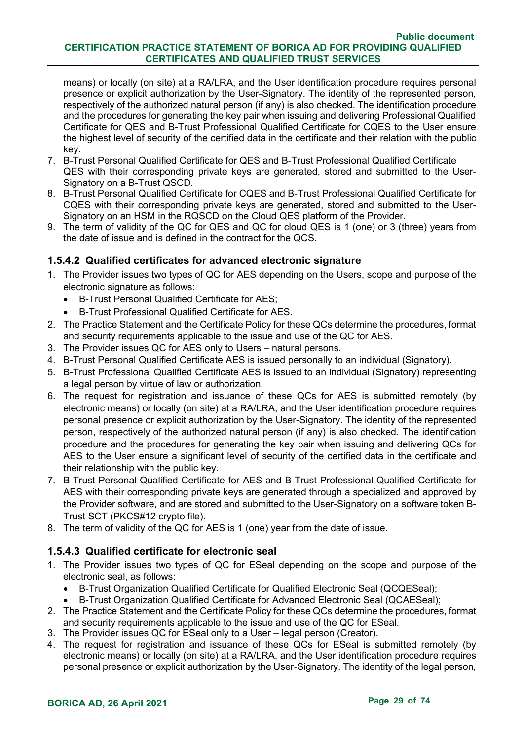means) or locally (on site) at a RA/LRA, and the User identification procedure requires personal presence or explicit authorization by the User-Signatory. The identity of the represented person, respectively of the authorized natural person (if any) is also checked. The identification procedure and the procedures for generating the key pair when issuing and delivering Professional Qualified Certificate for QES and B-Trust Professional Qualified Certificate for CQES to the User ensure the highest level of security of the certified data in the certificate and their relation with the public key.

7. B-Trust Personal Qualified Certificate for QES and B-Trust Professional Qualified Certificate QES with their corresponding private keys are generated, stored and submitted to the User-Signatory on a B-Trust QSCD.
8. B-Trust Personal Qualified Certificate for CQES and B-Trust Professional Qualified Certificate for CQES with their corresponding private keys are generated, stored and submitted to the User-Signatory on an HSM in the RQSCD on the Cloud QES platform of the Provider.
9. The term of validity of the QC for QES and QC for cloud QES is 1 (one) or 3 (three) years from the date of issue and is defined in the contract for the QCS.

### 1.5.4.2 Qualified certificates for advanced electronic signature

1. The Provider issues two types of QC for AES depending on the Users, scope and purpose of the electronic signature as follows:
   - B-Trust Personal Qualified Certificate for AES;
   - B-Trust Professional Qualified Certificate for AES.
2. The Practice Statement and the Certificate Policy for these QCs determine the procedures, format and security requirements applicable to the issue and use of the QC for AES.
3. The Provider issues QC for AES only to Users – natural persons.
4. B-Trust Personal Qualified Certificate AES is issued personally to an individual (Signatory).
5. B-Trust Professional Qualified Certificate AES is issued to an individual (Signatory) representing a legal person by virtue of law or authorization.
6. The request for registration and issuance of these QCs for AES is submitted remotely (by electronic means) or locally (on site) at a RA/LRA, and the User identification procedure requires personal presence or explicit authorization by the User-Signatory. The identity of the represented person, respectively of the authorized natural person (if any) is also checked. The identification procedure and the procedures for generating the key pair when issuing and delivering QCs for AES to the User ensure a significant level of security of the certified data in the certificate and their relationship with the public key.
7. B-Trust Personal Qualified Certificate for AES and B-Trust Professional Qualified Certificate for AES with their corresponding private keys are generated through a specialized and approved by the Provider software, and are stored and submitted to the User-Signatory on a software token B-Trust SCT (PKCS#12 crypto file).
8. The term of validity of the QC for AES is 1 (one) year from the date of issue.

### 1.5.4.3 Qualified certificate for electronic seal

1. The Provider issues two types of QC for ESeal depending on the scope and purpose of the electronic seal, as follows:
   - B-Trust Organization Qualified Certificate for Qualified Electronic Seal (QCQESeal);
   - B-Trust Organization Qualified Certificate for Advanced Electronic Seal (QCAESeal);
2. The Practice Statement and the Certificate Policy for these QCs determine the procedures, format and security requirements applicable to the issue and use of the QC for ESeal.
3. The Provider issues QC for ESeal only to a User – legal person (Creator).
4. The request for registration and issuance of these QCs for ESeal is submitted remotely (by electronic means) or locally (on site) at a RA/LRA, and the User identification procedure requires personal presence or explicit authorization by the User-Signatory. The identity of the legal person,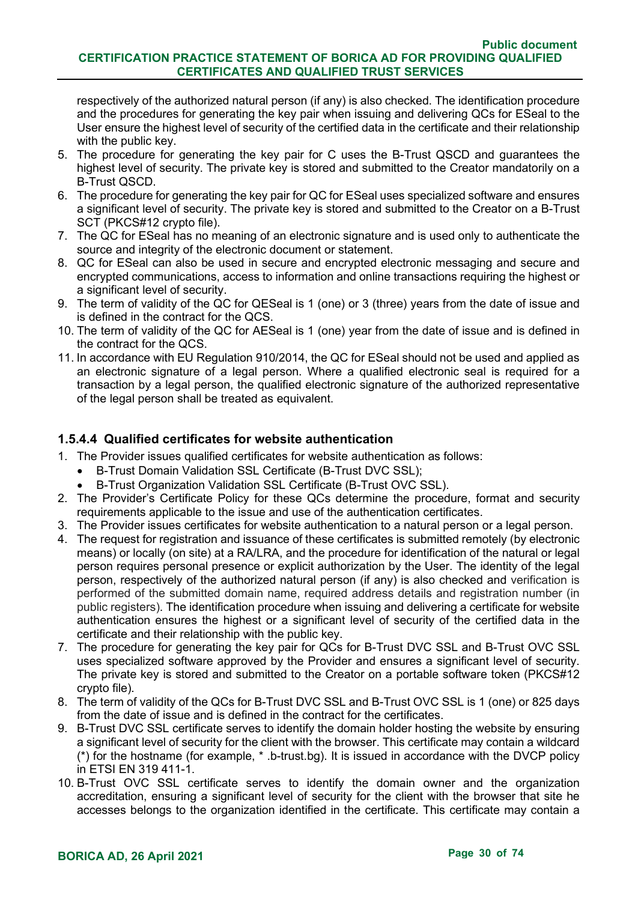respectively of the authorized natural person (if any) is also checked. The identification procedure and the procedures for generating the key pair when issuing and delivering QCs for ESeal to the User ensure the highest level of security of the certified data in the certificate and their relationship with the public key.

5. The procedure for generating the key pair for C uses the B-Trust QSCD and guarantees the highest level of security. The private key is stored and submitted to the Creator mandatorily on a B-Trust QSCD.
6. The procedure for generating the key pair for QC for ESeal uses specialized software and ensures a significant level of security. The private key is stored and submitted to the Creator on a B-Trust SCT (PKCS#12 crypto file).
7. The QC for ESeal has no meaning of an electronic signature and is used only to authenticate the source and integrity of the electronic document or statement.
8. QC for ESeal can also be used in secure and encrypted electronic messaging and secure and encrypted communications, access to information and online transactions requiring the highest or a significant level of security.
9. The term of validity of the QC for QESeal is 1 (one) or 3 (three) years from the date of issue and is defined in the contract for the QCS.
10. The term of validity of the QC for AESeal is 1 (one) year from the date of issue and is defined in the contract for the QCS.
11. In accordance with EU Regulation 910/2014, the QC for ESeal should not be used and applied as an electronic signature of a legal person. Where a qualified electronic seal is required for a transaction by a legal person, the qualified electronic signature of the authorized representative of the legal person shall be treated as equivalent.

### 1.5.4.4 Qualified certificates for website authentication

1. The Provider issues qualified certificates for website authentication as follows:
   - B-Trust Domain Validation SSL Certificate (B-Trust DVC SSL);
   - B-Trust Organization Validation SSL Certificate (B-Trust OVC SSL).
2. The Provider's Certificate Policy for these QCs determine the procedure, format and security requirements applicable to the issue and use of the authentication certificates.
3. The Provider issues certificates for website authentication to a natural person or a legal person.
4. The request for registration and issuance of these certificates is submitted remotely (by electronic means) or locally (on site) at a RA/LRA, and the procedure for identification of the natural or legal person requires personal presence or explicit authorization by the User. The identity of the legal person, respectively of the authorized natural person (if any) is also checked and verification is performed of the submitted domain name, required address details and registration number (in public registers). The identification procedure when issuing and delivering a certificate for website authentication ensures the highest or a significant level of security of the certified data in the certificate and their relationship with the public key.
7. The procedure for generating the key pair for QCs for B-Trust DVC SSL and B-Trust OVC SSL uses specialized software approved by the Provider and ensures a significant level of security. The private key is stored and submitted to the Creator on a portable software token (PKCS#12 crypto file).
8. The term of validity of the QCs for B-Trust DVC SSL and B-Trust OVC SSL is 1 (one) or 825 days from the date of issue and is defined in the contract for the certificates.
9. B-Trust DVC SSL certificate serves to identify the domain holder hosting the website by ensuring a significant level of security for the client with the browser. This certificate may contain a wildcard (*) for the hostname (for example, * .b-trust.bg). It is issued in accordance with the DVCP policy in ETSI EN 319 411-1.
10. B-Trust OVC SSL certificate serves to identify the domain owner and the organization accreditation, ensuring a significant level of security for the client with the browser that site he accesses belongs to the organization identified in the certificate. This certificate may contain a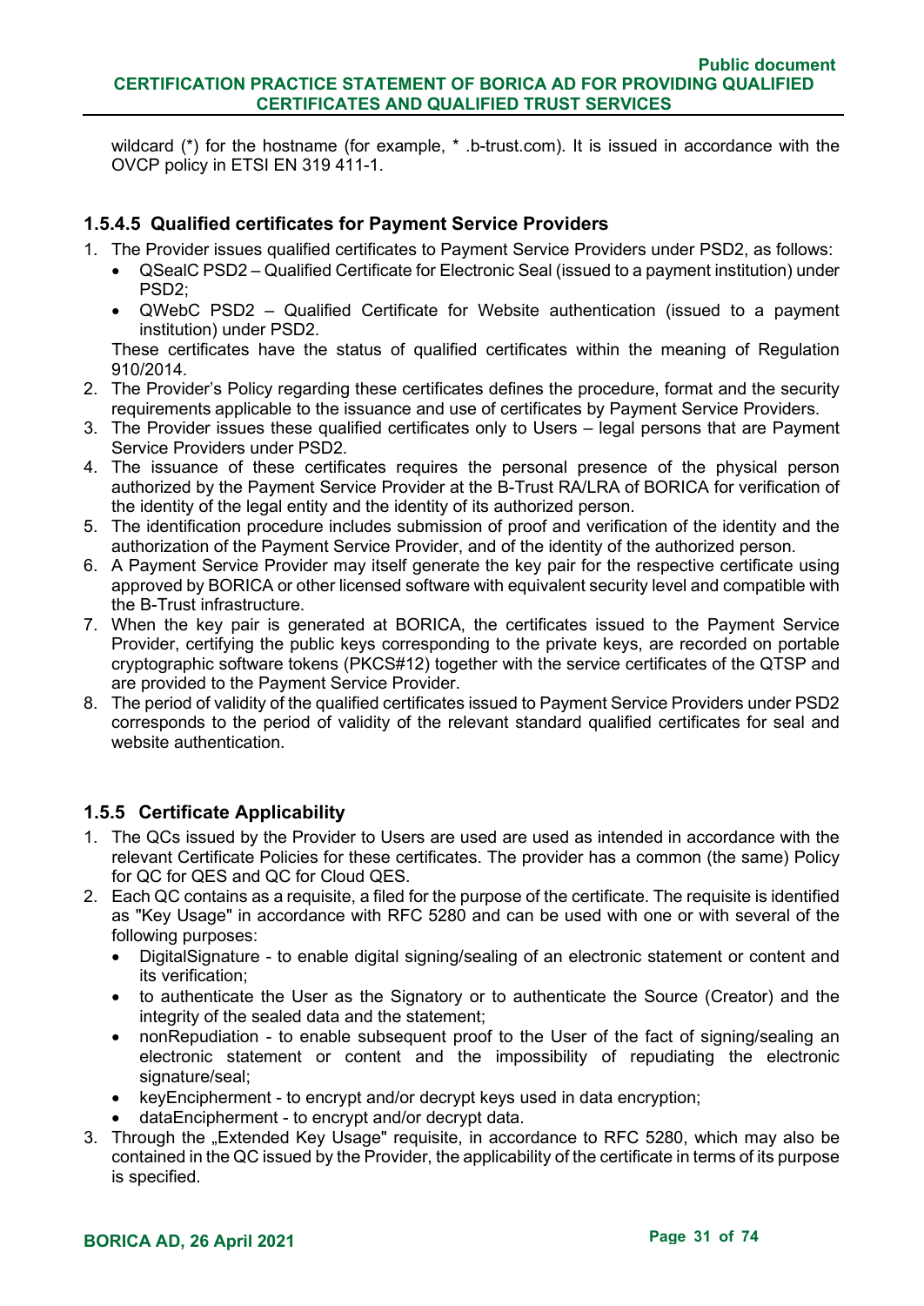wildcard (*) for the hostname (for example, * .b-trust.com). It is issued in accordance with the OVCP policy in ETSI EN 319 411-1.

#### 1.5.4.5 Qualified certificates for Payment Service Providers

1. The Provider issues qualified certificates to Payment Service Providers under PSD2, as follows:
   - QSealC PSD2 – Qualified Certificate for Electronic Seal (issued to a payment institution) under PSD2;
   - QWebC PSD2 – Qualified Certificate for Website authentication (issued to a payment institution) under PSD2.

   These certificates have the status of qualified certificates within the meaning of Regulation 910/2014.
2. The Provider's Policy regarding these certificates defines the procedure, format and the security requirements applicable to the issuance and use of certificates by Payment Service Providers.
3. The Provider issues these qualified certificates only to Users – legal persons that are Payment Service Providers under PSD2.
4. The issuance of these certificates requires the personal presence of the physical person authorized by the Payment Service Provider at the B-Trust RA/LRA of BORICA for verification of the identity of the legal entity and the identity of its authorized person.
5. The identification procedure includes submission of proof and verification of the identity and the authorization of the Payment Service Provider, and of the identity of the authorized person.
6. A Payment Service Provider may itself generate the key pair for the respective certificate using approved by BORICA or other licensed software with equivalent security level and compatible with the B-Trust infrastructure.
7. When the key pair is generated at BORICA, the certificates issued to the Payment Service Provider, certifying the public keys corresponding to the private keys, are recorded on portable cryptographic software tokens (PKCS#12) together with the service certificates of the QTSP and are provided to the Payment Service Provider.
8. The period of validity of the qualified certificates issued to Payment Service Providers under PSD2 corresponds to the period of validity of the relevant standard qualified certificates for seal and website authentication.

### 1.5.5 Certificate Applicability

1. The QCs issued by the Provider to Users are used are used as intended in accordance with the relevant Certificate Policies for these certificates. The provider has a common (the same) Policy for QC for QES and QC for Cloud QES.
2. Each QC contains as a requisite, a filed for the purpose of the certificate. The requisite is identified as "Key Usage" in accordance with RFC 5280 and can be used with one or with several of the following purposes:
   - DigitalSignature - to enable digital signing/sealing of an electronic statement or content and its verification;
   - to authenticate the User as the Signatory or to authenticate the Source (Creator) and the integrity of the sealed data and the statement;
   - nonRepudiation - to enable subsequent proof to the User of the fact of signing/sealing an electronic statement or content and the impossibility of repudiating the electronic signature/seal;
   - keyEncipherment - to encrypt and/or decrypt keys used in data encryption;
   - dataEncipherment - to encrypt and/or decrypt data.
3. Through the „Extended Key Usage" requisite, in accordance to RFC 5280, which may also be contained in the QC issued by the Provider, the applicability of the certificate in terms of its purpose is specified.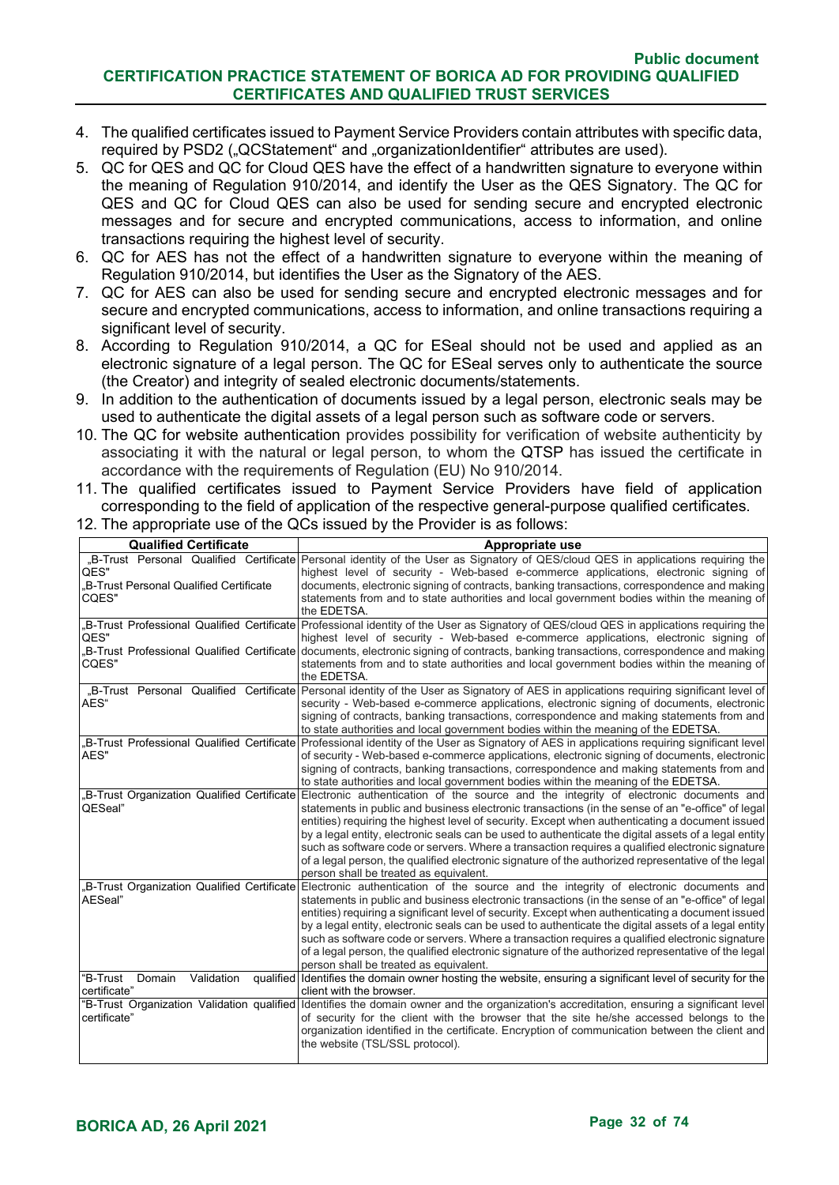4. The qualified certificates issued to Payment Service Providers contain attributes with specific data, required by PSD2 („QCStatement“ and „organizationIdentifier“ attributes are used).
5. QC for QES and QC for Cloud QES have the effect of a handwritten signature to everyone within the meaning of Regulation 910/2014, and identify the User as the QES Signatory. The QC for QES and QC for Cloud QES can also be used for sending secure and encrypted electronic messages and for secure and encrypted communications, access to information, and online transactions requiring the highest level of security.
6. QC for AES has not the effect of a handwritten signature to everyone within the meaning of Regulation 910/2014, but identifies the User as the Signatory of the AES.
7. QC for AES can also be used for sending secure and encrypted electronic messages and for secure and encrypted communications, access to information, and online transactions requiring a significant level of security.
8. According to Regulation 910/2014, a QC for ESeal should not be used and applied as an electronic signature of a legal person. The QC for ESeal serves only to authenticate the source (the Creator) and integrity of sealed electronic documents/statements.
9. In addition to the authentication of documents issued by a legal person, electronic seals may be used to authenticate the digital assets of a legal person such as software code or servers.
10. The QC for website authentication provides possibility for verification of website authenticity by associating it with the natural or legal person, to whom the QTSP has issued the certificate in accordance with the requirements of Regulation (EU) No 910/2014.
11. The qualified certificates issued to Payment Service Providers have field of application corresponding to the field of application of the respective general-purpose qualified certificates.
12. The appropriate use of the QCs issued by the Provider is as follows:

| Qualified Certificate | Appropriate use |
|---|---|
| „B-Trust Personal Qualified Certificate QES"<br>„B-Trust Personal Qualified Certificate CQES" | Personal identity of the User as Signatory of QES/cloud QES in applications requiring the highest level of security - Web-based e-commerce applications, electronic signing of documents, electronic signing of contracts, banking transactions, correspondence and making statements from and to state authorities and local government bodies within the meaning of the EDETSA. |
| „B-Trust Professional Qualified Certificate QES"<br>„B-Trust Professional Qualified Certificate CQES" | Professional identity of the User as Signatory of QES/cloud QES in applications requiring the highest level of security - Web-based e-commerce applications, electronic signing of documents, electronic signing of contracts, banking transactions, correspondence and making statements from and to state authorities and local government bodies within the meaning of the EDETSA. |
| „B-Trust Personal Qualified Certificate AES“ | Personal identity of the User as Signatory of AES in applications requiring significant level of security - Web-based e-commerce applications, electronic signing of documents, electronic signing of contracts, banking transactions, correspondence and making statements from and to state authorities and local government bodies within the meaning of the EDETSA. |
| „B-Trust Professional Qualified Certificate AES" | Professional identity of the User as Signatory of AES in applications requiring significant level of security - Web-based e-commerce applications, electronic signing of documents, electronic signing of contracts, banking transactions, correspondence and making statements from and to state authorities and local government bodies within the meaning of the EDETSA. |
| „B-Trust Organization Qualified Certificate QESeal" | Electronic authentication of the source and the integrity of electronic documents and statements in public and business electronic transactions (in the sense of an "e-office" of legal entities) requiring the highest level of security. Except when authenticating a document issued by a legal entity, electronic seals can be used to authenticate the digital assets of a legal entity such as software code or servers. Where a transaction requires a qualified electronic signature of a legal person, the qualified electronic signature of the authorized representative of the legal person shall be treated as equivalent. |
| „B-Trust Organization Qualified Certificate AESeal" | Electronic authentication of the source and the integrity of electronic documents and statements in public and business electronic transactions (in the sense of an "e-office" of legal entities) requiring a significant level of security. Except when authenticating a document issued by a legal entity, electronic seals can be used to authenticate the digital assets of a legal entity such as software code or servers. Where a transaction requires a qualified electronic signature of a legal person, the qualified electronic signature of the authorized representative of the legal person shall be treated as equivalent. |
| "B-Trust Domain Validation qualified certificate" | Identifies the domain owner hosting the website, ensuring a significant level of security for the client with the browser. |
| "B-Trust Organization Validation qualified certificate" | Identifies the domain owner and the organization's accreditation, ensuring a significant level of security for the client with the browser that the site he/she accessed belongs to the organization identified in the certificate. Encryption of communication between the client and the website (TSL/SSL protocol). |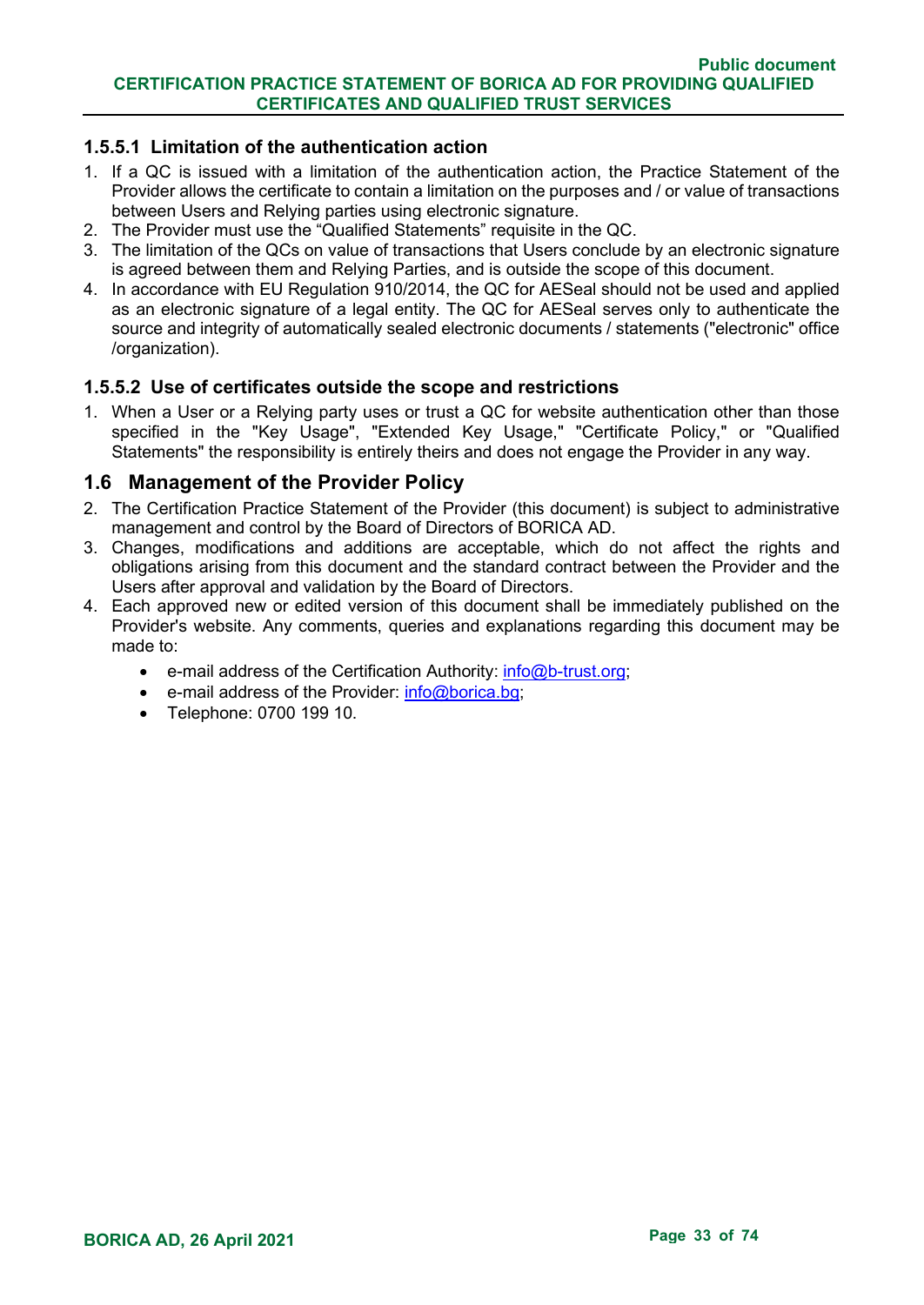#### 1.5.5.1 Limitation of the authentication action

1. If a QC is issued with a limitation of the authentication action, the Practice Statement of the Provider allows the certificate to contain a limitation on the purposes and / or value of transactions between Users and Relying parties using electronic signature.
2. The Provider must use the "Qualified Statements" requisite in the QC.
3. The limitation of the QCs on value of transactions that Users conclude by an electronic signature is agreed between them and Relying Parties, and is outside the scope of this document.
4. In accordance with EU Regulation 910/2014, the QC for AESeal should not be used and applied as an electronic signature of a legal entity. The QC for AESeal serves only to authenticate the source and integrity of automatically sealed electronic documents / statements ("electronic" office /organization).

#### 1.5.5.2 Use of certificates outside the scope and restrictions

1. When a User or a Relying party uses or trust a QC for website authentication other than those specified in the "Key Usage", "Extended Key Usage," "Certificate Policy," or "Qualified Statements" the responsibility is entirely theirs and does not engage the Provider in any way.

## 1.6 Management of the Provider Policy

2. The Certification Practice Statement of the Provider (this document) is subject to administrative management and control by the Board of Directors of BORICA AD.
3. Changes, modifications and additions are acceptable, which do not affect the rights and obligations arising from this document and the standard contract between the Provider and the Users after approval and validation by the Board of Directors.
4. Each approved new or edited version of this document shall be immediately published on the Provider's website. Any comments, queries and explanations regarding this document may be made to:
   - e-mail address of the Certification Authority: info@b-trust.org;
   - e-mail address of the Provider: info@borica.bg;
   - Telephone: 0700 199 10.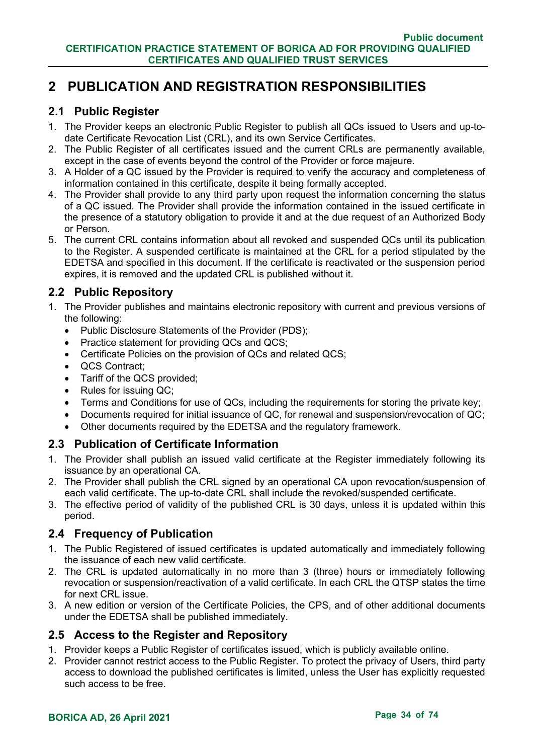# 2 PUBLICATION AND REGISTRATION RESPONSIBILITIES

## 2.1 Public Register

1. The Provider keeps an electronic Public Register to publish all QCs issued to Users and up-to-date Certificate Revocation List (CRL), and its own Service Certificates.
2. The Public Register of all certificates issued and the current CRLs are permanently available, except in the case of events beyond the control of the Provider or force majeure.
3. A Holder of a QC issued by the Provider is required to verify the accuracy and completeness of information contained in this certificate, despite it being formally accepted.
4. The Provider shall provide to any third party upon request the information concerning the status of a QC issued. The Provider shall provide the information contained in the issued certificate in the presence of a statutory obligation to provide it and at the due request of an Authorized Body or Person.
5. The current CRL contains information about all revoked and suspended QCs until its publication to the Register. A suspended certificate is maintained at the CRL for a period stipulated by the EDETSA and specified in this document. If the certificate is reactivated or the suspension period expires, it is removed and the updated CRL is published without it.

## 2.2 Public Repository

1. The Provider publishes and maintains electronic repository with current and previous versions of the following:
   - Public Disclosure Statements of the Provider (PDS);
   - Practice statement for providing QCs and QCS;
   - Certificate Policies on the provision of QCs and related QCS;
   - QCS Contract;
   - Tariff of the QCS provided;
   - Rules for issuing QC;
   - Terms and Conditions for use of QCs, including the requirements for storing the private key;
   - Documents required for initial issuance of QC, for renewal and suspension/revocation of QC;
   - Other documents required by the EDETSA and the regulatory framework.

## 2.3 Publication of Certificate Information

1. The Provider shall publish an issued valid certificate at the Register immediately following its issuance by an operational CA.
2. The Provider shall publish the CRL signed by an operational CA upon revocation/suspension of each valid certificate. The up-to-date CRL shall include the revoked/suspended certificate.
3. The effective period of validity of the published CRL is 30 days, unless it is updated within this period.

## 2.4 Frequency of Publication

1. The Public Registered of issued certificates is updated automatically and immediately following the issuance of each new valid certificate.
2. The CRL is updated automatically in no more than 3 (three) hours or immediately following revocation or suspension/reactivation of a valid certificate. In each CRL the QTSP states the time for next CRL issue.
3. A new edition or version of the Certificate Policies, the CPS, and of other additional documents under the EDETSA shall be published immediately.

## 2.5 Access to the Register and Repository

1. Provider keeps a Public Register of certificates issued, which is publicly available online.
2. Provider cannot restrict access to the Public Register. To protect the privacy of Users, third party access to download the published certificates is limited, unless the User has explicitly requested such access to be free.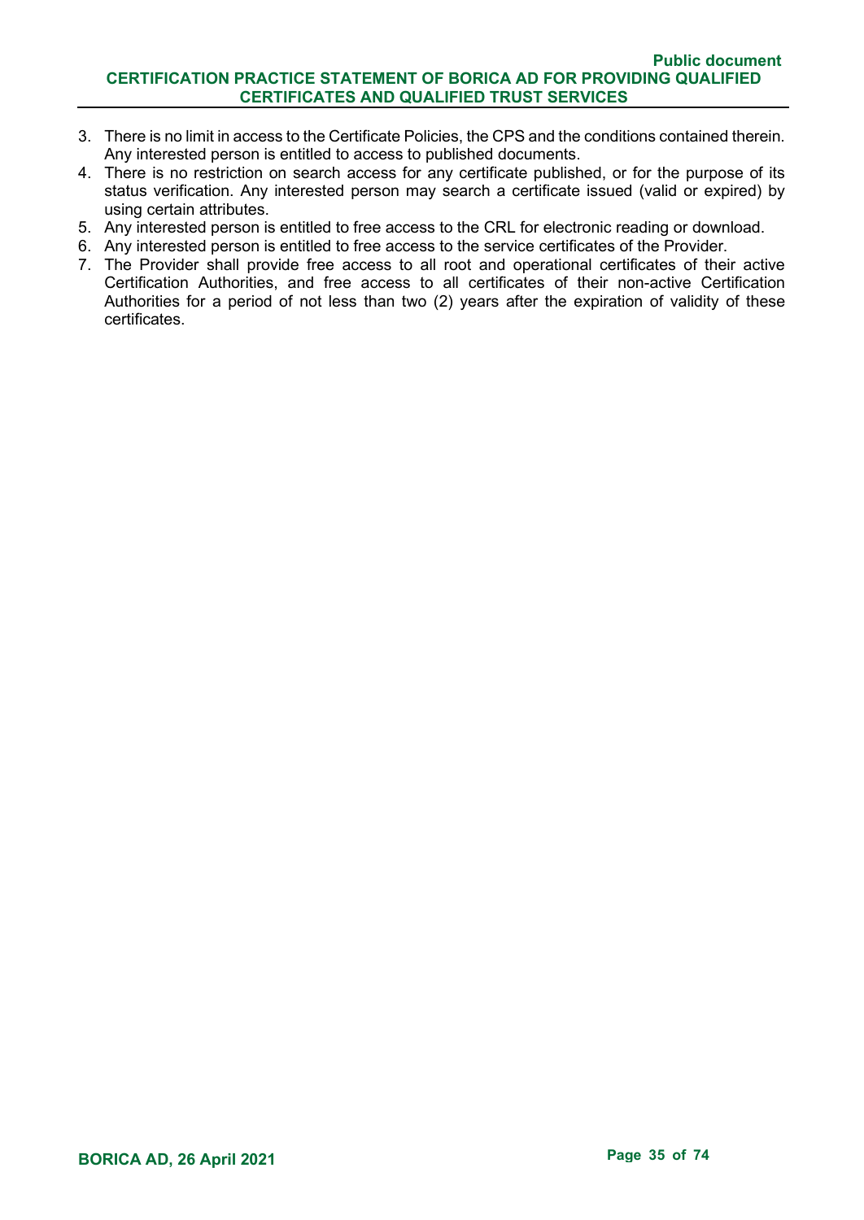3. There is no limit in access to the Certificate Policies, the CPS and the conditions contained therein. Any interested person is entitled to access to published documents.
4. There is no restriction on search access for any certificate published, or for the purpose of its status verification. Any interested person may search a certificate issued (valid or expired) by using certain attributes.
5. Any interested person is entitled to free access to the CRL for electronic reading or download.
6. Any interested person is entitled to free access to the service certificates of the Provider.
7. The Provider shall provide free access to all root and operational certificates of their active Certification Authorities, and free access to all certificates of their non-active Certification Authorities for a period of not less than two (2) years after the expiration of validity of these certificates.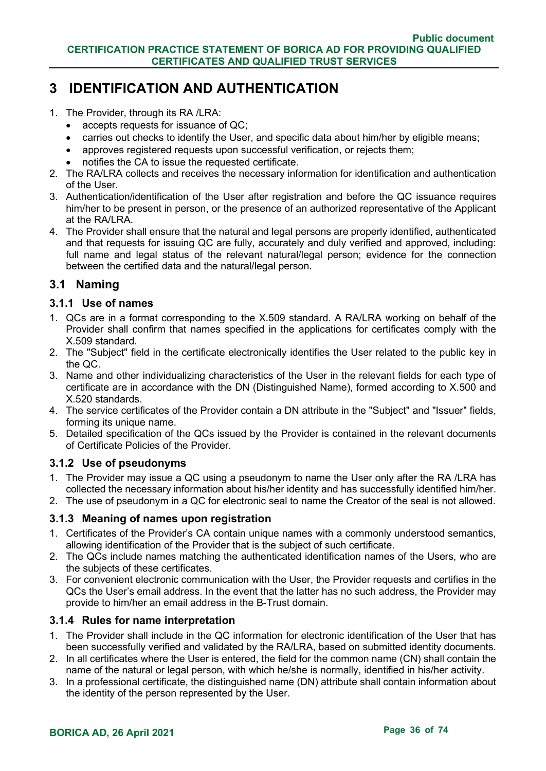# 3 IDENTIFICATION AND AUTHENTICATION

1. The Provider, through its RA /LRA:
   - accepts requests for issuance of QC;
   - carries out checks to identify the User, and specific data about him/her by eligible means;
   - approves registered requests upon successful verification, or rejects them;
   - notifies the CA to issue the requested certificate.
2. The RA/LRA collects and receives the necessary information for identification and authentication of the User.
3. Authentication/identification of the User after registration and before the QC issuance requires him/her to be present in person, or the presence of an authorized representative of the Applicant at the RA/LRA.
4. The Provider shall ensure that the natural and legal persons are properly identified, authenticated and that requests for issuing QC are fully, accurately and duly verified and approved, including: full name and legal status of the relevant natural/legal person; evidence for the connection between the certified data and the natural/legal person.

## 3.1 Naming

### 3.1.1 Use of names

1. QCs are in a format corresponding to the X.509 standard. A RA/LRA working on behalf of the Provider shall confirm that names specified in the applications for certificates comply with the X.509 standard.
2. The "Subject" field in the certificate electronically identifies the User related to the public key in the QC.
3. Name and other individualizing characteristics of the User in the relevant fields for each type of certificate are in accordance with the DN (Distinguished Name), formed according to X.500 and X.520 standards.
4. The service certificates of the Provider contain a DN attribute in the "Subject" and "Issuer" fields, forming its unique name.
5. Detailed specification of the QCs issued by the Provider is contained in the relevant documents of Certificate Policies of the Provider.

### 3.1.2 Use of pseudonyms

1. The Provider may issue a QC using a pseudonym to name the User only after the RA /LRA has collected the necessary information about his/her identity and has successfully identified him/her.
2. The use of pseudonym in a QC for electronic seal to name the Creator of the seal is not allowed.

### 3.1.3 Meaning of names upon registration

1. Certificates of the Provider's CA contain unique names with a commonly understood semantics, allowing identification of the Provider that is the subject of such certificate.
2. The QCs include names matching the authenticated identification names of the Users, who are the subjects of these certificates.
3. For convenient electronic communication with the User, the Provider requests and certifies in the QCs the User's email address. In the event that the latter has no such address, the Provider may provide to him/her an email address in the B-Trust domain.

### 3.1.4 Rules for name interpretation

1. The Provider shall include in the QC information for electronic identification of the User that has been successfully verified and validated by the RA/LRA, based on submitted identity documents.
2. In all certificates where the User is entered, the field for the common name (CN) shall contain the name of the natural or legal person, with which he/she is normally, identified in his/her activity.
3. In a professional certificate, the distinguished name (DN) attribute shall contain information about the identity of the person represented by the User.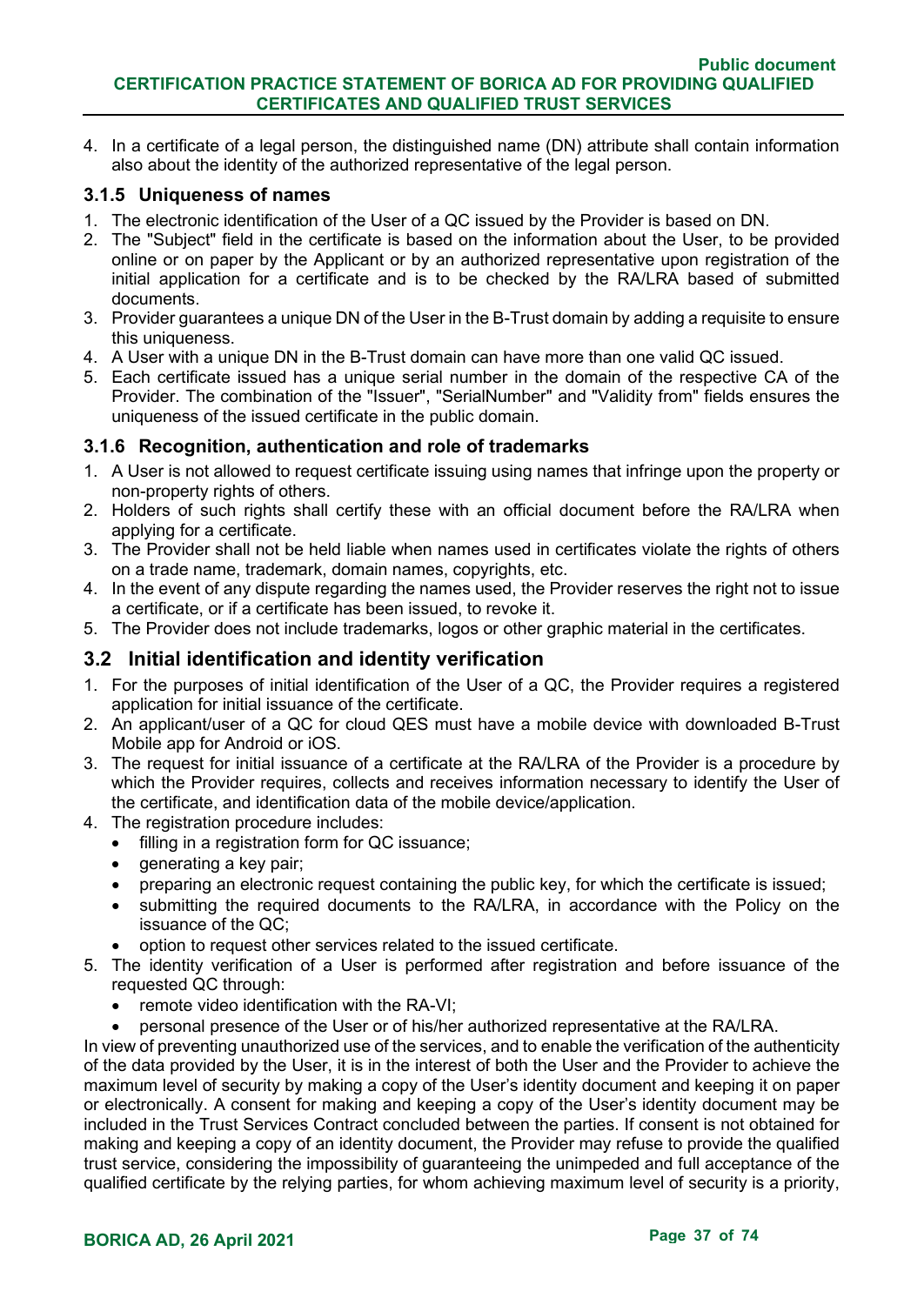4. In a certificate of a legal person, the distinguished name (DN) attribute shall contain information also about the identity of the authorized representative of the legal person.

### 3.1.5 Uniqueness of names

1. The electronic identification of the User of a QC issued by the Provider is based on DN.
2. The "Subject" field in the certificate is based on the information about the User, to be provided online or on paper by the Applicant or by an authorized representative upon registration of the initial application for a certificate and is to be checked by the RA/LRA based of submitted documents.
3. Provider guarantees a unique DN of the User in the B-Trust domain by adding a requisite to ensure this uniqueness.
4. A User with a unique DN in the B-Trust domain can have more than one valid QC issued.
5. Each certificate issued has a unique serial number in the domain of the respective CA of the Provider. The combination of the "Issuer", "SerialNumber" and "Validity from" fields ensures the uniqueness of the issued certificate in the public domain.

### 3.1.6 Recognition, authentication and role of trademarks

1. A User is not allowed to request certificate issuing using names that infringe upon the property or non-property rights of others.
2. Holders of such rights shall certify these with an official document before the RA/LRA when applying for a certificate.
3. The Provider shall not be held liable when names used in certificates violate the rights of others on a trade name, trademark, domain names, copyrights, etc.
4. In the event of any dispute regarding the names used, the Provider reserves the right not to issue a certificate, or if a certificate has been issued, to revoke it.
5. The Provider does not include trademarks, logos or other graphic material in the certificates.

## 3.2 Initial identification and identity verification

1. For the purposes of initial identification of the User of a QC, the Provider requires a registered application for initial issuance of the certificate.
2. An applicant/user of a QC for cloud QES must have a mobile device with downloaded B-Trust Mobile app for Android or iOS.
3. The request for initial issuance of a certificate at the RA/LRA of the Provider is a procedure by which the Provider requires, collects and receives information necessary to identify the User of the certificate, and identification data of the mobile device/application.
4. The registration procedure includes:
   - filling in a registration form for QC issuance;
   - generating a key pair;
   - preparing an electronic request containing the public key, for which the certificate is issued;
   - submitting the required documents to the RA/LRA, in accordance with the Policy on the issuance of the QC;
   - option to request other services related to the issued certificate.
5. The identity verification of a User is performed after registration and before issuance of the requested QC through:
   - remote video identification with the RA-VI;
   - personal presence of the User or of his/her authorized representative at the RA/LRA.

In view of preventing unauthorized use of the services, and to enable the verification of the authenticity of the data provided by the User, it is in the interest of both the User and the Provider to achieve the maximum level of security by making a copy of the User's identity document and keeping it on paper or electronically. A consent for making and keeping a copy of the User's identity document may be included in the Trust Services Contract concluded between the parties. If consent is not obtained for making and keeping a copy of an identity document, the Provider may refuse to provide the qualified trust service, considering the impossibility of guaranteeing the unimpeded and full acceptance of the qualified certificate by the relying parties, for whom achieving maximum level of security is a priority,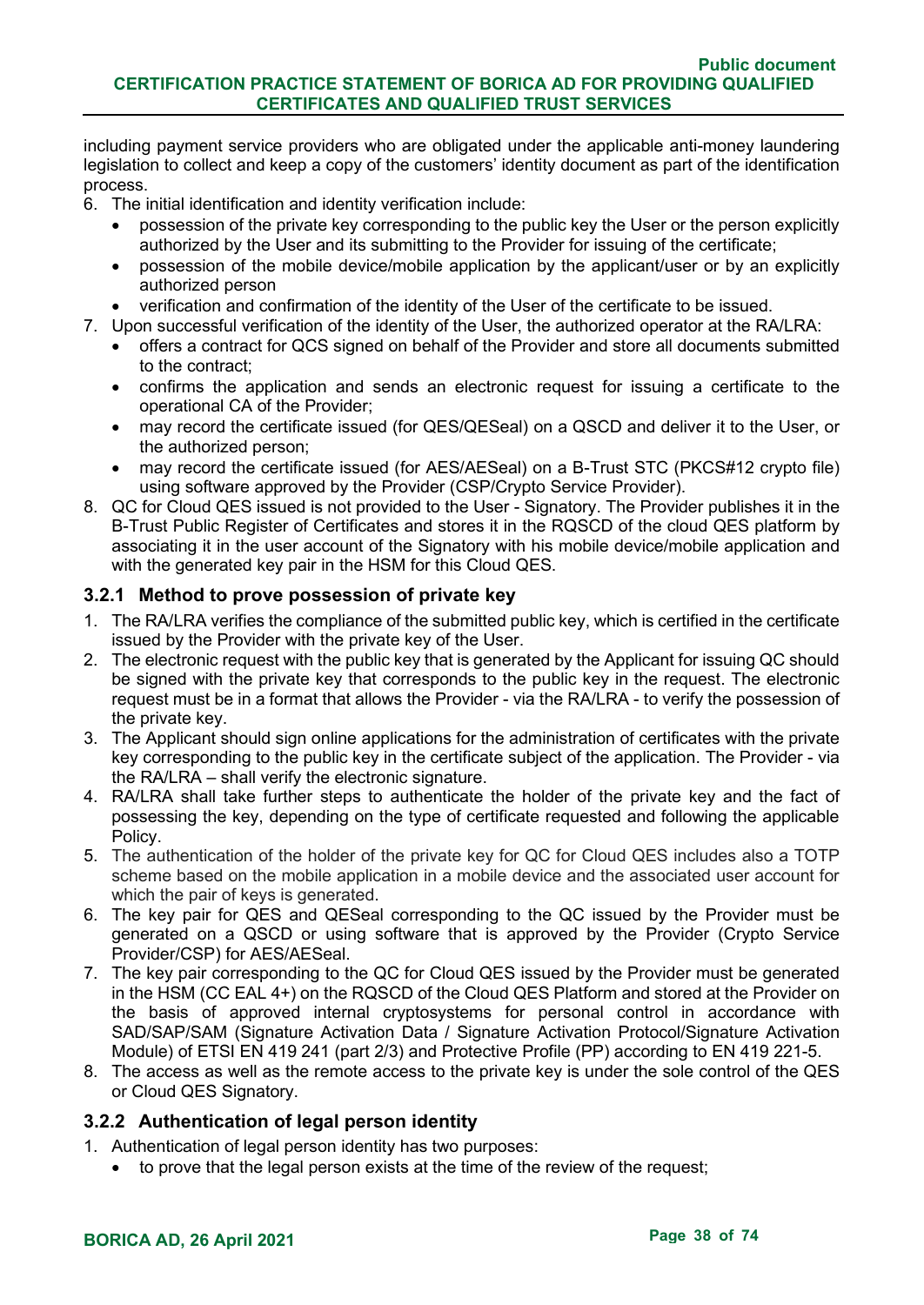including payment service providers who are obligated under the applicable anti-money laundering legislation to collect and keep a copy of the customers' identity document as part of the identification process.

6. The initial identification and identity verification include:
   - possession of the private key corresponding to the public key the User or the person explicitly authorized by the User and its submitting to the Provider for issuing of the certificate;
   - possession of the mobile device/mobile application by the applicant/user or by an explicitly authorized person
   - verification and confirmation of the identity of the User of the certificate to be issued.
7. Upon successful verification of the identity of the User, the authorized operator at the RA/LRA:
   - offers a contract for QCS signed on behalf of the Provider and store all documents submitted to the contract;
   - confirms the application and sends an electronic request for issuing a certificate to the operational CA of the Provider;
   - may record the certificate issued (for QES/QESeal) on a QSCD and deliver it to the User, or the authorized person;
   - may record the certificate issued (for AES/AESeal) on a B-Trust STC (PKCS#12 crypto file) using software approved by the Provider (CSP/Crypto Service Provider).
8. QC for Cloud QES issued is not provided to the User - Signatory. The Provider publishes it in the B-Trust Public Register of Certificates and stores it in the RQSCD of the cloud QES platform by associating it in the user account of the Signatory with his mobile device/mobile application and with the generated key pair in the HSM for this Cloud QES.

### 3.2.1 Method to prove possession of private key

1. The RA/LRA verifies the compliance of the submitted public key, which is certified in the certificate issued by the Provider with the private key of the User.
2. The electronic request with the public key that is generated by the Applicant for issuing QC should be signed with the private key that corresponds to the public key in the request. The electronic request must be in a format that allows the Provider - via the RA/LRA - to verify the possession of the private key.
3. The Applicant should sign online applications for the administration of certificates with the private key corresponding to the public key in the certificate subject of the application. The Provider - via the RA/LRA – shall verify the electronic signature.
4. RA/LRA shall take further steps to authenticate the holder of the private key and the fact of possessing the key, depending on the type of certificate requested and following the applicable Policy.
5. The authentication of the holder of the private key for QC for Cloud QES includes also a TOTP scheme based on the mobile application in a mobile device and the associated user account for which the pair of keys is generated.
6. The key pair for QES and QESeal corresponding to the QC issued by the Provider must be generated on a QSCD or using software that is approved by the Provider (Crypto Service Provider/CSP) for AES/AESeal.
7. The key pair corresponding to the QC for Cloud QES issued by the Provider must be generated in the HSM (CC EAL 4+) on the RQSCD of the Cloud QES Platform and stored at the Provider on the basis of approved internal cryptosystems for personal control in accordance with SAD/SAP/SAM (Signature Activation Data / Signature Activation Protocol/Signature Activation Module) of ETSI EN 419 241 (part 2/3) and Protective Profile (PP) according to EN 419 221-5.
8. The access as well as the remote access to the private key is under the sole control of the QES or Cloud QES Signatory.

### 3.2.2 Authentication of legal person identity

1. Authentication of legal person identity has two purposes:
   - to prove that the legal person exists at the time of the review of the request;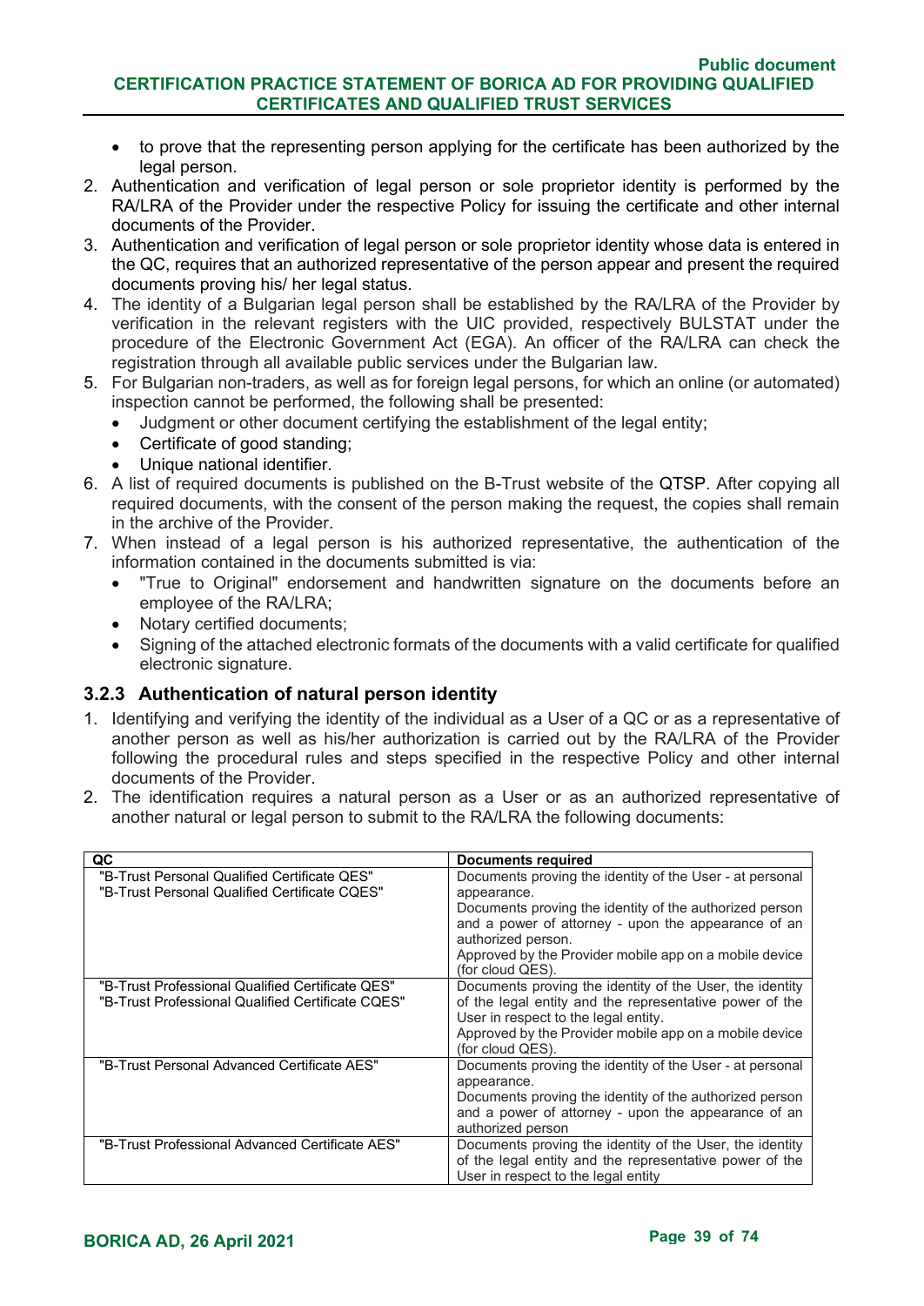- to prove that the representing person applying for the certificate has been authorized by the legal person.

2. Authentication and verification of legal person or sole proprietor identity is performed by the RA/LRA of the Provider under the respective Policy for issuing the certificate and other internal documents of the Provider.
3. Authentication and verification of legal person or sole proprietor identity whose data is entered in the QC, requires that an authorized representative of the person appear and present the required documents proving his/ her legal status.
4. The identity of a Bulgarian legal person shall be established by the RA/LRA of the Provider by verification in the relevant registers with the UIC provided, respectively BULSTAT under the procedure of the Electronic Government Act (EGA). An officer of the RA/LRA can check the registration through all available public services under the Bulgarian law.
5. For Bulgarian non-traders, as well as for foreign legal persons, for which an online (or automated) inspection cannot be performed, the following shall be presented:
   - Judgment or other document certifying the establishment of the legal entity;
   - Certificate of good standing;
   - Unique national identifier.
6. A list of required documents is published on the B-Trust website of the QTSP. After copying all required documents, with the consent of the person making the request, the copies shall remain in the archive of the Provider.
7. When instead of a legal person is his authorized representative, the authentication of the information contained in the documents submitted is via:
   - "True to Original" endorsement and handwritten signature on the documents before an employee of the RA/LRA;
   - Notary certified documents;
   - Signing of the attached electronic formats of the documents with a valid certificate for qualified electronic signature.

### 3.2.3 Authentication of natural person identity

1. Identifying and verifying the identity of the individual as a User of a QC or as a representative of another person as well as his/her authorization is carried out by the RA/LRA of the Provider following the procedural rules and steps specified in the respective Policy and other internal documents of the Provider.
2. The identification requires a natural person as a User or as an authorized representative of another natural or legal person to submit to the RA/LRA the following documents:

| QC | Documents required |
|---|---|
| "B-Trust Personal Qualified Certificate QES"<br>"B-Trust Personal Qualified Certificate CQES" | Documents proving the identity of the User - at personal appearance.<br>Documents proving the identity of the authorized person and a power of attorney - upon the appearance of an authorized person.<br>Approved by the Provider mobile app on a mobile device (for cloud QES). |
| "B-Trust Professional Qualified Certificate QES"<br>"B-Trust Professional Qualified Certificate CQES" | Documents proving the identity of the User, the identity of the legal entity and the representative power of the User in respect to the legal entity.<br>Approved by the Provider mobile app on a mobile device (for cloud QES). |
| "B-Trust Personal Advanced Certificate AES" | Documents proving the identity of the User - at personal appearance.<br>Documents proving the identity of the authorized person and a power of attorney - upon the appearance of an authorized person |
| "B-Trust Professional Advanced Certificate AES" | Documents proving the identity of the User, the identity of the legal entity and the representative power of the User in respect to the legal entity |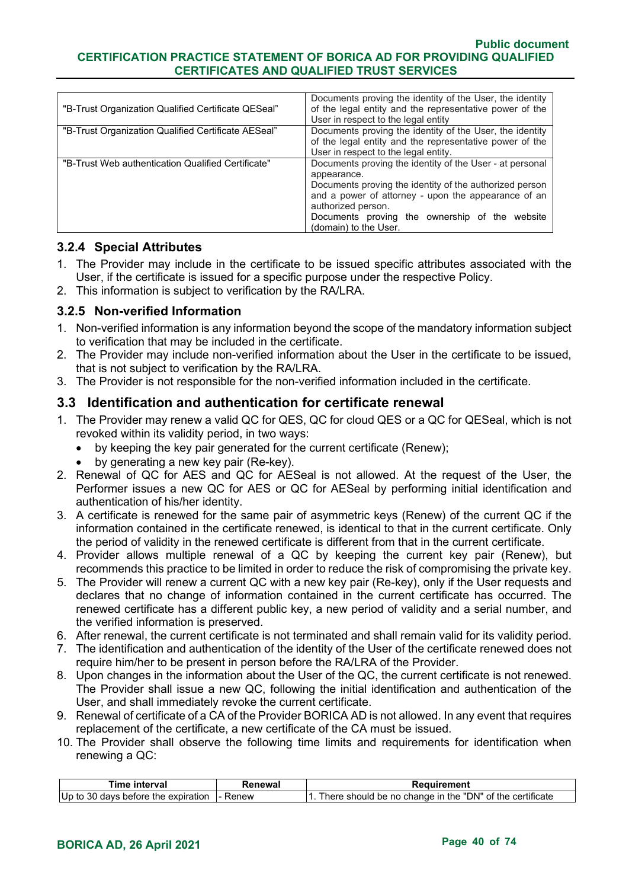| | |
|---|---|
| "B-Trust Organization Qualified Certificate QESeal" | Documents proving the identity of the User, the identity of the legal entity and the representative power of the User in respect to the legal entity |
| "B-Trust Organization Qualified Certificate AESeal" | Documents proving the identity of the User, the identity of the legal entity and the representative power of the User in respect to the legal entity. |
| "B-Trust Web authentication Qualified Certificate" | Documents proving the identity of the User - at personal appearance.<br>Documents proving the identity of the authorized person and a power of attorney - upon the appearance of an authorized person.<br>Documents proving the ownership of the website (domain) to the User. |

### 3.2.4 Special Attributes

1. The Provider may include in the certificate to be issued specific attributes associated with the User, if the certificate is issued for a specific purpose under the respective Policy.
2. This information is subject to verification by the RA/LRA.

### 3.2.5 Non-verified Information

1. Non-verified information is any information beyond the scope of the mandatory information subject to verification that may be included in the certificate.
2. The Provider may include non-verified information about the User in the certificate to be issued, that is not subject to verification by the RA/LRA.
3. The Provider is not responsible for the non-verified information included in the certificate.

## 3.3 Identification and authentication for certificate renewal

1. The Provider may renew a valid QC for QES, QC for cloud QES or a QC for QESeal, which is not revoked within its validity period, in two ways:
   - by keeping the key pair generated for the current certificate (Renew);
   - by generating a new key pair (Re-key).
2. Renewal of QC for AES and QC for AESeal is not allowed. At the request of the User, the Performer issues a new QC for AES or QC for AESeal by performing initial identification and authentication of his/her identity.
3. A certificate is renewed for the same pair of asymmetric keys (Renew) of the current QC if the information contained in the certificate renewed, is identical to that in the current certificate. Only the period of validity in the renewed certificate is different from that in the current certificate.
4. Provider allows multiple renewal of a QC by keeping the current key pair (Renew), but recommends this practice to be limited in order to reduce the risk of compromising the private key.
5. The Provider will renew a current QC with a new key pair (Re-key), only if the User requests and declares that no change of information contained in the current certificate has occurred. The renewed certificate has a different public key, a new period of validity and a serial number, and the verified information is preserved.
6. After renewal, the current certificate is not terminated and shall remain valid for its validity period.
7. The identification and authentication of the identity of the User of the certificate renewed does not require him/her to be present in person before the RA/LRA of the Provider.
8. Upon changes in the information about the User of the QC, the current certificate is not renewed. The Provider shall issue a new QC, following the initial identification and authentication of the User, and shall immediately revoke the current certificate.
9. Renewal of certificate of a CA of the Provider BORICA AD is not allowed. In any event that requires replacement of the certificate, a new certificate of the CA must be issued.
10. The Provider shall observe the following time limits and requirements for identification when renewing a QC:

| Time interval | Renewal | Requirement |
|---|---|---|
| Up to 30 days before the expiration | - Renew | 1. There should be no change in the "DN" of the certificate |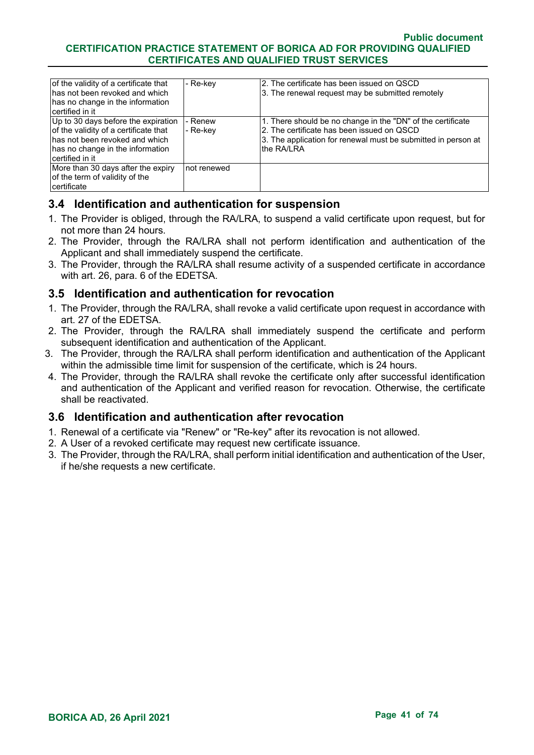| | | |
|---|---|---|
| of the validity of a certificate that has not been revoked and which has no change in the information certified in it | - Re-key | 2. The certificate has been issued on QSCD<br>3. The renewal request may be submitted remotely |
| Up to 30 days before the expiration of the validity of a certificate that has not been revoked and which has no change in the information certified in it | - Renew<br>- Re-key | 1. There should be no change in the "DN" of the certificate<br>2. The certificate has been issued on QSCD<br>3. The application for renewal must be submitted in person at the RA/LRA |
| More than 30 days after the expiry of the term of validity of the certificate | not renewed | |

## 3.4 Identification and authentication for suspension

1. The Provider is obliged, through the RA/LRA, to suspend a valid certificate upon request, but for not more than 24 hours.
2. The Provider, through the RA/LRA shall not perform identification and authentication of the Applicant and shall immediately suspend the certificate.
3. The Provider, through the RA/LRA shall resume activity of a suspended certificate in accordance with art. 26, para. 6 of the EDETSA.

## 3.5 Identification and authentication for revocation

1. The Provider, through the RA/LRA, shall revoke a valid certificate upon request in accordance with art. 27 of the EDETSA.
2. The Provider, through the RA/LRA shall immediately suspend the certificate and perform subsequent identification and authentication of the Applicant.
3. The Provider, through the RA/LRA shall perform identification and authentication of the Applicant within the admissible time limit for suspension of the certificate, which is 24 hours.
4. The Provider, through the RA/LRA shall revoke the certificate only after successful identification and authentication of the Applicant and verified reason for revocation. Otherwise, the certificate shall be reactivated.

## 3.6 Identification and authentication after revocation

1. Renewal of a certificate via "Renew" or "Re-key" after its revocation is not allowed.
2. A User of a revoked certificate may request new certificate issuance.
3. The Provider, through the RA/LRA, shall perform initial identification and authentication of the User, if he/she requests a new certificate.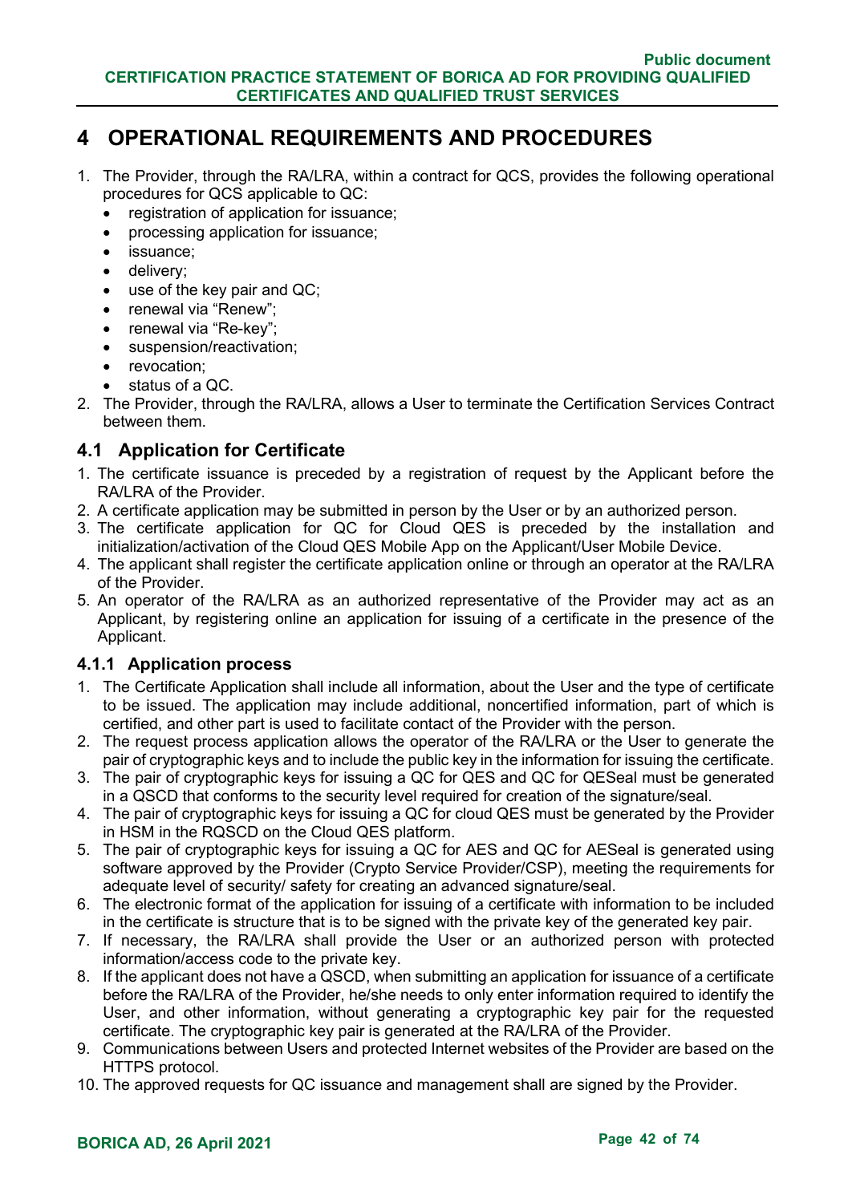# 4 OPERATIONAL REQUIREMENTS AND PROCEDURES

1. The Provider, through the RA/LRA, within a contract for QCS, provides the following operational procedures for QCS applicable to QC:
   - registration of application for issuance;
   - processing application for issuance;
   - issuance;
   - delivery;
   - use of the key pair and QC;
   - renewal via "Renew";
   - renewal via "Re-key";
   - suspension/reactivation;
   - revocation;
   - status of a QC.
2. The Provider, through the RA/LRA, allows a User to terminate the Certification Services Contract between them.

## 4.1 Application for Certificate

1. The certificate issuance is preceded by a registration of request by the Applicant before the RA/LRA of the Provider.
2. A certificate application may be submitted in person by the User or by an authorized person.
3. The certificate application for QC for Cloud QES is preceded by the installation and initialization/activation of the Cloud QES Mobile App on the Applicant/User Mobile Device.
4. The applicant shall register the certificate application online or through an operator at the RA/LRA of the Provider.
5. An operator of the RA/LRA as an authorized representative of the Provider may act as an Applicant, by registering online an application for issuing of a certificate in the presence of the Applicant.

### 4.1.1 Application process

1. The Certificate Application shall include all information, about the User and the type of certificate to be issued. The application may include additional, noncertified information, part of which is certified, and other part is used to facilitate contact of the Provider with the person.
2. The request process application allows the operator of the RA/LRA or the User to generate the pair of cryptographic keys and to include the public key in the information for issuing the certificate.
3. The pair of cryptographic keys for issuing a QC for QES and QC for QESeal must be generated in a QSCD that conforms to the security level required for creation of the signature/seal.
4. The pair of cryptographic keys for issuing a QC for cloud QES must be generated by the Provider in HSM in the RQSCD on the Cloud QES platform.
5. The pair of cryptographic keys for issuing a QC for AES and QC for AESeal is generated using software approved by the Provider (Crypto Service Provider/CSP), meeting the requirements for adequate level of security/ safety for creating an advanced signature/seal.
6. The electronic format of the application for issuing of a certificate with information to be included in the certificate is structure that is to be signed with the private key of the generated key pair.
7. If necessary, the RA/LRA shall provide the User or an authorized person with protected information/access code to the private key.
8. If the applicant does not have a QSCD, when submitting an application for issuance of a certificate before the RA/LRA of the Provider, he/she needs to only enter information required to identify the User, and other information, without generating a cryptographic key pair for the requested certificate. The cryptographic key pair is generated at the RA/LRA of the Provider.
9. Communications between Users and protected Internet websites of the Provider are based on the HTTPS protocol.
10. The approved requests for QC issuance and management shall are signed by the Provider.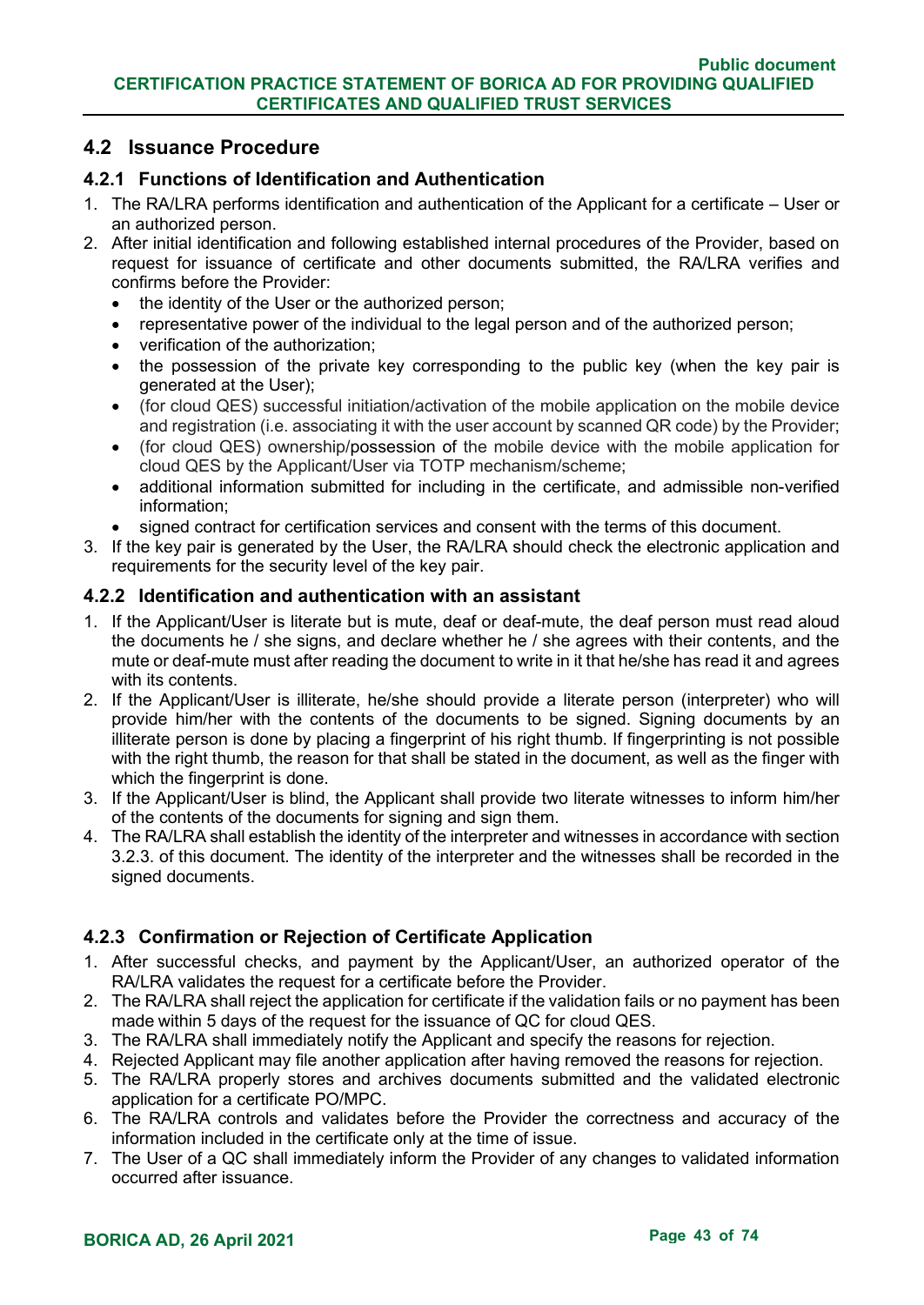## 4.2 Issuance Procedure

### 4.2.1 Functions of Identification and Authentication

1. The RA/LRA performs identification and authentication of the Applicant for a certificate – User or an authorized person.
2. After initial identification and following established internal procedures of the Provider, based on request for issuance of certificate and other documents submitted, the RA/LRA verifies and confirms before the Provider:
   - the identity of the User or the authorized person;
   - representative power of the individual to the legal person and of the authorized person;
   - verification of the authorization;
   - the possession of the private key corresponding to the public key (when the key pair is generated at the User);
   - (for cloud QES) successful initiation/activation of the mobile application on the mobile device and registration (i.e. associating it with the user account by scanned QR code) by the Provider;
   - (for cloud QES) ownership/possession of the mobile device with the mobile application for cloud QES by the Applicant/User via TOTP mechanism/scheme;
   - additional information submitted for including in the certificate, and admissible non-verified information;
   - signed contract for certification services and consent with the terms of this document.
3. If the key pair is generated by the User, the RA/LRA should check the electronic application and requirements for the security level of the key pair.

### 4.2.2 Identification and authentication with an assistant

1. If the Applicant/User is literate but is mute, deaf or deaf-mute, the deaf person must read aloud the documents he / she signs, and declare whether he / she agrees with their contents, and the mute or deaf-mute must after reading the document to write in it that he/she has read it and agrees with its contents.
2. If the Applicant/User is illiterate, he/she should provide a literate person (interpreter) who will provide him/her with the contents of the documents to be signed. Signing documents by an illiterate person is done by placing a fingerprint of his right thumb. If fingerprinting is not possible with the right thumb, the reason for that shall be stated in the document, as well as the finger with which the fingerprint is done.
3. If the Applicant/User is blind, the Applicant shall provide two literate witnesses to inform him/her of the contents of the documents for signing and sign them.
4. The RA/LRA shall establish the identity of the interpreter and witnesses in accordance with section 3.2.3. of this document. The identity of the interpreter and the witnesses shall be recorded in the signed documents.

### 4.2.3 Confirmation or Rejection of Certificate Application

1. After successful checks, and payment by the Applicant/User, an authorized operator of the RA/LRA validates the request for a certificate before the Provider.
2. The RA/LRA shall reject the application for certificate if the validation fails or no payment has been made within 5 days of the request for the issuance of QC for cloud QES.
3. The RA/LRA shall immediately notify the Applicant and specify the reasons for rejection.
4. Rejected Applicant may file another application after having removed the reasons for rejection.
5. The RA/LRA properly stores and archives documents submitted and the validated electronic application for a certificate PO/MPC.
6. The RA/LRA controls and validates before the Provider the correctness and accuracy of the information included in the certificate only at the time of issue.
7. The User of a QC shall immediately inform the Provider of any changes to validated information occurred after issuance.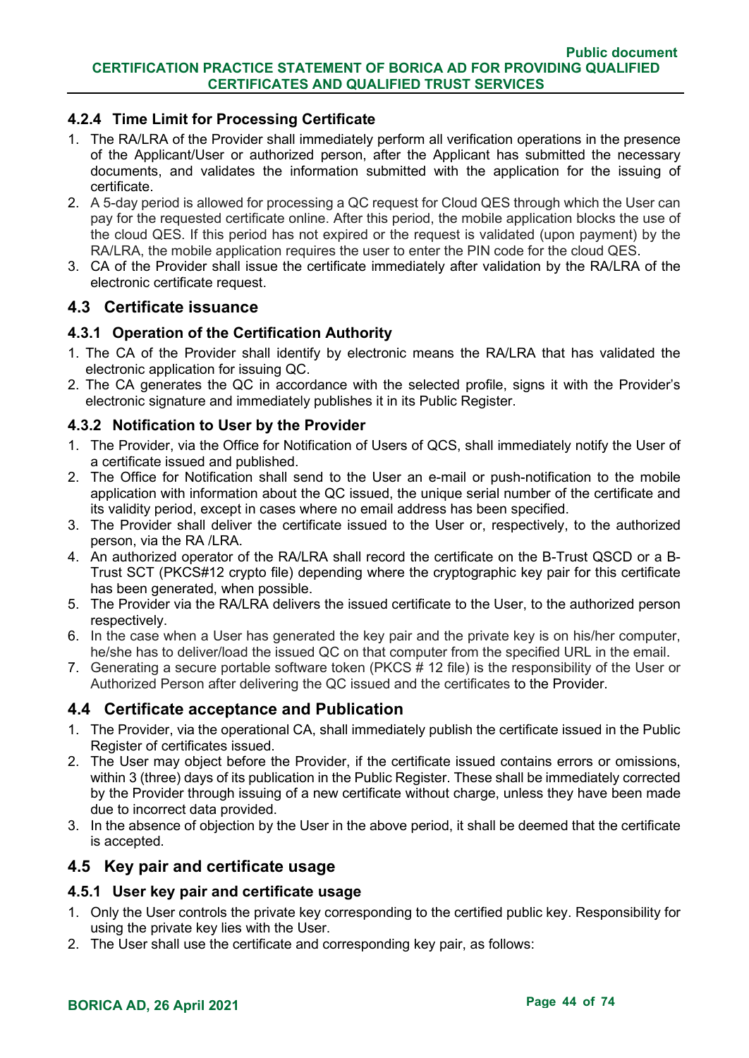### 4.2.4 Time Limit for Processing Certificate

1. The RA/LRA of the Provider shall immediately perform all verification operations in the presence of the Applicant/User or authorized person, after the Applicant has submitted the necessary documents, and validates the information submitted with the application for the issuing of certificate.
2. A 5-day period is allowed for processing a QC request for Cloud QES through which the User can pay for the requested certificate online. After this period, the mobile application blocks the use of the cloud QES. If this period has not expired or the request is validated (upon payment) by the RA/LRA, the mobile application requires the user to enter the PIN code for the cloud QES.
3. CA of the Provider shall issue the certificate immediately after validation by the RA/LRA of the electronic certificate request.

## 4.3 Certificate issuance

### 4.3.1 Operation of the Certification Authority

1. The CA of the Provider shall identify by electronic means the RA/LRA that has validated the electronic application for issuing QC.
2. The CA generates the QC in accordance with the selected profile, signs it with the Provider's electronic signature and immediately publishes it in its Public Register.

### 4.3.2 Notification to User by the Provider

1. The Provider, via the Office for Notification of Users of QCS, shall immediately notify the User of a certificate issued and published.
2. The Office for Notification shall send to the User an e-mail or push-notification to the mobile application with information about the QC issued, the unique serial number of the certificate and its validity period, except in cases where no email address has been specified.
3. The Provider shall deliver the certificate issued to the User or, respectively, to the authorized person, via the RA /LRA.
4. An authorized operator of the RA/LRA shall record the certificate on the B-Trust QSCD or a B-Trust SCT (PKCS#12 crypto file) depending where the cryptographic key pair for this certificate has been generated, when possible.
5. The Provider via the RA/LRA delivers the issued certificate to the User, to the authorized person respectively.
6. In the case when a User has generated the key pair and the private key is on his/her computer, he/she has to deliver/load the issued QC on that computer from the specified URL in the email.
7. Generating a secure portable software token (PKCS # 12 file) is the responsibility of the User or Authorized Person after delivering the QC issued and the certificates to the Provider.

## 4.4 Certificate acceptance and Publication

1. The Provider, via the operational CA, shall immediately publish the certificate issued in the Public Register of certificates issued.
2. The User may object before the Provider, if the certificate issued contains errors or omissions, within 3 (three) days of its publication in the Public Register. These shall be immediately corrected by the Provider through issuing of a new certificate without charge, unless they have been made due to incorrect data provided.
3. In the absence of objection by the User in the above period, it shall be deemed that the certificate is accepted.

## 4.5 Key pair and certificate usage

### 4.5.1 User key pair and certificate usage

1. Only the User controls the private key corresponding to the certified public key. Responsibility for using the private key lies with the User.
2. The User shall use the certificate and corresponding key pair, as follows: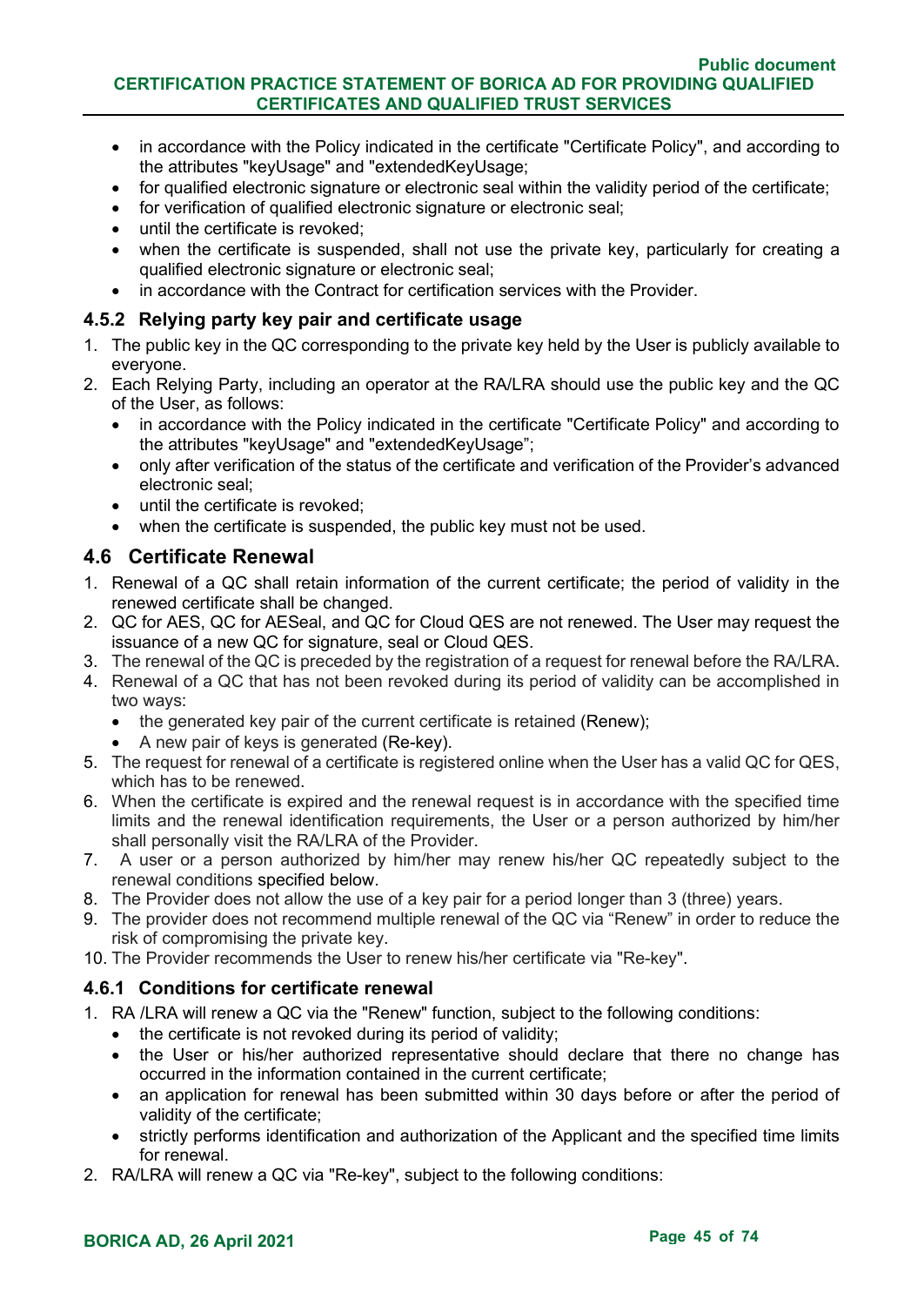- in accordance with the Policy indicated in the certificate "Certificate Policy", and according to the attributes "keyUsage" and "extendedKeyUsage;
- for qualified electronic signature or electronic seal within the validity period of the certificate;
- for verification of qualified electronic signature or electronic seal;
- until the certificate is revoked;
- when the certificate is suspended, shall not use the private key, particularly for creating a qualified electronic signature or electronic seal;
- in accordance with the Contract for certification services with the Provider.

### 4.5.2 Relying party key pair and certificate usage

1. The public key in the QC corresponding to the private key held by the User is publicly available to everyone.
2. Each Relying Party, including an operator at the RA/LRA should use the public key and the QC of the User, as follows:
   - in accordance with the Policy indicated in the certificate "Certificate Policy" and according to the attributes "keyUsage" and "extendedKeyUsage";
   - only after verification of the status of the certificate and verification of the Provider's advanced electronic seal;
   - until the certificate is revoked;
   - when the certificate is suspended, the public key must not be used.

## 4.6 Certificate Renewal

1. Renewal of a QC shall retain information of the current certificate; the period of validity in the renewed certificate shall be changed.
2. QC for AES, QC for AESeal, and QC for Cloud QES are not renewed. The User may request the issuance of a new QC for signature, seal or Cloud QES.
3. The renewal of the QC is preceded by the registration of a request for renewal before the RA/LRA.
4. Renewal of a QC that has not been revoked during its period of validity can be accomplished in two ways:
   - the generated key pair of the current certificate is retained (Renew);
   - A new pair of keys is generated (Re-key).
5. The request for renewal of a certificate is registered online when the User has a valid QC for QES, which has to be renewed.
6. When the certificate is expired and the renewal request is in accordance with the specified time limits and the renewal identification requirements, the User or a person authorized by him/her shall personally visit the RA/LRA of the Provider.
7. A user or a person authorized by him/her may renew his/her QC repeatedly subject to the renewal conditions specified below.
8. The Provider does not allow the use of a key pair for a period longer than 3 (three) years.
9. The provider does not recommend multiple renewal of the QC via "Renew" in order to reduce the risk of compromising the private key.
10. The Provider recommends the User to renew his/her certificate via "Re-key".

### 4.6.1 Conditions for certificate renewal

1. RA /LRA will renew a QC via the "Renew" function, subject to the following conditions:
   - the certificate is not revoked during its period of validity;
   - the User or his/her authorized representative should declare that there no change has occurred in the information contained in the current certificate;
   - an application for renewal has been submitted within 30 days before or after the period of validity of the certificate;
   - strictly performs identification and authorization of the Applicant and the specified time limits for renewal.
2. RA/LRA will renew a QC via "Re-key", subject to the following conditions: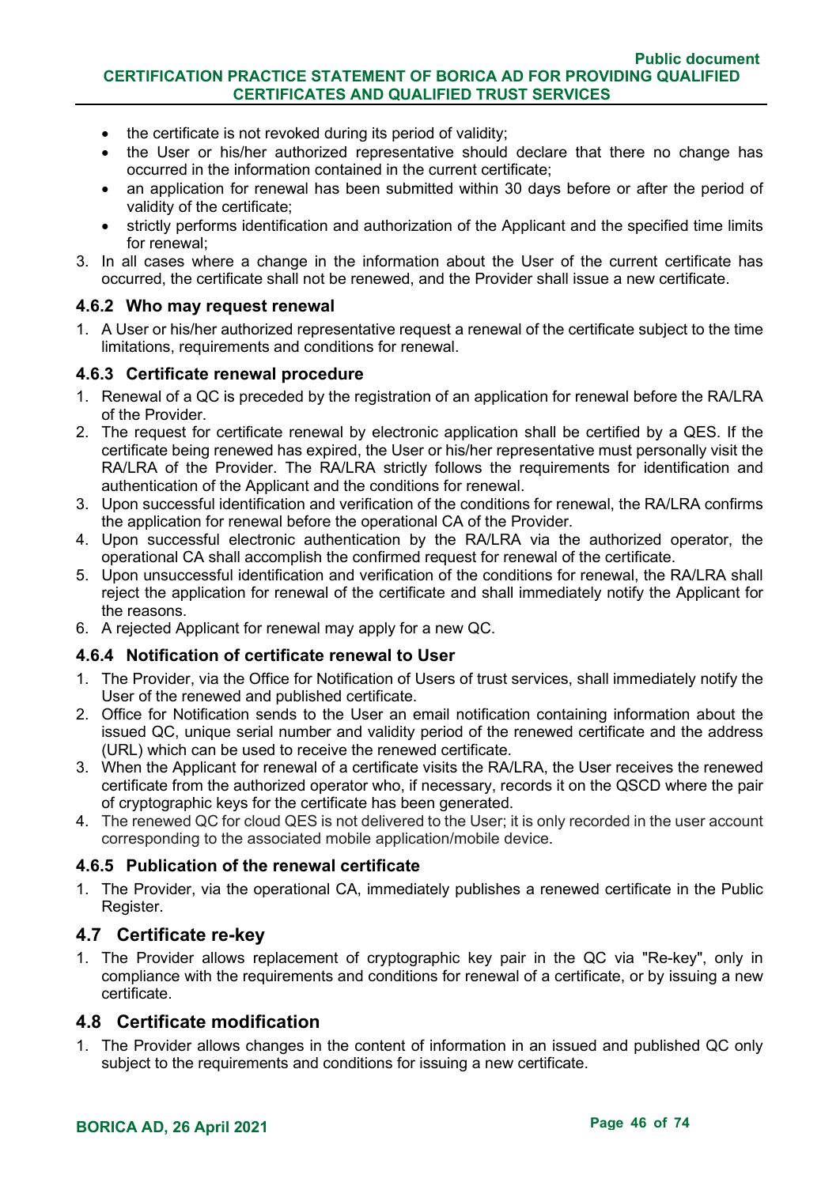- the certificate is not revoked during its period of validity;
- the User or his/her authorized representative should declare that there no change has occurred in the information contained in the current certificate;
- an application for renewal has been submitted within 30 days before or after the period of validity of the certificate;
- strictly performs identification and authorization of the Applicant and the specified time limits for renewal;

3. In all cases where a change in the information about the User of the current certificate has occurred, the certificate shall not be renewed, and the Provider shall issue a new certificate.

### 4.6.2 Who may request renewal

1. A User or his/her authorized representative request a renewal of the certificate subject to the time limitations, requirements and conditions for renewal.

### 4.6.3 Certificate renewal procedure

1. Renewal of a QC is preceded by the registration of an application for renewal before the RA/LRA of the Provider.
2. The request for certificate renewal by electronic application shall be certified by a QES. If the certificate being renewed has expired, the User or his/her representative must personally visit the RA/LRA of the Provider. The RA/LRA strictly follows the requirements for identification and authentication of the Applicant and the conditions for renewal.
3. Upon successful identification and verification of the conditions for renewal, the RA/LRA confirms the application for renewal before the operational CA of the Provider.
4. Upon successful electronic authentication by the RA/LRA via the authorized operator, the operational CA shall accomplish the confirmed request for renewal of the certificate.
5. Upon unsuccessful identification and verification of the conditions for renewal, the RA/LRA shall reject the application for renewal of the certificate and shall immediately notify the Applicant for the reasons.
6. A rejected Applicant for renewal may apply for a new QC.

### 4.6.4 Notification of certificate renewal to User

1. The Provider, via the Office for Notification of Users of trust services, shall immediately notify the User of the renewed and published certificate.
2. Office for Notification sends to the User an email notification containing information about the issued QC, unique serial number and validity period of the renewed certificate and the address (URL) which can be used to receive the renewed certificate.
3. When the Applicant for renewal of a certificate visits the RA/LRA, the User receives the renewed certificate from the authorized operator who, if necessary, records it on the QSCD where the pair of cryptographic keys for the certificate has been generated.
4. The renewed QC for cloud QES is not delivered to the User; it is only recorded in the user account corresponding to the associated mobile application/mobile device.

### 4.6.5 Publication of the renewal certificate

1. The Provider, via the operational CA, immediately publishes a renewed certificate in the Public Register.

## 4.7 Certificate re-key

1. The Provider allows replacement of cryptographic key pair in the QC via "Re-key", only in compliance with the requirements and conditions for renewal of a certificate, or by issuing a new certificate.

## 4.8 Certificate modification

1. The Provider allows changes in the content of information in an issued and published QC only subject to the requirements and conditions for issuing a new certificate.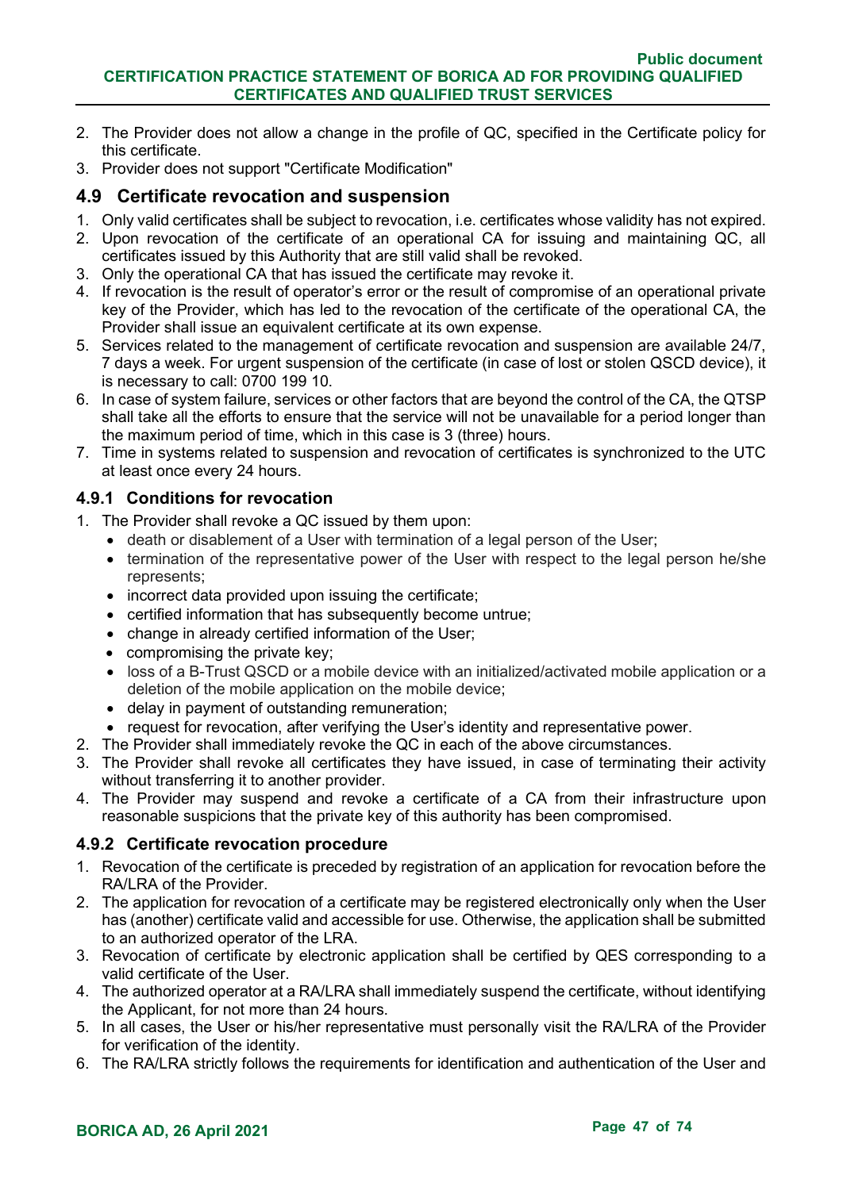2. The Provider does not allow a change in the profile of QC, specified in the Certificate policy for this certificate.
3. Provider does not support "Certificate Modification"

## 4.9 Certificate revocation and suspension

1. Only valid certificates shall be subject to revocation, i.e. certificates whose validity has not expired.
2. Upon revocation of the certificate of an operational CA for issuing and maintaining QC, all certificates issued by this Authority that are still valid shall be revoked.
3. Only the operational CA that has issued the certificate may revoke it.
4. If revocation is the result of operator's error or the result of compromise of an operational private key of the Provider, which has led to the revocation of the certificate of the operational CA, the Provider shall issue an equivalent certificate at its own expense.
5. Services related to the management of certificate revocation and suspension are available 24/7, 7 days a week. For urgent suspension of the certificate (in case of lost or stolen QSCD device), it is necessary to call: 0700 199 10.
6. In case of system failure, services or other factors that are beyond the control of the CA, the QTSP shall take all the efforts to ensure that the service will not be unavailable for a period longer than the maximum period of time, which in this case is 3 (three) hours.
7. Time in systems related to suspension and revocation of certificates is synchronized to the UTC at least once every 24 hours.

### 4.9.1 Conditions for revocation

1. The Provider shall revoke a QC issued by them upon:
   - death or disablement of a User with termination of a legal person of the User;
   - termination of the representative power of the User with respect to the legal person he/she represents;
   - incorrect data provided upon issuing the certificate;
   - certified information that has subsequently become untrue;
   - change in already certified information of the User;
   - compromising the private key;
   - loss of a B-Trust QSCD or a mobile device with an initialized/activated mobile application or a deletion of the mobile application on the mobile device;
   - delay in payment of outstanding remuneration;
   - request for revocation, after verifying the User's identity and representative power.
2. The Provider shall immediately revoke the QC in each of the above circumstances.
3. The Provider shall revoke all certificates they have issued, in case of terminating their activity without transferring it to another provider.
4. The Provider may suspend and revoke a certificate of a CA from their infrastructure upon reasonable suspicions that the private key of this authority has been compromised.

### 4.9.2 Certificate revocation procedure

1. Revocation of the certificate is preceded by registration of an application for revocation before the RA/LRA of the Provider.
2. The application for revocation of a certificate may be registered electronically only when the User has (another) certificate valid and accessible for use. Otherwise, the application shall be submitted to an authorized operator of the LRA.
3. Revocation of certificate by electronic application shall be certified by QES corresponding to a valid certificate of the User.
4. The authorized operator at a RA/LRA shall immediately suspend the certificate, without identifying the Applicant, for not more than 24 hours.
5. In all cases, the User or his/her representative must personally visit the RA/LRA of the Provider for verification of the identity.
6. The RA/LRA strictly follows the requirements for identification and authentication of the User and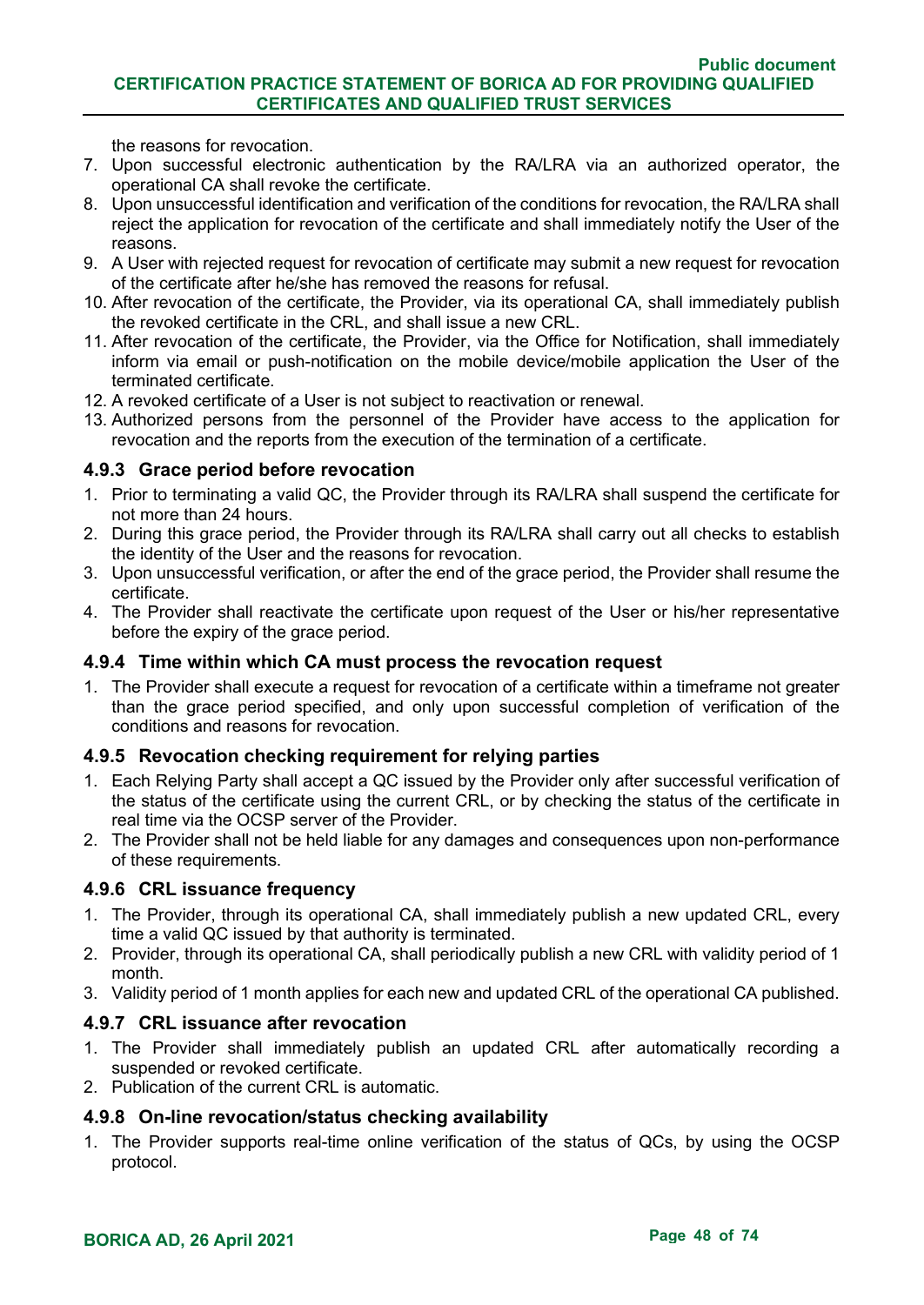the reasons for revocation.

7. Upon successful electronic authentication by the RA/LRA via an authorized operator, the operational CA shall revoke the certificate.
8. Upon unsuccessful identification and verification of the conditions for revocation, the RA/LRA shall reject the application for revocation of the certificate and shall immediately notify the User of the reasons.
9. A User with rejected request for revocation of certificate may submit a new request for revocation of the certificate after he/she has removed the reasons for refusal.
10. After revocation of the certificate, the Provider, via its operational CA, shall immediately publish the revoked certificate in the CRL, and shall issue a new CRL.
11. After revocation of the certificate, the Provider, via the Office for Notification, shall immediately inform via email or push-notification on the mobile device/mobile application the User of the terminated certificate.
12. A revoked certificate of a User is not subject to reactivation or renewal.
13. Authorized persons from the personnel of the Provider have access to the application for revocation and the reports from the execution of the termination of a certificate.

### 4.9.3 Grace period before revocation

1. Prior to terminating a valid QC, the Provider through its RA/LRA shall suspend the certificate for not more than 24 hours.
2. During this grace period, the Provider through its RA/LRA shall carry out all checks to establish the identity of the User and the reasons for revocation.
3. Upon unsuccessful verification, or after the end of the grace period, the Provider shall resume the certificate.
4. The Provider shall reactivate the certificate upon request of the User or his/her representative before the expiry of the grace period.

### 4.9.4 Time within which CA must process the revocation request

1. The Provider shall execute a request for revocation of a certificate within a timeframe not greater than the grace period specified, and only upon successful completion of verification of the conditions and reasons for revocation.

### 4.9.5 Revocation checking requirement for relying parties

1. Each Relying Party shall accept a QC issued by the Provider only after successful verification of the status of the certificate using the current CRL, or by checking the status of the certificate in real time via the OCSP server of the Provider.
2. The Provider shall not be held liable for any damages and consequences upon non-performance of these requirements.

### 4.9.6 CRL issuance frequency

1. The Provider, through its operational CA, shall immediately publish a new updated CRL, every time a valid QC issued by that authority is terminated.
2. Provider, through its operational CA, shall periodically publish a new CRL with validity period of 1 month.
3. Validity period of 1 month applies for each new and updated CRL of the operational CA published.

### 4.9.7 CRL issuance after revocation

1. The Provider shall immediately publish an updated CRL after automatically recording a suspended or revoked certificate.
2. Publication of the current CRL is automatic.

### 4.9.8 On-line revocation/status checking availability

1. The Provider supports real-time online verification of the status of QCs, by using the OCSP protocol.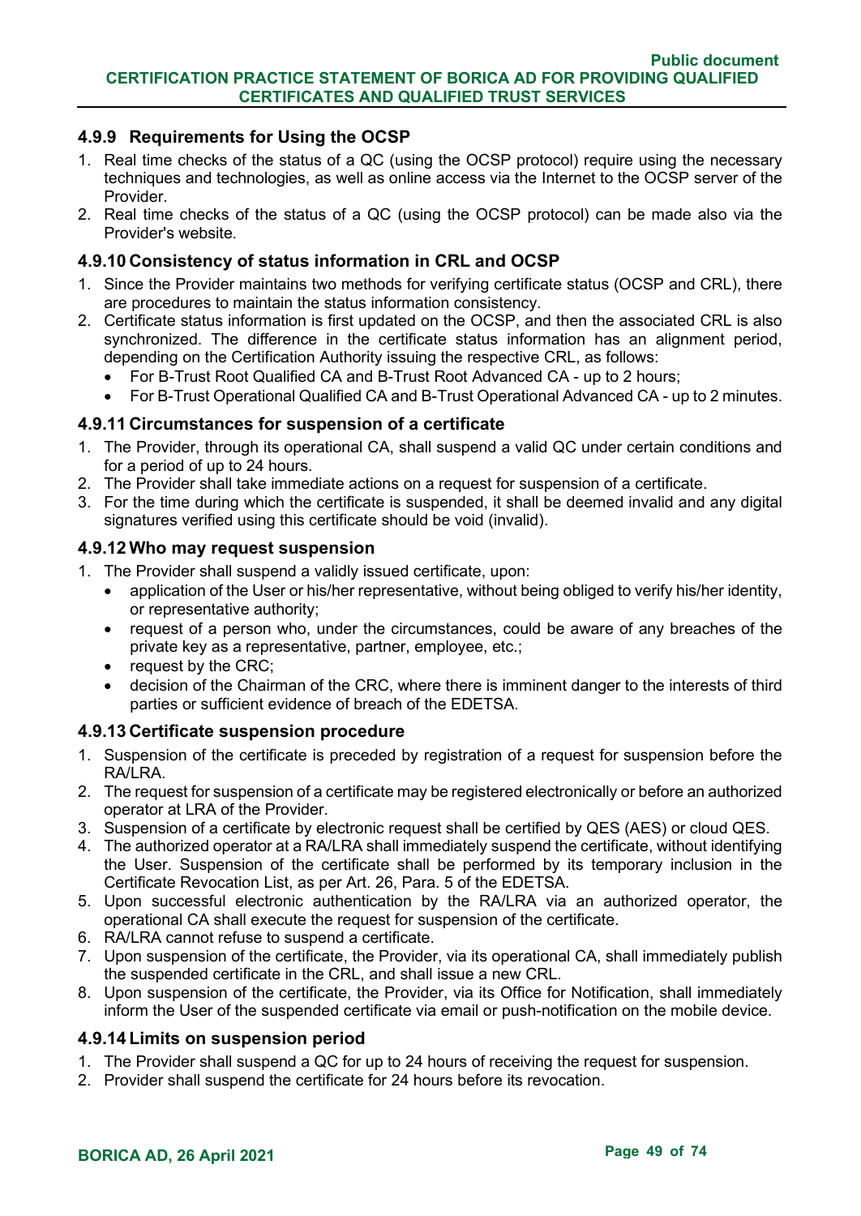### 4.9.9 Requirements for Using the OCSP

1. Real time checks of the status of a QC (using the OCSP protocol) require using the necessary techniques and technologies, as well as online access via the Internet to the OCSP server of the Provider.
2. Real time checks of the status of a QC (using the OCSP protocol) can be made also via the Provider's website.

### 4.9.10 Consistency of status information in CRL and OCSP

1. Since the Provider maintains two methods for verifying certificate status (OCSP and CRL), there are procedures to maintain the status information consistency.
2. Certificate status information is first updated on the OCSP, and then the associated CRL is also synchronized. The difference in the certificate status information has an alignment period, depending on the Certification Authority issuing the respective CRL, as follows:
   - For B-Trust Root Qualified CA and B-Trust Root Advanced CA - up to 2 hours;
   - For B-Trust Operational Qualified CA and B-Trust Operational Advanced CA - up to 2 minutes.

### 4.9.11 Circumstances for suspension of a certificate

1. The Provider, through its operational CA, shall suspend a valid QC under certain conditions and for a period of up to 24 hours.
2. The Provider shall take immediate actions on a request for suspension of a certificate.
3. For the time during which the certificate is suspended, it shall be deemed invalid and any digital signatures verified using this certificate should be void (invalid).

### 4.9.12 Who may request suspension

1. The Provider shall suspend a validly issued certificate, upon:
   - application of the User or his/her representative, without being obliged to verify his/her identity, or representative authority;
   - request of a person who, under the circumstances, could be aware of any breaches of the private key as a representative, partner, employee, etc.;
   - request by the CRC;
   - decision of the Chairman of the CRC, where there is imminent danger to the interests of third parties or sufficient evidence of breach of the EDETSA.

### 4.9.13 Certificate suspension procedure

1. Suspension of the certificate is preceded by registration of a request for suspension before the RA/LRA.
2. The request for suspension of a certificate may be registered electronically or before an authorized operator at LRA of the Provider.
3. Suspension of a certificate by electronic request shall be certified by QES (AES) or cloud QES.
4. The authorized operator at a RA/LRA shall immediately suspend the certificate, without identifying the User. Suspension of the certificate shall be performed by its temporary inclusion in the Certificate Revocation List, as per Art. 26, Para. 5 of the EDETSA.
5. Upon successful electronic authentication by the RA/LRA via an authorized operator, the operational CA shall execute the request for suspension of the certificate.
6. RA/LRA cannot refuse to suspend a certificate.
7. Upon suspension of the certificate, the Provider, via its operational CA, shall immediately publish the suspended certificate in the CRL, and shall issue a new CRL.
8. Upon suspension of the certificate, the Provider, via its Office for Notification, shall immediately inform the User of the suspended certificate via email or push-notification on the mobile device.

### 4.9.14 Limits on suspension period

1. The Provider shall suspend a QC for up to 24 hours of receiving the request for suspension.
2. Provider shall suspend the certificate for 24 hours before its revocation.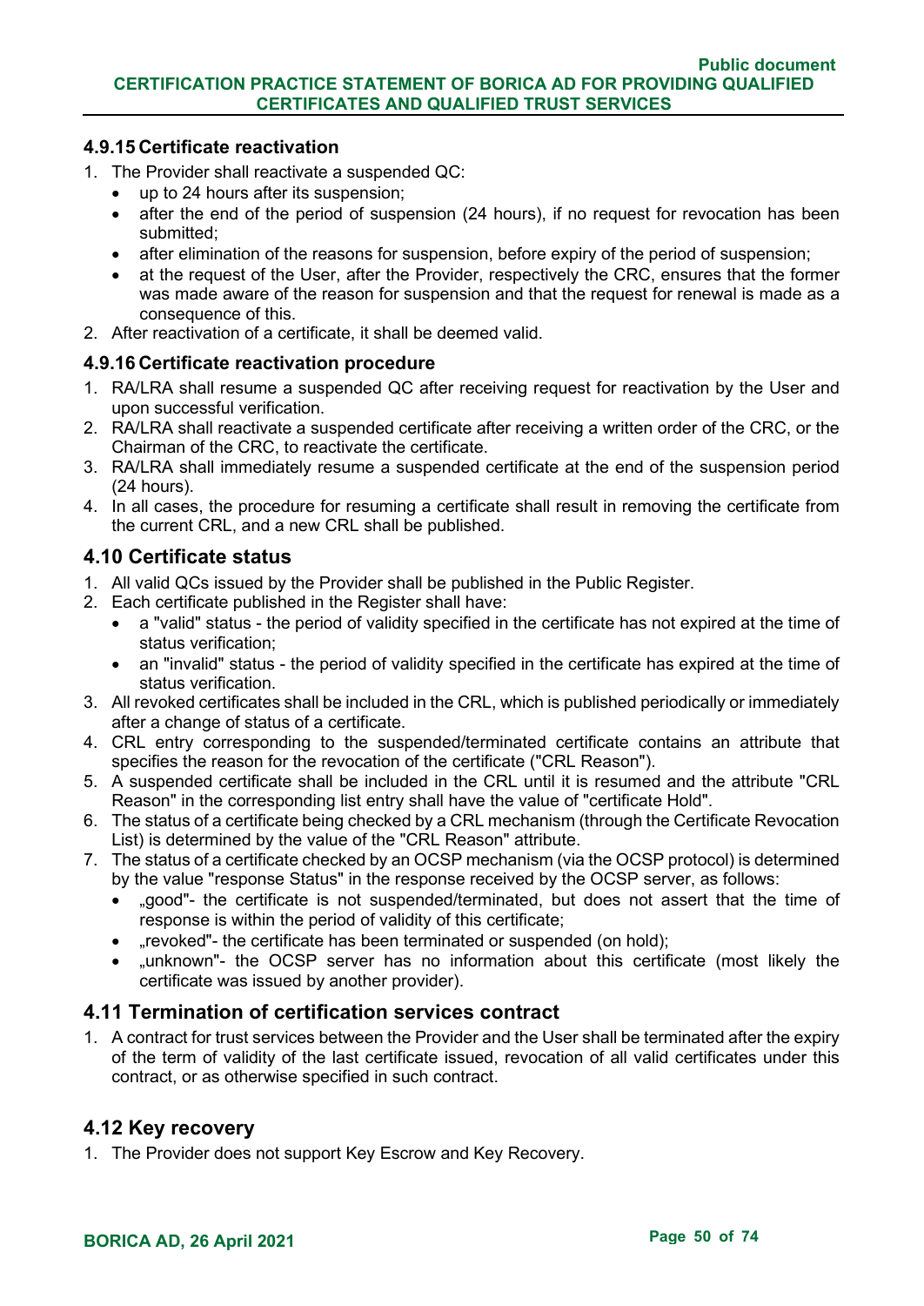### 4.9.15 Certificate reactivation

1. The Provider shall reactivate a suspended QC:
   - up to 24 hours after its suspension;
   - after the end of the period of suspension (24 hours), if no request for revocation has been submitted;
   - after elimination of the reasons for suspension, before expiry of the period of suspension;
   - at the request of the User, after the Provider, respectively the CRC, ensures that the former was made aware of the reason for suspension and that the request for renewal is made as a consequence of this.
2. After reactivation of a certificate, it shall be deemed valid.

### 4.9.16 Certificate reactivation procedure

1. RA/LRA shall resume a suspended QC after receiving request for reactivation by the User and upon successful verification.
2. RA/LRA shall reactivate a suspended certificate after receiving a written order of the CRC, or the Chairman of the CRC, to reactivate the certificate.
3. RA/LRA shall immediately resume a suspended certificate at the end of the suspension period (24 hours).
4. In all cases, the procedure for resuming a certificate shall result in removing the certificate from the current CRL, and a new CRL shall be published.

## 4.10 Certificate status

1. All valid QCs issued by the Provider shall be published in the Public Register.
2. Each certificate published in the Register shall have:
   - a "valid" status - the period of validity specified in the certificate has not expired at the time of status verification;
   - an "invalid" status - the period of validity specified in the certificate has expired at the time of status verification.
3. All revoked certificates shall be included in the CRL, which is published periodically or immediately after a change of status of a certificate.
4. CRL entry corresponding to the suspended/terminated certificate contains an attribute that specifies the reason for the revocation of the certificate ("CRL Reason").
5. A suspended certificate shall be included in the CRL until it is resumed and the attribute "CRL Reason" in the corresponding list entry shall have the value of "certificate Hold".
6. The status of a certificate being checked by a CRL mechanism (through the Certificate Revocation List) is determined by the value of the "CRL Reason" attribute.
7. The status of a certificate checked by an OCSP mechanism (via the OCSP protocol) is determined by the value "response Status" in the response received by the OCSP server, as follows:
   - „good"- the certificate is not suspended/terminated, but does not assert that the time of response is within the period of validity of this certificate;
   - „revoked"- the certificate has been terminated or suspended (on hold);
   - „unknown"- the OCSP server has no information about this certificate (most likely the certificate was issued by another provider).

## 4.11 Termination of certification services contract

1. A contract for trust services between the Provider and the User shall be terminated after the expiry of the term of validity of the last certificate issued, revocation of all valid certificates under this contract, or as otherwise specified in such contract.

## 4.12 Key recovery

1. The Provider does not support Key Escrow and Key Recovery.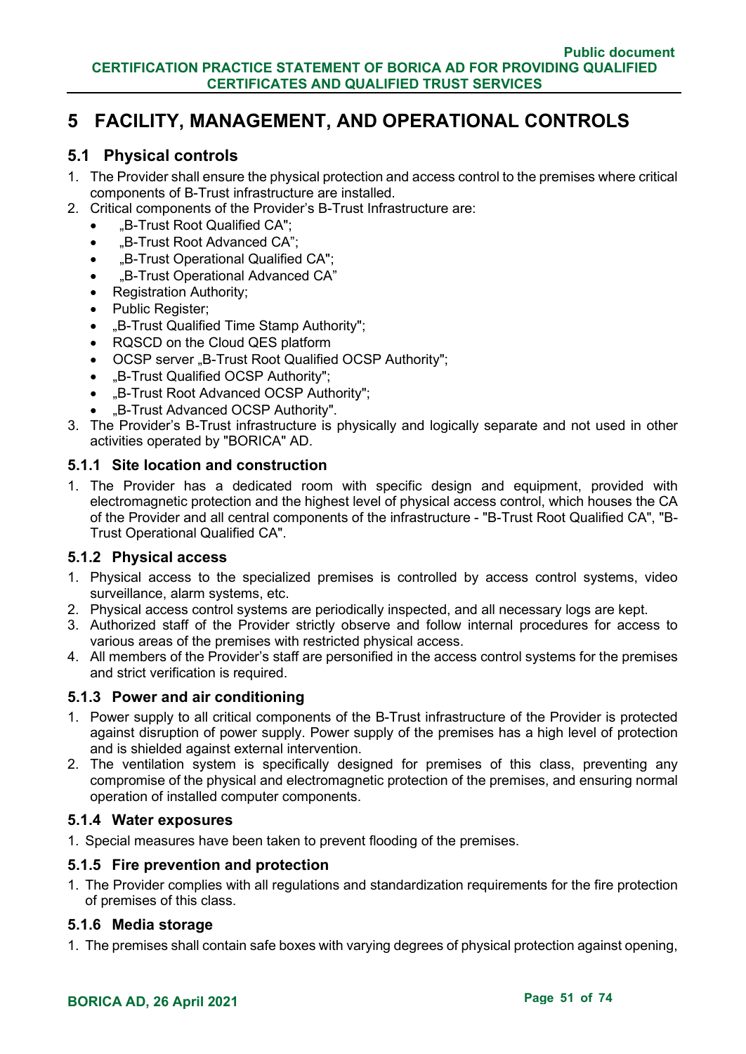# 5 FACILITY, MANAGEMENT, AND OPERATIONAL CONTROLS

## 5.1 Physical controls

1. The Provider shall ensure the physical protection and access control to the premises where critical components of B-Trust infrastructure are installed.
2. Critical components of the Provider's B-Trust Infrastructure are:
   - „B-Trust Root Qualified CA";
   - „B-Trust Root Advanced CA";
   - „B-Trust Operational Qualified CA";
   - „B-Trust Operational Advanced CA"
   - Registration Authority;
   - Public Register;
   - „B-Trust Qualified Time Stamp Authority";
   - RQSCD on the Cloud QES platform
   - OCSP server „B-Trust Root Qualified OCSP Authority";
   - „B-Trust Qualified OCSP Authority";
   - „B-Trust Root Advanced OCSP Authority";
   - „B-Trust Advanced OCSP Authority".
3. The Provider's B-Trust infrastructure is physically and logically separate and not used in other activities operated by "BORICA" AD.

### 5.1.1 Site location and construction

1. The Provider has a dedicated room with specific design and equipment, provided with electromagnetic protection and the highest level of physical access control, which houses the CA of the Provider and all central components of the infrastructure - "B-Trust Root Qualified CA", "B-Trust Operational Qualified CA".

### 5.1.2 Physical access

1. Physical access to the specialized premises is controlled by access control systems, video surveillance, alarm systems, etc.
2. Physical access control systems are periodically inspected, and all necessary logs are kept.
3. Authorized staff of the Provider strictly observe and follow internal procedures for access to various areas of the premises with restricted physical access.
4. All members of the Provider's staff are personified in the access control systems for the premises and strict verification is required.

### 5.1.3 Power and air conditioning

1. Power supply to all critical components of the B-Trust infrastructure of the Provider is protected against disruption of power supply. Power supply of the premises has a high level of protection and is shielded against external intervention.
2. The ventilation system is specifically designed for premises of this class, preventing any compromise of the physical and electromagnetic protection of the premises, and ensuring normal operation of installed computer components.

### 5.1.4 Water exposures

1. Special measures have been taken to prevent flooding of the premises.

### 5.1.5 Fire prevention and protection

1. The Provider complies with all regulations and standardization requirements for the fire protection of premises of this class.

### 5.1.6 Media storage

1. The premises shall contain safe boxes with varying degrees of physical protection against opening,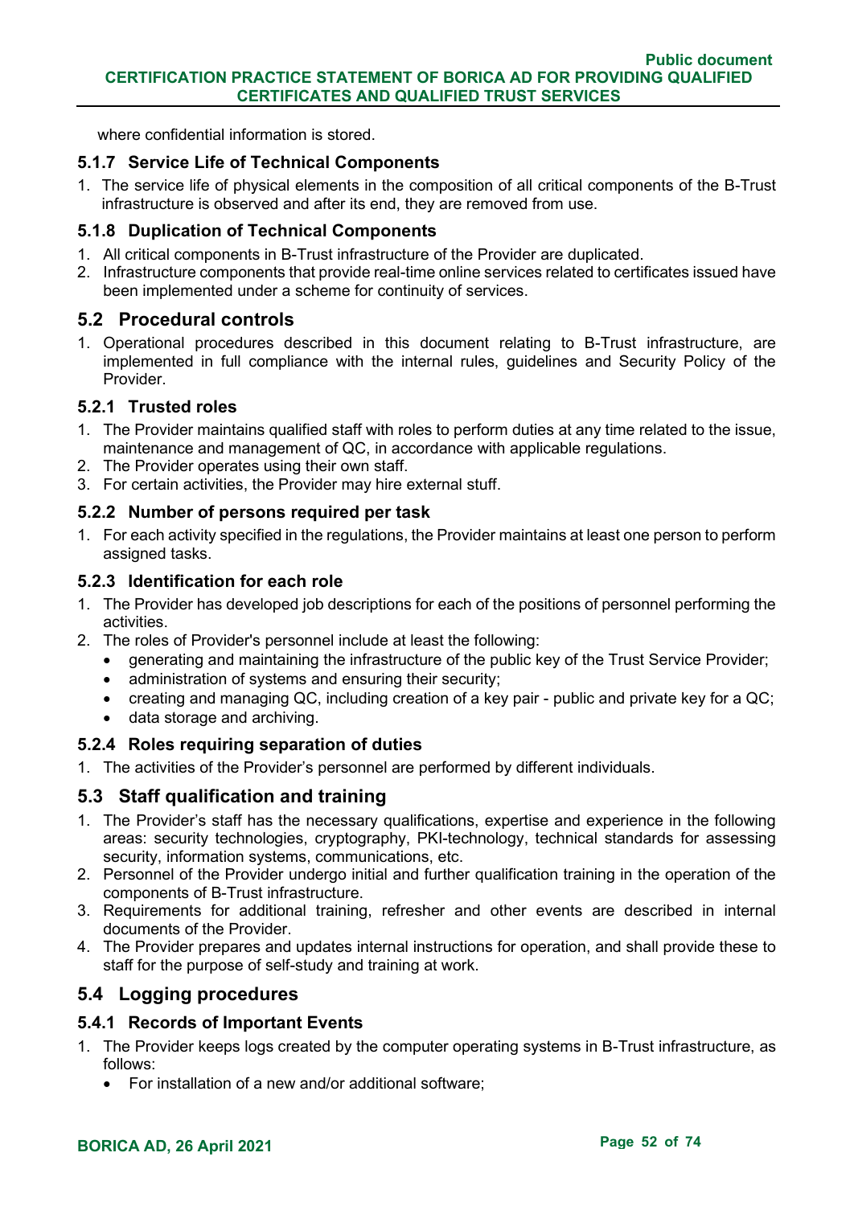where confidential information is stored.

### 5.1.7 Service Life of Technical Components

1. The service life of physical elements in the composition of all critical components of the B-Trust infrastructure is observed and after its end, they are removed from use.

### 5.1.8 Duplication of Technical Components

1. All critical components in B-Trust infrastructure of the Provider are duplicated.
2. Infrastructure components that provide real-time online services related to certificates issued have been implemented under a scheme for continuity of services.

## 5.2 Procedural controls

1. Operational procedures described in this document relating to B-Trust infrastructure, are implemented in full compliance with the internal rules, guidelines and Security Policy of the Provider.

### 5.2.1 Trusted roles

1. The Provider maintains qualified staff with roles to perform duties at any time related to the issue, maintenance and management of QC, in accordance with applicable regulations.
2. The Provider operates using their own staff.
3. For certain activities, the Provider may hire external stuff.

### 5.2.2 Number of persons required per task

1. For each activity specified in the regulations, the Provider maintains at least one person to perform assigned tasks.

### 5.2.3 Identification for each role

1. The Provider has developed job descriptions for each of the positions of personnel performing the activities.
2. The roles of Provider's personnel include at least the following:
   - generating and maintaining the infrastructure of the public key of the Trust Service Provider;
   - administration of systems and ensuring their security;
   - creating and managing QC, including creation of a key pair - public and private key for a QC;
   - data storage and archiving.

### 5.2.4 Roles requiring separation of duties

1. The activities of the Provider's personnel are performed by different individuals.

## 5.3 Staff qualification and training

1. The Provider's staff has the necessary qualifications, expertise and experience in the following areas: security technologies, cryptography, PKI-technology, technical standards for assessing security, information systems, communications, etc.
2. Personnel of the Provider undergo initial and further qualification training in the operation of the components of B-Trust infrastructure.
3. Requirements for additional training, refresher and other events are described in internal documents of the Provider.
4. The Provider prepares and updates internal instructions for operation, and shall provide these to staff for the purpose of self-study and training at work.

## 5.4 Logging procedures

### 5.4.1 Records of Important Events

1. The Provider keeps logs created by the computer operating systems in B-Trust infrastructure, as follows:
   - For installation of a new and/or additional software;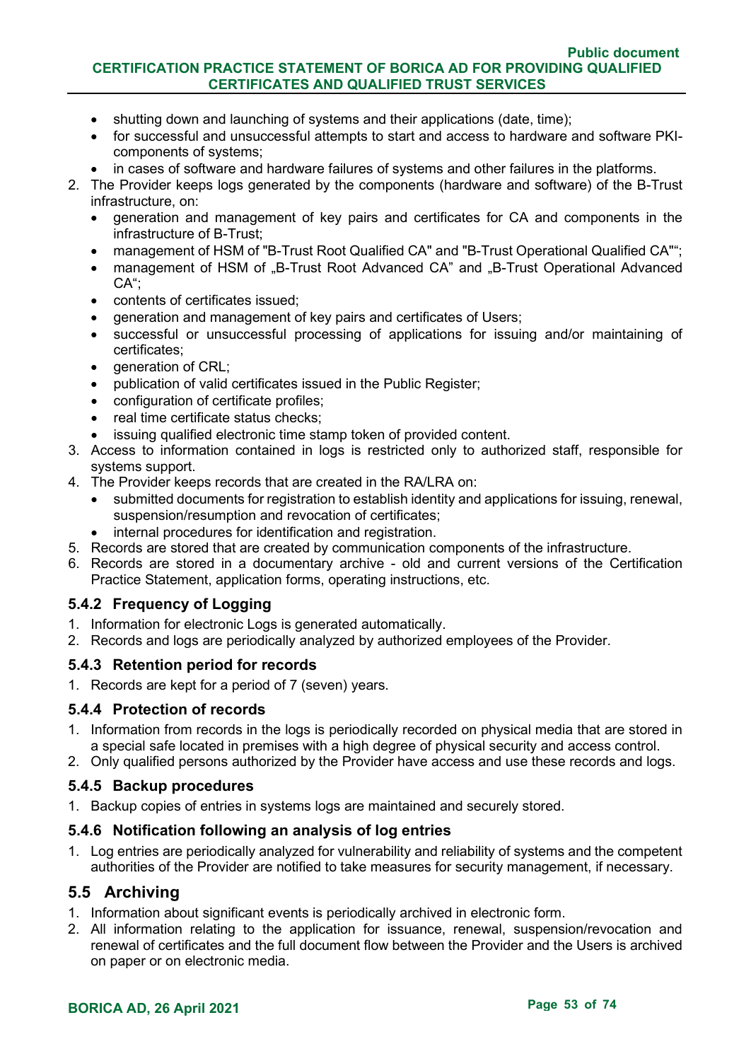- shutting down and launching of systems and their applications (date, time);
- for successful and unsuccessful attempts to start and access to hardware and software PKI-components of systems;
- in cases of software and hardware failures of systems and other failures in the platforms.

2. The Provider keeps logs generated by the components (hardware and software) of the B-Trust infrastructure, on:
   - generation and management of key pairs and certificates for CA and components in the infrastructure of B-Trust;
   - management of HSM of "B-Trust Root Qualified CA" and "B-Trust Operational Qualified CA"";
   - management of HSM of „B-Trust Root Advanced CA" and „B-Trust Operational Advanced CA";
   - contents of certificates issued;
   - generation and management of key pairs and certificates of Users;
   - successful or unsuccessful processing of applications for issuing and/or maintaining of certificates;
   - generation of CRL;
   - publication of valid certificates issued in the Public Register;
   - configuration of certificate profiles;
   - real time certificate status checks;
   - issuing qualified electronic time stamp token of provided content.
3. Access to information contained in logs is restricted only to authorized staff, responsible for systems support.
4. The Provider keeps records that are created in the RA/LRA on:
   - submitted documents for registration to establish identity and applications for issuing, renewal, suspension/resumption and revocation of certificates;
   - internal procedures for identification and registration.
5. Records are stored that are created by communication components of the infrastructure.
6. Records are stored in a documentary archive - old and current versions of the Certification Practice Statement, application forms, operating instructions, etc.

### 5.4.2 Frequency of Logging

1. Information for electronic Logs is generated automatically.
2. Records and logs are periodically analyzed by authorized employees of the Provider.

### 5.4.3 Retention period for records

1. Records are kept for a period of 7 (seven) years.

### 5.4.4 Protection of records

1. Information from records in the logs is periodically recorded on physical media that are stored in a special safe located in premises with a high degree of physical security and access control.
2. Only qualified persons authorized by the Provider have access and use these records and logs.

### 5.4.5 Backup procedures

1. Backup copies of entries in systems logs are maintained and securely stored.

### 5.4.6 Notification following an analysis of log entries

1. Log entries are periodically analyzed for vulnerability and reliability of systems and the competent authorities of the Provider are notified to take measures for security management, if necessary.

## 5.5 Archiving

1. Information about significant events is periodically archived in electronic form.
2. All information relating to the application for issuance, renewal, suspension/revocation and renewal of certificates and the full document flow between the Provider and the Users is archived on paper or on electronic media.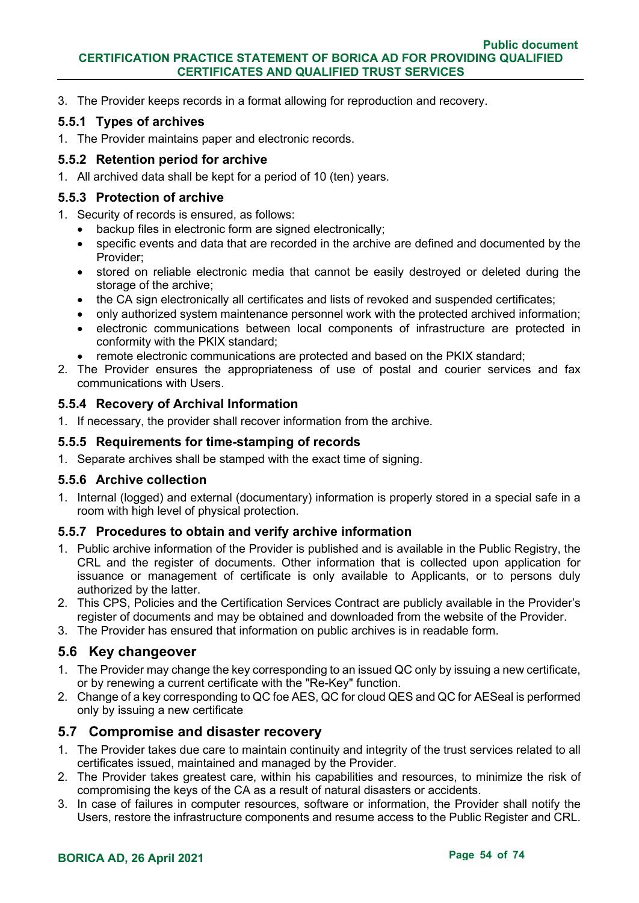3. The Provider keeps records in a format allowing for reproduction and recovery.

### 5.5.1 Types of archives

1. The Provider maintains paper and electronic records.

### 5.5.2 Retention period for archive

1. All archived data shall be kept for a period of 10 (ten) years.

### 5.5.3 Protection of archive

1. Security of records is ensured, as follows:
   - backup files in electronic form are signed electronically;
   - specific events and data that are recorded in the archive are defined and documented by the Provider;
   - stored on reliable electronic media that cannot be easily destroyed or deleted during the storage of the archive;
   - the CA sign electronically all certificates and lists of revoked and suspended certificates;
   - only authorized system maintenance personnel work with the protected archived information;
   - electronic communications between local components of infrastructure are protected in conformity with the PKIX standard;
   - remote electronic communications are protected and based on the PKIX standard;
2. The Provider ensures the appropriateness of use of postal and courier services and fax communications with Users.

### 5.5.4 Recovery of Archival Information

1. If necessary, the provider shall recover information from the archive.

### 5.5.5 Requirements for time-stamping of records

1. Separate archives shall be stamped with the exact time of signing.

### 5.5.6 Archive collection

1. Internal (logged) and external (documentary) information is properly stored in a special safe in a room with high level of physical protection.

### 5.5.7 Procedures to obtain and verify archive information

1. Public archive information of the Provider is published and is available in the Public Registry, the CRL and the register of documents. Other information that is collected upon application for issuance or management of certificate is only available to Applicants, or to persons duly authorized by the latter.
2. This CPS, Policies and the Certification Services Contract are publicly available in the Provider's register of documents and may be obtained and downloaded from the website of the Provider.
3. The Provider has ensured that information on public archives is in readable form.

## 5.6 Key changeover

1. The Provider may change the key corresponding to an issued QC only by issuing a new certificate, or by renewing a current certificate with the "Re-Key" function.
2. Change of a key corresponding to QC foe AES, QC for cloud QES and QC for AESeal is performed only by issuing a new certificate

## 5.7 Compromise and disaster recovery

1. The Provider takes due care to maintain continuity and integrity of the trust services related to all certificates issued, maintained and managed by the Provider.
2. The Provider takes greatest care, within his capabilities and resources, to minimize the risk of compromising the keys of the CA as a result of natural disasters or accidents.
3. In case of failures in computer resources, software or information, the Provider shall notify the Users, restore the infrastructure components and resume access to the Public Register and CRL.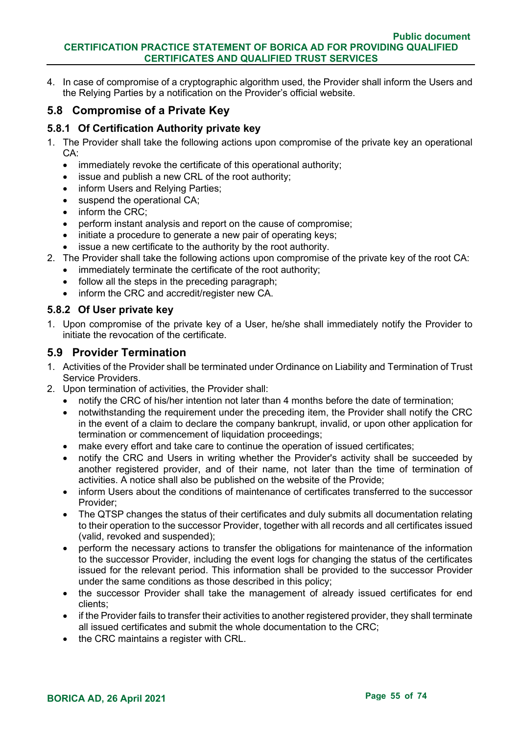4. In case of compromise of a cryptographic algorithm used, the Provider shall inform the Users and the Relying Parties by a notification on the Provider's official website.

## 5.8 Compromise of a Private Key

### 5.8.1 Of Certification Authority private key

1. The Provider shall take the following actions upon compromise of the private key an operational CA:
   - immediately revoke the certificate of this operational authority;
   - issue and publish a new CRL of the root authority;
   - inform Users and Relying Parties;
   - suspend the operational CA;
   - inform the CRC;
   - perform instant analysis and report on the cause of compromise;
   - initiate a procedure to generate a new pair of operating keys;
   - issue a new certificate to the authority by the root authority.
2. The Provider shall take the following actions upon compromise of the private key of the root CA:
   - immediately terminate the certificate of the root authority;
   - follow all the steps in the preceding paragraph;
   - inform the CRC and accredit/register new CA.

### 5.8.2 Of User private key

1. Upon compromise of the private key of a User, he/she shall immediately notify the Provider to initiate the revocation of the certificate.

## 5.9 Provider Termination

1. Activities of the Provider shall be terminated under Ordinance on Liability and Termination of Trust Service Providers.
2. Upon termination of activities, the Provider shall:
   - notify the CRC of his/her intention not later than 4 months before the date of termination;
   - notwithstanding the requirement under the preceding item, the Provider shall notify the CRC in the event of a claim to declare the company bankrupt, invalid, or upon other application for termination or commencement of liquidation proceedings;
   - make every effort and take care to continue the operation of issued certificates;
   - notify the CRC and Users in writing whether the Provider's activity shall be succeeded by another registered provider, and of their name, not later than the time of termination of activities. A notice shall also be published on the website of the Provide;
   - inform Users about the conditions of maintenance of certificates transferred to the successor Provider;
   - The QTSP changes the status of their certificates and duly submits all documentation relating to their operation to the successor Provider, together with all records and all certificates issued (valid, revoked and suspended);
   - perform the necessary actions to transfer the obligations for maintenance of the information to the successor Provider, including the event logs for changing the status of the certificates issued for the relevant period. This information shall be provided to the successor Provider under the same conditions as those described in this policy;
   - the successor Provider shall take the management of already issued certificates for end clients;
   - if the Provider fails to transfer their activities to another registered provider, they shall terminate all issued certificates and submit the whole documentation to the CRC;
   - the CRC maintains a register with CRL.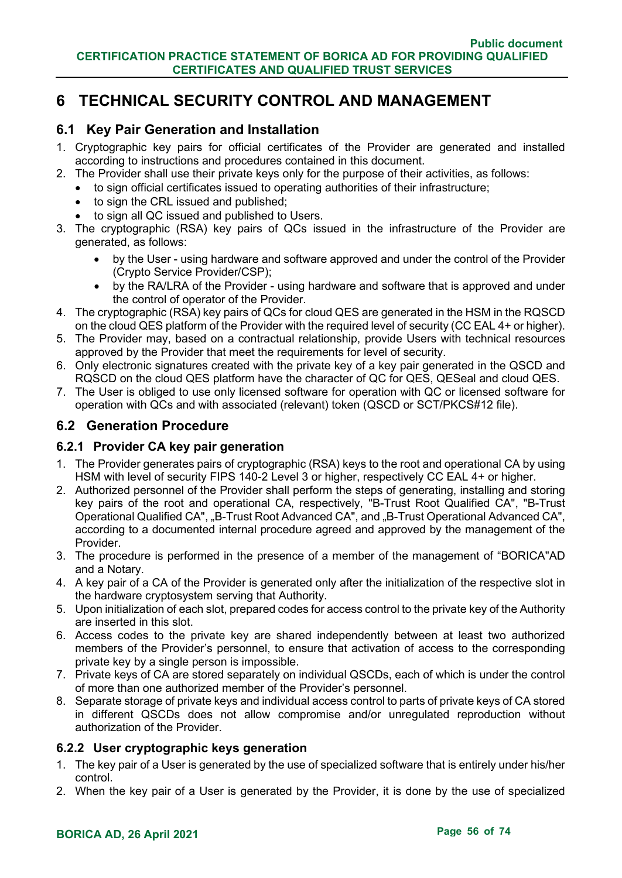# 6 TECHNICAL SECURITY CONTROL AND MANAGEMENT

## 6.1 Key Pair Generation and Installation

1. Cryptographic key pairs for official certificates of the Provider are generated and installed according to instructions and procedures contained in this document.
2. The Provider shall use their private keys only for the purpose of their activities, as follows:
   - to sign official certificates issued to operating authorities of their infrastructure;
   - to sign the CRL issued and published;
   - to sign all QC issued and published to Users.
3. The cryptographic (RSA) key pairs of QCs issued in the infrastructure of the Provider are generated, as follows:
   - by the User - using hardware and software approved and under the control of the Provider (Crypto Service Provider/CSP);
   - by the RA/LRA of the Provider - using hardware and software that is approved and under the control of operator of the Provider.
4. The cryptographic (RSA) key pairs of QCs for cloud QES are generated in the HSM in the RQSCD on the cloud QES platform of the Provider with the required level of security (CC EAL 4+ or higher).
5. The Provider may, based on a contractual relationship, provide Users with technical resources approved by the Provider that meet the requirements for level of security.
6. Only electronic signatures created with the private key of a key pair generated in the QSCD and RQSCD on the cloud QES platform have the character of QC for QES, QESeal and cloud QES.
7. The User is obliged to use only licensed software for operation with QC or licensed software for operation with QCs and with associated (relevant) token (QSCD or SCT/PKCS#12 file).

## 6.2 Generation Procedure

### 6.2.1 Provider CA key pair generation

1. The Provider generates pairs of cryptographic (RSA) keys to the root and operational CA by using HSM with level of security FIPS 140-2 Level 3 or higher, respectively CC EAL 4+ or higher.
2. Authorized personnel of the Provider shall perform the steps of generating, installing and storing key pairs of the root and operational CA, respectively, "B-Trust Root Qualified CA", "B-Trust Operational Qualified CA", „B-Trust Root Advanced CA", and „B-Trust Operational Advanced CA", according to a documented internal procedure agreed and approved by the management of the Provider.
3. The procedure is performed in the presence of a member of the management of “BORICA"AD and a Notary.
4. A key pair of a CA of the Provider is generated only after the initialization of the respective slot in the hardware cryptosystem serving that Authority.
5. Upon initialization of each slot, prepared codes for access control to the private key of the Authority are inserted in this slot.
6. Access codes to the private key are shared independently between at least two authorized members of the Provider’s personnel, to ensure that activation of access to the corresponding private key by a single person is impossible.
7. Private keys of CA are stored separately on individual QSCDs, each of which is under the control of more than one authorized member of the Provider’s personnel.
8. Separate storage of private keys and individual access control to parts of private keys of CA stored in different QSCDs does not allow compromise and/or unregulated reproduction without authorization of the Provider.

### 6.2.2 User cryptographic keys generation

1. The key pair of a User is generated by the use of specialized software that is entirely under his/her control.
2. When the key pair of a User is generated by the Provider, it is done by the use of specialized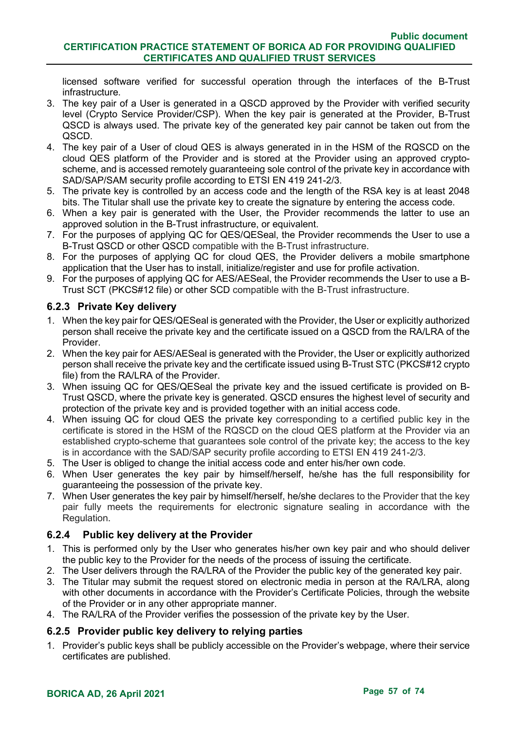licensed software verified for successful operation through the interfaces of the B-Trust infrastructure.

3. The key pair of a User is generated in a QSCD approved by the Provider with verified security level (Crypto Service Provider/CSP). When the key pair is generated at the Provider, B-Trust QSCD is always used. The private key of the generated key pair cannot be taken out from the QSCD.
4. The key pair of a User of cloud QES is always generated in in the HSM of the RQSCD on the cloud QES platform of the Provider and is stored at the Provider using an approved crypto-scheme, and is accessed remotely guaranteeing sole control of the private key in accordance with SAD/SAP/SAM security profile according to ETSI EN 419 241-2/3.
5. The private key is controlled by an access code and the length of the RSA key is at least 2048 bits. The Titular shall use the private key to create the signature by entering the access code.
6. When a key pair is generated with the User, the Provider recommends the latter to use an approved solution in the B-Trust infrastructure, or equivalent.
7. For the purposes of applying QC for QES/QESeal, the Provider recommends the User to use a B-Trust QSCD or other QSCD compatible with the B-Trust infrastructure.
8. For the purposes of applying QC for cloud QES, the Provider delivers a mobile smartphone application that the User has to install, initialize/register and use for profile activation.
9. For the purposes of applying QC for AES/AESeal, the Provider recommends the User to use a B-Trust SCT (PKCS#12 file) or other SCD compatible with the B-Trust infrastructure.

### 6.2.3 Private Key delivery

1. When the key pair for QES/QESeal is generated with the Provider, the User or explicitly authorized person shall receive the private key and the certificate issued on a QSCD from the RA/LRA of the Provider.
2. When the key pair for AES/AESeal is generated with the Provider, the User or explicitly authorized person shall receive the private key and the certificate issued using B-Trust STC (PKCS#12 crypto file) from the RA/LRA of the Provider.
3. When issuing QC for QES/QESeal the private key and the issued certificate is provided on B-Trust QSCD, where the private key is generated. QSCD ensures the highest level of security and protection of the private key and is provided together with an initial access code.
4. When issuing QC for cloud QES the private key corresponding to a certified public key in the certificate is stored in the HSM of the RQSCD on the cloud QES platform at the Provider via an established crypto-scheme that guarantees sole control of the private key; the access to the key is in accordance with the SAD/SAP security profile according to ETSI EN 419 241-2/3.
5. The User is obliged to change the initial access code and enter his/her own code.
6. When User generates the key pair by himself/herself, he/she has the full responsibility for guaranteeing the possession of the private key.
7. When User generates the key pair by himself/herself, he/she declares to the Provider that the key pair fully meets the requirements for electronic signature sealing in accordance with the Regulation.

### 6.2.4 Public key delivery at the Provider

1. This is performed only by the User who generates his/her own key pair and who should deliver the public key to the Provider for the needs of the process of issuing the certificate.
2. The User delivers through the RA/LRA of the Provider the public key of the generated key pair.
3. The Titular may submit the request stored on electronic media in person at the RA/LRA, along with other documents in accordance with the Provider's Certificate Policies, through the website of the Provider or in any other appropriate manner.
4. The RA/LRA of the Provider verifies the possession of the private key by the User.

### 6.2.5 Provider public key delivery to relying parties

1. Provider's public keys shall be publicly accessible on the Provider's webpage, where their service certificates are published.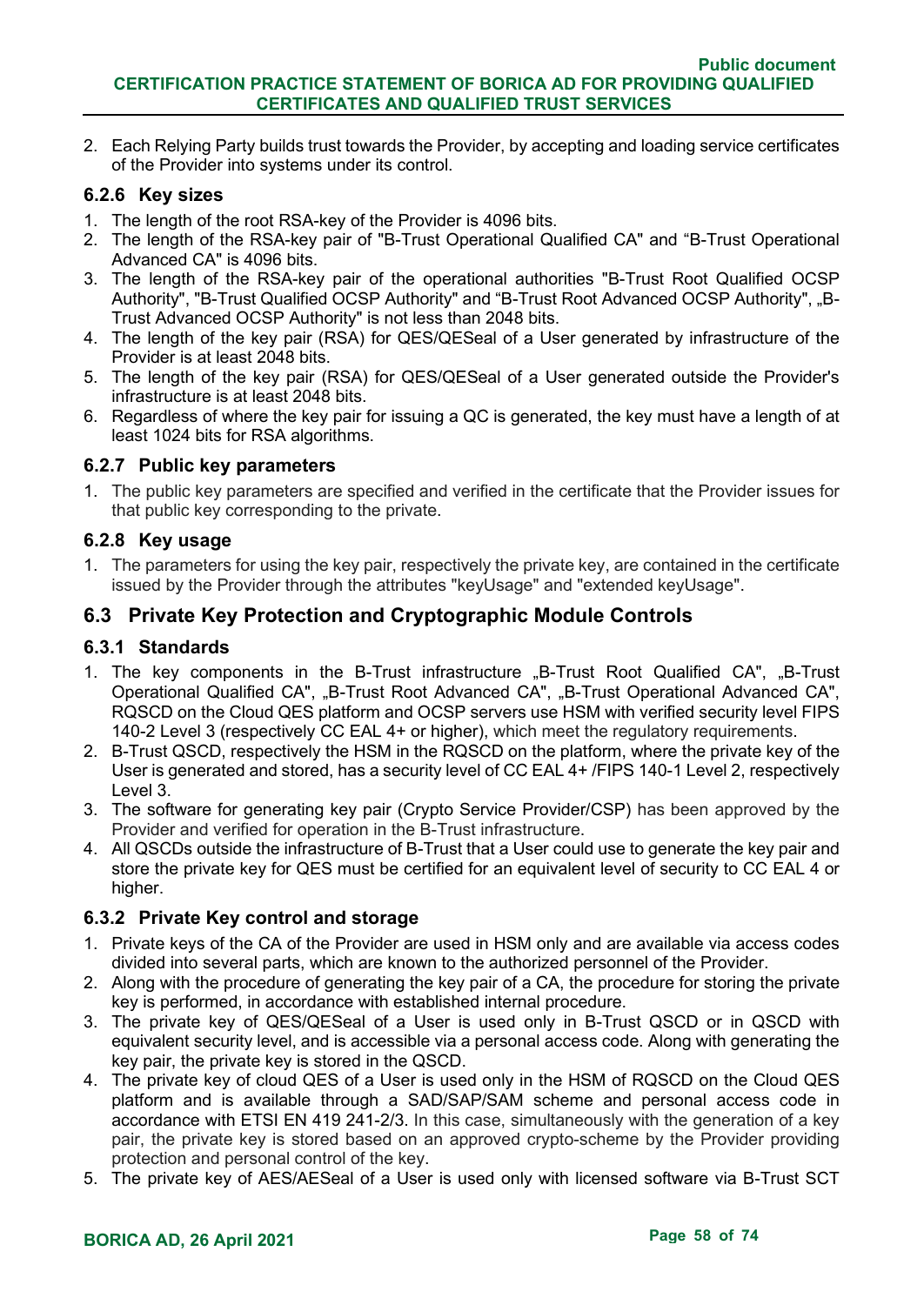2. Each Relying Party builds trust towards the Provider, by accepting and loading service certificates of the Provider into systems under its control.

### 6.2.6 Key sizes

1. The length of the root RSA-key of the Provider is 4096 bits.
2. The length of the RSA-key pair of "B-Trust Operational Qualified CA" and "B-Trust Operational Advanced CA" is 4096 bits.
3. The length of the RSA-key pair of the operational authorities "B-Trust Root Qualified OCSP Authority", "B-Trust Qualified OCSP Authority" and "B-Trust Root Advanced OCSP Authority", „B-Trust Advanced OCSP Authority" is not less than 2048 bits.
4. The length of the key pair (RSA) for QES/QESeal of a User generated by infrastructure of the Provider is at least 2048 bits.
5. The length of the key pair (RSA) for QES/QESeal of a User generated outside the Provider's infrastructure is at least 2048 bits.
6. Regardless of where the key pair for issuing a QC is generated, the key must have a length of at least 1024 bits for RSA algorithms.

### 6.2.7 Public key parameters

1. The public key parameters are specified and verified in the certificate that the Provider issues for that public key corresponding to the private.

### 6.2.8 Key usage

1. The parameters for using the key pair, respectively the private key, are contained in the certificate issued by the Provider through the attributes "keyUsage" and "extended keyUsage".

## 6.3 Private Key Protection and Cryptographic Module Controls

### 6.3.1 Standards

1. The key components in the B-Trust infrastructure „B-Trust Root Qualified CA", „B-Trust Operational Qualified CA", „B-Trust Root Advanced CA", „B-Trust Operational Advanced CA", RQSCD on the Cloud QES platform and OCSP servers use HSM with verified security level FIPS 140-2 Level 3 (respectively CC EAL 4+ or higher), which meet the regulatory requirements.
2. B-Trust QSCD, respectively the HSM in the RQSCD on the platform, where the private key of the User is generated and stored, has a security level of CC EAL 4+ /FIPS 140-1 Level 2, respectively Level 3.
3. The software for generating key pair (Crypto Service Provider/CSP) has been approved by the Provider and verified for operation in the B-Trust infrastructure.
4. All QSCDs outside the infrastructure of B-Trust that a User could use to generate the key pair and store the private key for QES must be certified for an equivalent level of security to CC EAL 4 or higher.

### 6.3.2 Private Key control and storage

1. Private keys of the CA of the Provider are used in HSM only and are available via access codes divided into several parts, which are known to the authorized personnel of the Provider.
2. Along with the procedure of generating the key pair of a CA, the procedure for storing the private key is performed, in accordance with established internal procedure.
3. The private key of QES/QESeal of a User is used only in B-Trust QSCD or in QSCD with equivalent security level, and is accessible via a personal access code. Along with generating the key pair, the private key is stored in the QSCD.
4. The private key of cloud QES of a User is used only in the HSM of RQSCD on the Cloud QES platform and is available through a SAD/SAP/SAM scheme and personal access code in accordance with ETSI EN 419 241-2/3. In this case, simultaneously with the generation of a key pair, the private key is stored based on an approved crypto-scheme by the Provider providing protection and personal control of the key.
5. The private key of AES/AESeal of a User is used only with licensed software via B-Trust SCT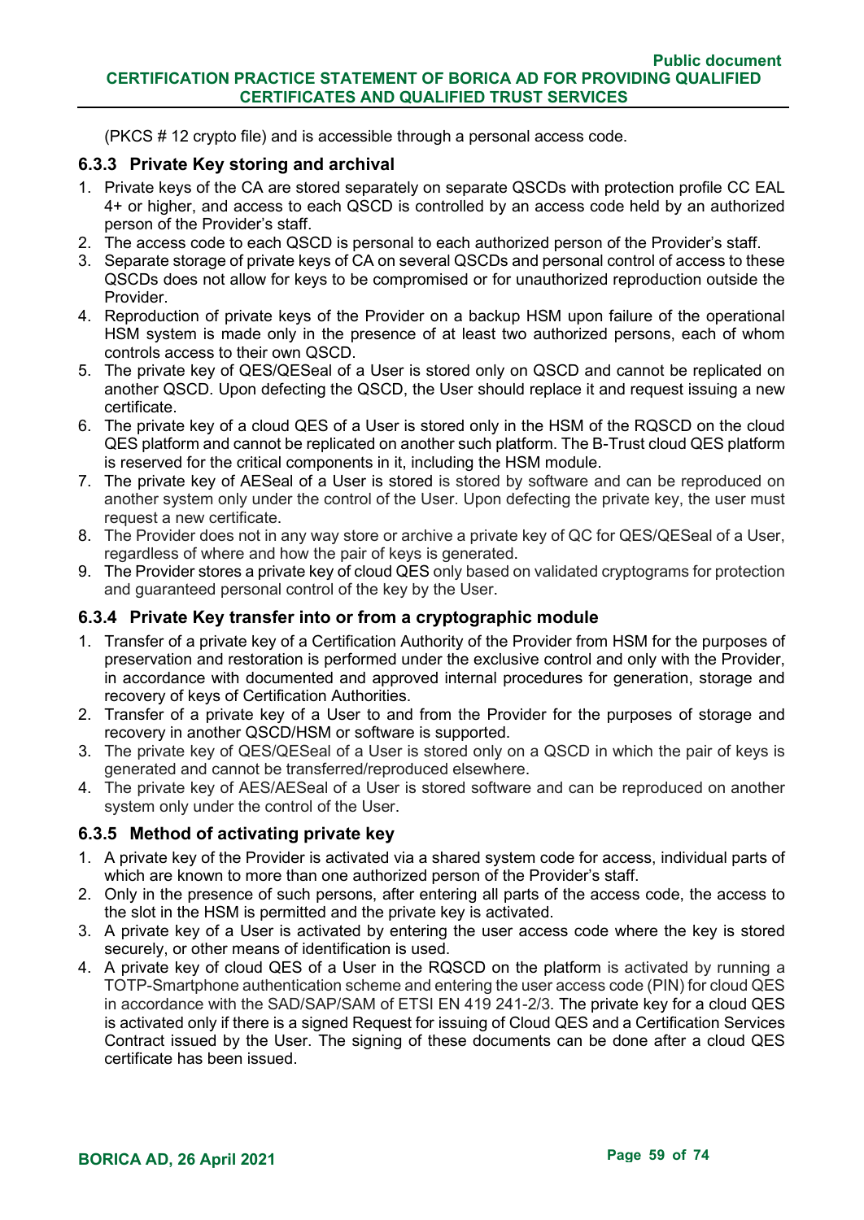(PKCS # 12 crypto file) and is accessible through a personal access code.

### 6.3.3 Private Key storing and archival

1. Private keys of the CA are stored separately on separate QSCDs with protection profile CC EAL 4+ or higher, and access to each QSCD is controlled by an access code held by an authorized person of the Provider's staff.
2. The access code to each QSCD is personal to each authorized person of the Provider's staff.
3. Separate storage of private keys of CA on several QSCDs and personal control of access to these QSCDs does not allow for keys to be compromised or for unauthorized reproduction outside the Provider.
4. Reproduction of private keys of the Provider on a backup HSM upon failure of the operational HSM system is made only in the presence of at least two authorized persons, each of whom controls access to their own QSCD.
5. The private key of QES/QESeal of a User is stored only on QSCD and cannot be replicated on another QSCD. Upon defecting the QSCD, the User should replace it and request issuing a new certificate.
6. The private key of a cloud QES of a User is stored only in the HSM of the RQSCD on the cloud QES platform and cannot be replicated on another such platform. The B-Trust cloud QES platform is reserved for the critical components in it, including the HSM module.
7. The private key of AESeal of a User is stored is stored by software and can be reproduced on another system only under the control of the User. Upon defecting the private key, the user must request a new certificate.
8. The Provider does not in any way store or archive a private key of QC for QES/QESeal of a User, regardless of where and how the pair of keys is generated.
9. The Provider stores a private key of cloud QES only based on validated cryptograms for protection and guaranteed personal control of the key by the User.

### 6.3.4 Private Key transfer into or from a cryptographic module

1. Transfer of a private key of a Certification Authority of the Provider from HSM for the purposes of preservation and restoration is performed under the exclusive control and only with the Provider, in accordance with documented and approved internal procedures for generation, storage and recovery of keys of Certification Authorities.
2. Transfer of a private key of a User to and from the Provider for the purposes of storage and recovery in another QSCD/HSM or software is supported.
3. The private key of QES/QESeal of a User is stored only on a QSCD in which the pair of keys is generated and cannot be transferred/reproduced elsewhere.
4. The private key of AES/AESeal of a User is stored software and can be reproduced on another system only under the control of the User.

### 6.3.5 Method of activating private key

1. A private key of the Provider is activated via a shared system code for access, individual parts of which are known to more than one authorized person of the Provider's staff.
2. Only in the presence of such persons, after entering all parts of the access code, the access to the slot in the HSM is permitted and the private key is activated.
3. A private key of a User is activated by entering the user access code where the key is stored securely, or other means of identification is used.
4. A private key of cloud QES of a User in the RQSCD on the platform is activated by running a TOTP-Smartphone authentication scheme and entering the user access code (PIN) for cloud QES in accordance with the SAD/SAP/SAM of ETSI EN 419 241-2/3. The private key for a cloud QES is activated only if there is a signed Request for issuing of Cloud QES and a Certification Services Contract issued by the User. The signing of these documents can be done after a cloud QES certificate has been issued.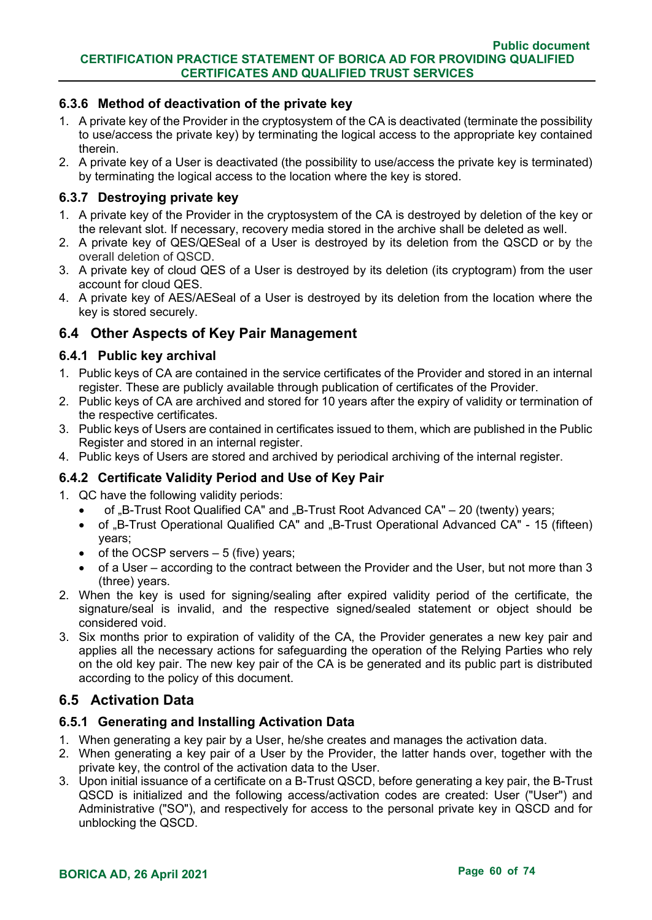### 6.3.6 Method of deactivation of the private key

1. A private key of the Provider in the cryptosystem of the CA is deactivated (terminate the possibility to use/access the private key) by terminating the logical access to the appropriate key contained therein.
2. A private key of a User is deactivated (the possibility to use/access the private key is terminated) by terminating the logical access to the location where the key is stored.

### 6.3.7 Destroying private key

1. A private key of the Provider in the cryptosystem of the CA is destroyed by deletion of the key or the relevant slot. If necessary, recovery media stored in the archive shall be deleted as well.
2. A private key of QES/QESeal of a User is destroyed by its deletion from the QSCD or by the overall deletion of QSCD.
3. A private key of cloud QES of a User is destroyed by its deletion (its cryptogram) from the user account for cloud QES.
4. A private key of AES/AESeal of a User is destroyed by its deletion from the location where the key is stored securely.

## 6.4 Other Aspects of Key Pair Management

### 6.4.1 Public key archival

1. Public keys of CA are contained in the service certificates of the Provider and stored in an internal register. These are publicly available through publication of certificates of the Provider.
2. Public keys of CA are archived and stored for 10 years after the expiry of validity or termination of the respective certificates.
3. Public keys of Users are contained in certificates issued to them, which are published in the Public Register and stored in an internal register.
4. Public keys of Users are stored and archived by periodical archiving of the internal register.

### 6.4.2 Certificate Validity Period and Use of Key Pair

1. QC have the following validity periods:
   - of „B-Trust Root Qualified CA" and „B-Trust Root Advanced CA" – 20 (twenty) years;
   - of „B-Trust Operational Qualified CA" and „B-Trust Operational Advanced CA" - 15 (fifteen) years;
   - of the OCSP servers – 5 (five) years;
   - of a User – according to the contract between the Provider and the User, but not more than 3 (three) years.
2. When the key is used for signing/sealing after expired validity period of the certificate, the signature/seal is invalid, and the respective signed/sealed statement or object should be considered void.
3. Six months prior to expiration of validity of the CA, the Provider generates a new key pair and applies all the necessary actions for safeguarding the operation of the Relying Parties who rely on the old key pair. The new key pair of the CA is be generated and its public part is distributed according to the policy of this document.

## 6.5 Activation Data

### 6.5.1 Generating and Installing Activation Data

1. When generating a key pair by a User, he/she creates and manages the activation data.
2. When generating a key pair of a User by the Provider, the latter hands over, together with the private key, the control of the activation data to the User.
3. Upon initial issuance of a certificate on a B-Trust QSCD, before generating a key pair, the B-Trust QSCD is initialized and the following access/activation codes are created: User ("User") and Administrative ("SO"), and respectively for access to the personal private key in QSCD and for unblocking the QSCD.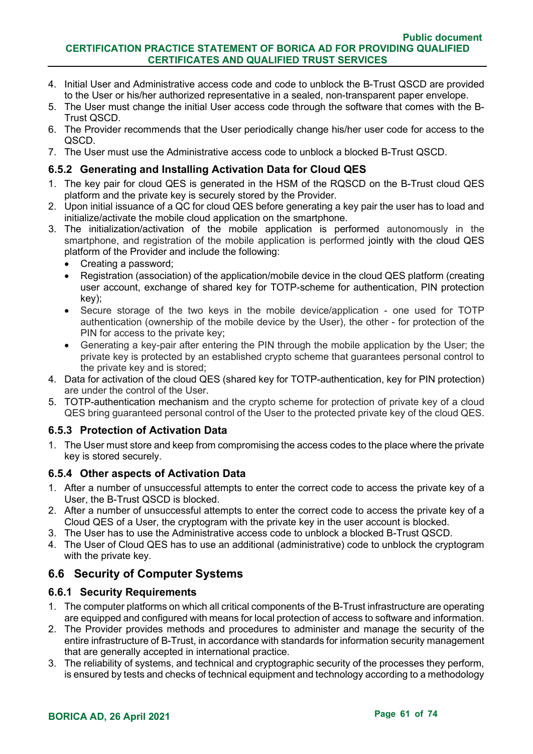4. Initial User and Administrative access code and code to unblock the B-Trust QSCD are provided to the User or his/her authorized representative in a sealed, non-transparent paper envelope.
5. The User must change the initial User access code through the software that comes with the B-Trust QSCD.
6. The Provider recommends that the User periodically change his/her user code for access to the QSCD.
7. The User must use the Administrative access code to unblock a blocked B-Trust QSCD.

### 6.5.2 Generating and Installing Activation Data for Cloud QES

1. The key pair for cloud QES is generated in the HSM of the RQSCD on the B-Trust cloud QES platform and the private key is securely stored by the Provider.
2. Upon initial issuance of a QC for cloud QES before generating a key pair the user has to load and initialize/activate the mobile cloud application on the smartphone.
3. The initialization/activation of the mobile application is performed autonomously in the smartphone, and registration of the mobile application is performed jointly with the cloud QES platform of the Provider and include the following:
   - Creating a password;
   - Registration (association) of the application/mobile device in the cloud QES platform (creating user account, exchange of shared key for TOTP-scheme for authentication, PIN protection key);
   - Secure storage of the two keys in the mobile device/application - one used for TOTP authentication (ownership of the mobile device by the User), the other - for protection of the PIN for access to the private key;
   - Generating a key-pair after entering the PIN through the mobile application by the User; the private key is protected by an established crypto scheme that guarantees personal control to the private key and is stored;
4. Data for activation of the cloud QES (shared key for TOTP-authentication, key for PIN protection) are under the control of the User.
5. TOTP-authentication mechanism and the crypto scheme for protection of private key of a cloud QES bring guaranteed personal control of the User to the protected private key of the cloud QES.

### 6.5.3 Protection of Activation Data

1. The User must store and keep from compromising the access codes to the place where the private key is stored securely.

### 6.5.4 Other aspects of Activation Data

1. After a number of unsuccessful attempts to enter the correct code to access the private key of a User, the B-Trust QSCD is blocked.
2. After a number of unsuccessful attempts to enter the correct code to access the private key of a Cloud QES of a User, the cryptogram with the private key in the user account is blocked.
3. The User has to use the Administrative access code to unblock a blocked B-Trust QSCD.
4. The User of Cloud QES has to use an additional (administrative) code to unblock the cryptogram with the private key.

## 6.6 Security of Computer Systems

### 6.6.1 Security Requirements

1. The computer platforms on which all critical components of the B-Trust infrastructure are operating are equipped and configured with means for local protection of access to software and information.
2. The Provider provides methods and procedures to administer and manage the security of the entire infrastructure of B-Trust, in accordance with standards for information security management that are generally accepted in international practice.
3. The reliability of systems, and technical and cryptographic security of the processes they perform, is ensured by tests and checks of technical equipment and technology according to a methodology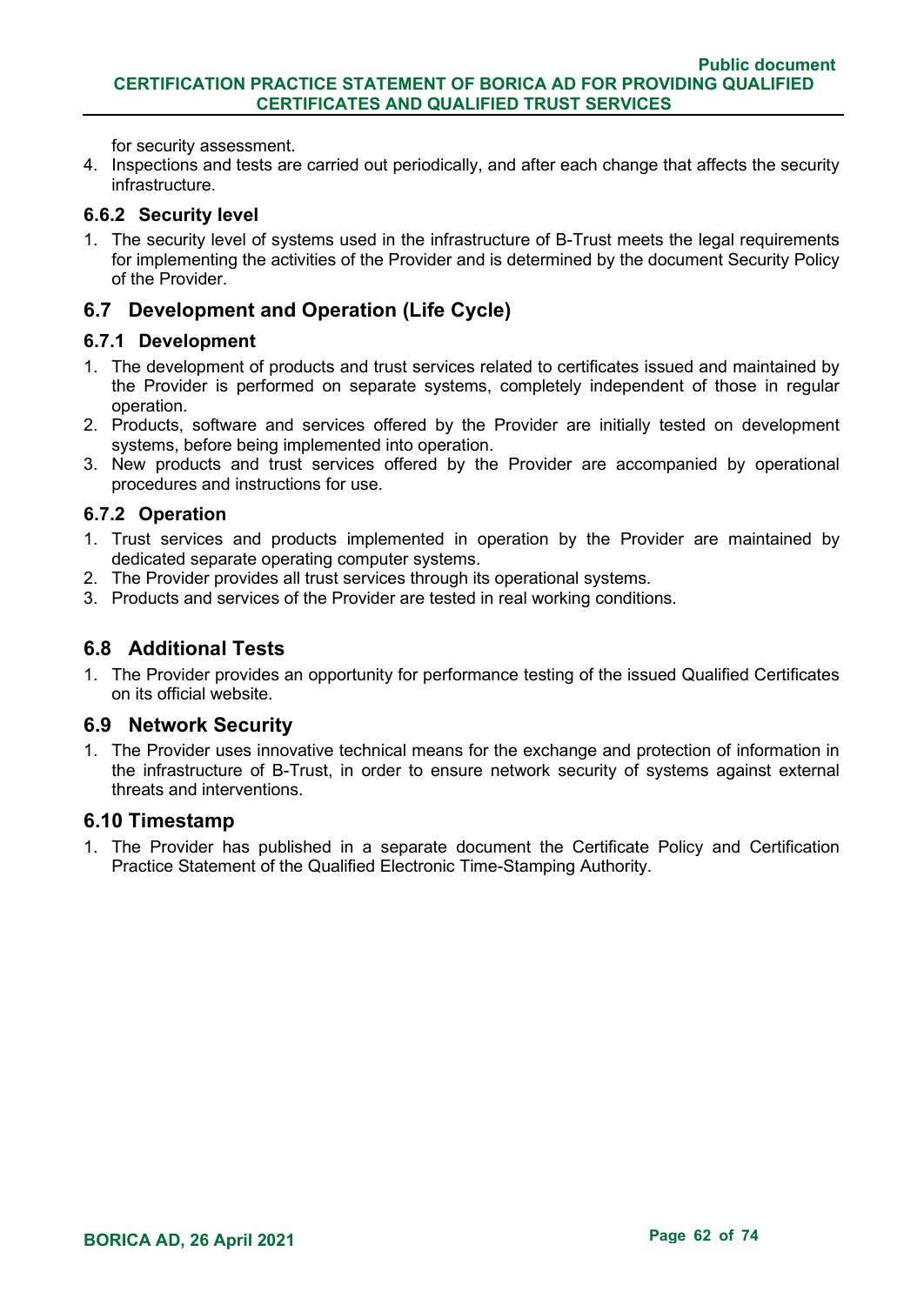for security assessment.

4. Inspections and tests are carried out periodically, and after each change that affects the security infrastructure.

### 6.6.2 Security level

1. The security level of systems used in the infrastructure of B-Trust meets the legal requirements for implementing the activities of the Provider and is determined by the document Security Policy of the Provider.

## 6.7 Development and Operation (Life Cycle)

### 6.7.1 Development

1. The development of products and trust services related to certificates issued and maintained by the Provider is performed on separate systems, completely independent of those in regular operation.
2. Products, software and services offered by the Provider are initially tested on development systems, before being implemented into operation.
3. New products and trust services offered by the Provider are accompanied by operational procedures and instructions for use.

### 6.7.2 Operation

1. Trust services and products implemented in operation by the Provider are maintained by dedicated separate operating computer systems.
2. The Provider provides all trust services through its operational systems.
3. Products and services of the Provider are tested in real working conditions.

## 6.8 Additional Tests

1. The Provider provides an opportunity for performance testing of the issued Qualified Certificates on its official website.

## 6.9 Network Security

1. The Provider uses innovative technical means for the exchange and protection of information in the infrastructure of B-Trust, in order to ensure network security of systems against external threats and interventions.

## 6.10 Timestamp

1. The Provider has published in a separate document the Certificate Policy and Certification Practice Statement of the Qualified Electronic Time-Stamping Authority.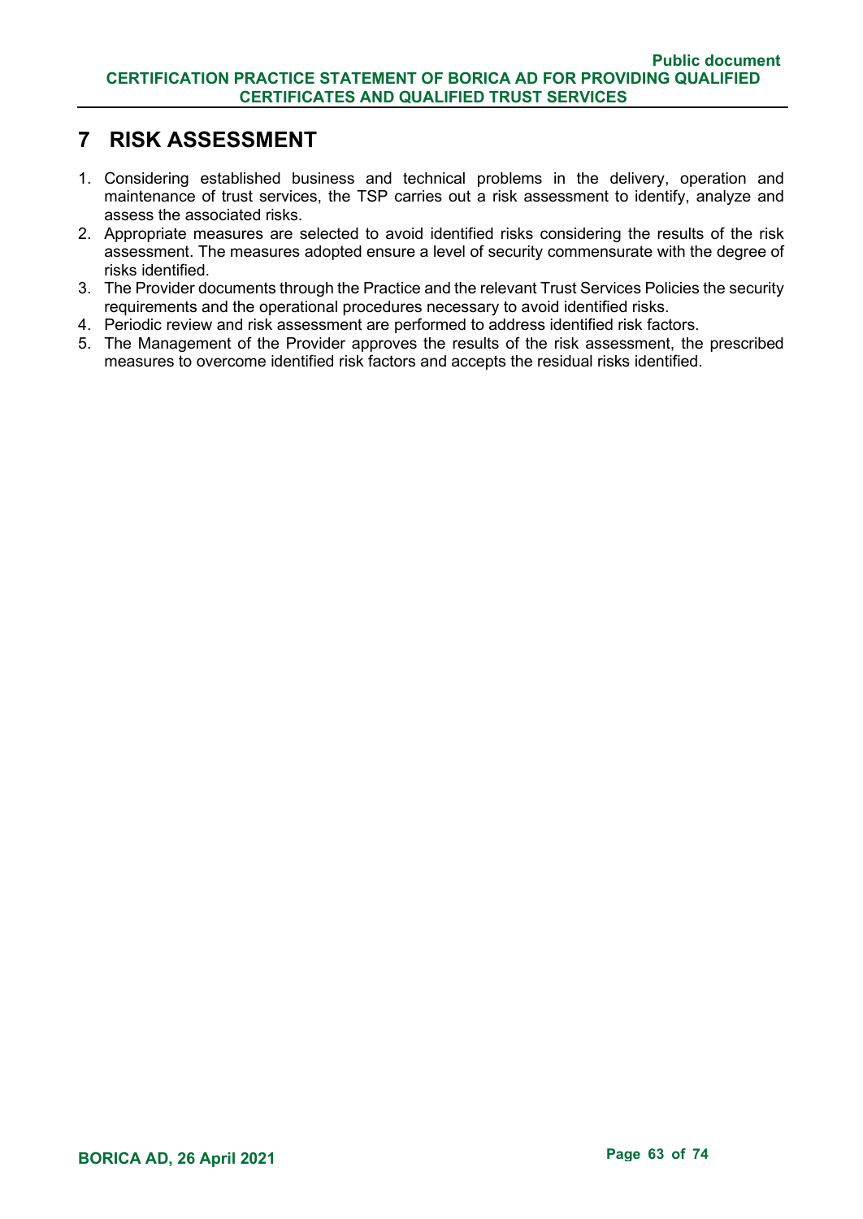# 7 RISK ASSESSMENT

1. Considering established business and technical problems in the delivery, operation and maintenance of trust services, the TSP carries out a risk assessment to identify, analyze and assess the associated risks.
2. Appropriate measures are selected to avoid identified risks considering the results of the risk assessment. The measures adopted ensure a level of security commensurate with the degree of risks identified.
3. The Provider documents through the Practice and the relevant Trust Services Policies the security requirements and the operational procedures necessary to avoid identified risks.
4. Periodic review and risk assessment are performed to address identified risk factors.
5. The Management of the Provider approves the results of the risk assessment, the prescribed measures to overcome identified risk factors and accepts the residual risks identified.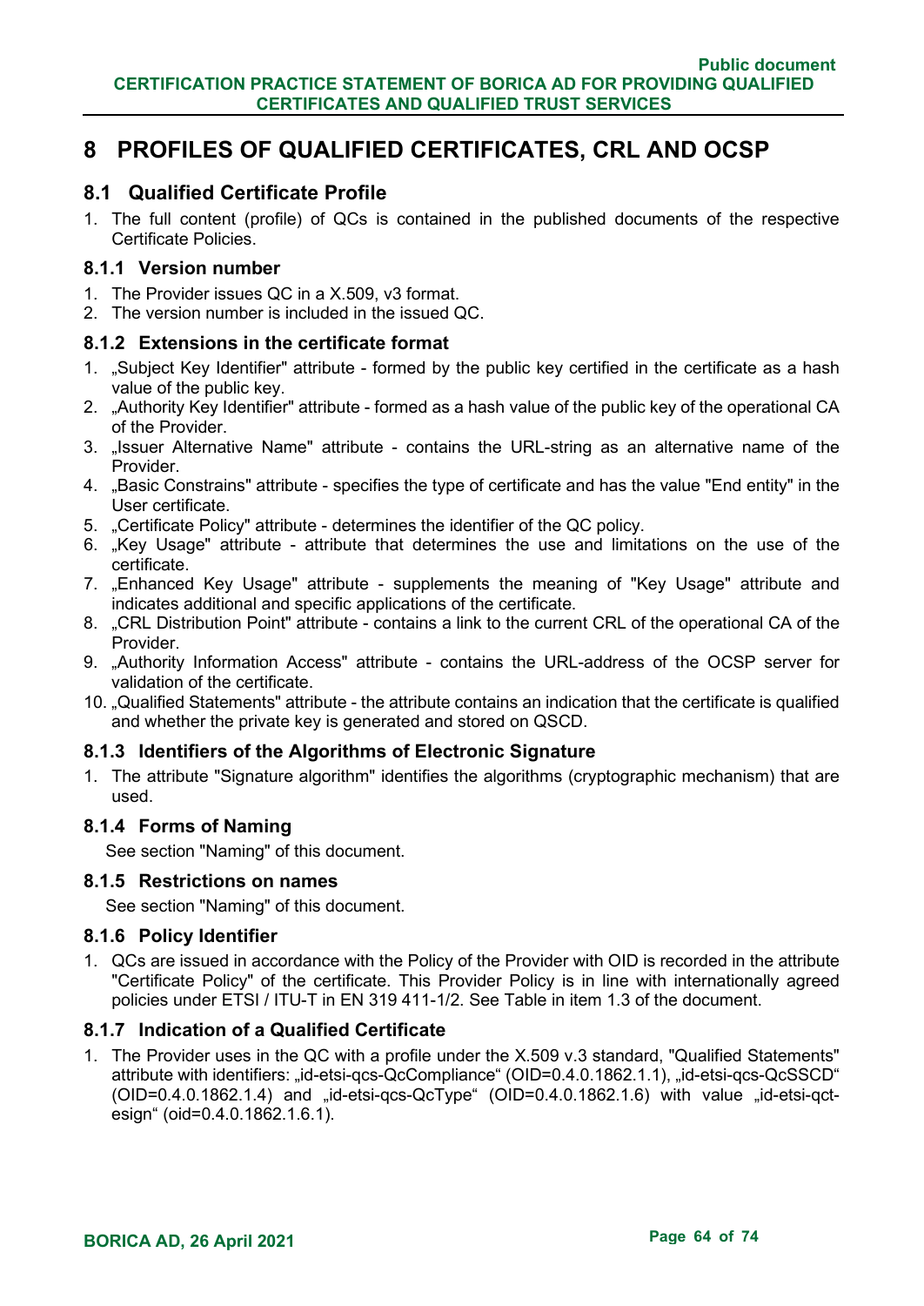# 8 PROFILES OF QUALIFIED CERTIFICATES, CRL AND OCSP

## 8.1 Qualified Certificate Profile

1. The full content (profile) of QCs is contained in the published documents of the respective Certificate Policies.

### 8.1.1 Version number

1. The Provider issues QC in a X.509, v3 format.
2. The version number is included in the issued QC.

### 8.1.2 Extensions in the certificate format

1. „Subject Key Identifier" attribute - formed by the public key certified in the certificate as a hash value of the public key.
2. „Authority Key Identifier" attribute - formed as a hash value of the public key of the operational CA of the Provider.
3. „Issuer Alternative Name" attribute - contains the URL-string as an alternative name of the Provider.
4. „Basic Constrains" attribute - specifies the type of certificate and has the value "End entity" in the User certificate.
5. „Certificate Policy" attribute - determines the identifier of the QC policy.
6. „Key Usage" attribute - attribute that determines the use and limitations on the use of the certificate.
7. „Enhanced Key Usage" attribute - supplements the meaning of "Key Usage" attribute and indicates additional and specific applications of the certificate.
8. „CRL Distribution Point" attribute - contains a link to the current CRL of the operational CA of the Provider.
9. „Authority Information Access" attribute - contains the URL-address of the OCSP server for validation of the certificate.
10. „Qualified Statements" attribute - the attribute contains an indication that the certificate is qualified and whether the private key is generated and stored on QSCD.

### 8.1.3 Identifiers of the Algorithms of Electronic Signature

1. The attribute "Signature algorithm" identifies the algorithms (cryptographic mechanism) that are used.

### 8.1.4 Forms of Naming

See section "Naming" of this document.

### 8.1.5 Restrictions on names

See section "Naming" of this document.

### 8.1.6 Policy Identifier

1. QCs are issued in accordance with the Policy of the Provider with OID is recorded in the attribute "Certificate Policy" of the certificate. This Provider Policy is in line with internationally agreed policies under ETSI / ITU-T in EN 319 411-1/2. See Table in item 1.3 of the document.

### 8.1.7 Indication of a Qualified Certificate

1. The Provider uses in the QC with a profile under the X.509 v.3 standard, "Qualified Statements" attribute with identifiers: „id-etsi-qcs-QcCompliance" (OID=0.4.0.1862.1.1), „id-etsi-qcs-QcSSCD" (OID=0.4.0.1862.1.4) and „id-etsi-qcs-QcType" (OID=0.4.0.1862.1.6) with value „id-etsi-qct-esign" (oid=0.4.0.1862.1.6.1).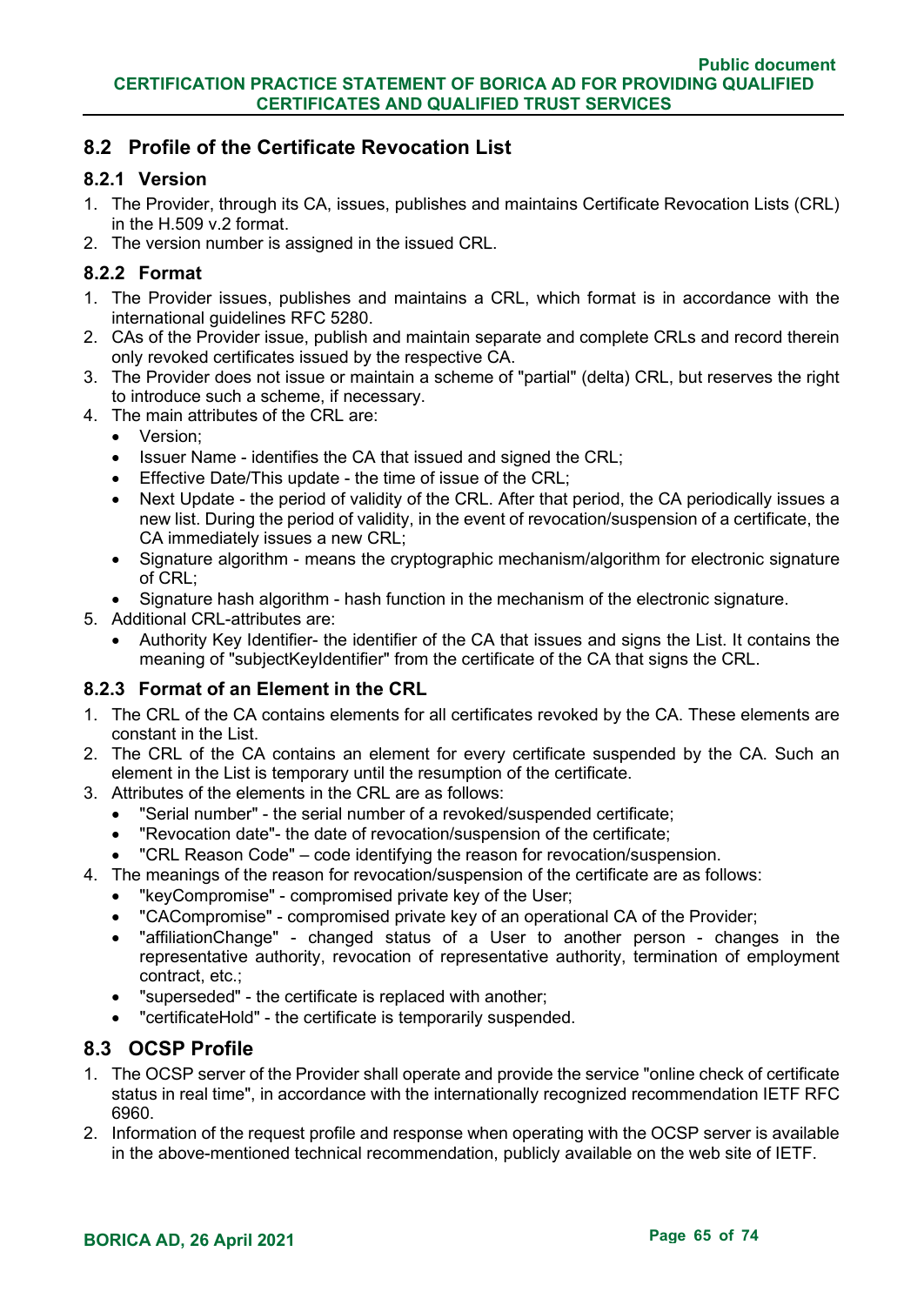## 8.2 Profile of the Certificate Revocation List

### 8.2.1 Version

1. The Provider, through its CA, issues, publishes and maintains Certificate Revocation Lists (CRL) in the H.509 v.2 format.
2. The version number is assigned in the issued CRL.

### 8.2.2 Format

1. The Provider issues, publishes and maintains a CRL, which format is in accordance with the international guidelines RFC 5280.
2. CAs of the Provider issue, publish and maintain separate and complete CRLs and record therein only revoked certificates issued by the respective CA.
3. The Provider does not issue or maintain a scheme of "partial" (delta) CRL, but reserves the right to introduce such a scheme, if necessary.
4. The main attributes of the CRL are:
   - Version;
   - Issuer Name - identifies the CA that issued and signed the CRL;
   - Effective Date/This update - the time of issue of the CRL;
   - Next Update - the period of validity of the CRL. After that period, the CA periodically issues a new list. During the period of validity, in the event of revocation/suspension of a certificate, the CA immediately issues a new CRL;
   - Signature algorithm - means the cryptographic mechanism/algorithm for electronic signature of CRL;
   - Signature hash algorithm - hash function in the mechanism of the electronic signature.
5. Additional CRL-attributes are:
   - Authority Key Identifier- the identifier of the CA that issues and signs the List. It contains the meaning of "subjectKeyIdentifier" from the certificate of the CA that signs the CRL.

### 8.2.3 Format of an Element in the CRL

1. The CRL of the CA contains elements for all certificates revoked by the CA. These elements are constant in the List.
2. The CRL of the CA contains an element for every certificate suspended by the CA. Such an element in the List is temporary until the resumption of the certificate.
3. Attributes of the elements in the CRL are as follows:
   - "Serial number" - the serial number of a revoked/suspended certificate;
   - "Revocation date"- the date of revocation/suspension of the certificate;
   - "CRL Reason Code" – code identifying the reason for revocation/suspension.
4. The meanings of the reason for revocation/suspension of the certificate are as follows:
   - "keyCompromise" - compromised private key of the User;
   - "CACompromise" - compromised private key of an operational CA of the Provider;
   - "affiliationChange" - changed status of a User to another person - changes in the representative authority, revocation of representative authority, termination of employment contract, etc.;
   - "superseded" - the certificate is replaced with another;
   - "certificateHold" - the certificate is temporarily suspended.

## 8.3 OCSP Profile

1. The OCSP server of the Provider shall operate and provide the service "online check of certificate status in real time", in accordance with the internationally recognized recommendation IETF RFC 6960.
2. Information of the request profile and response when operating with the OCSP server is available in the above-mentioned technical recommendation, publicly available on the web site of IETF.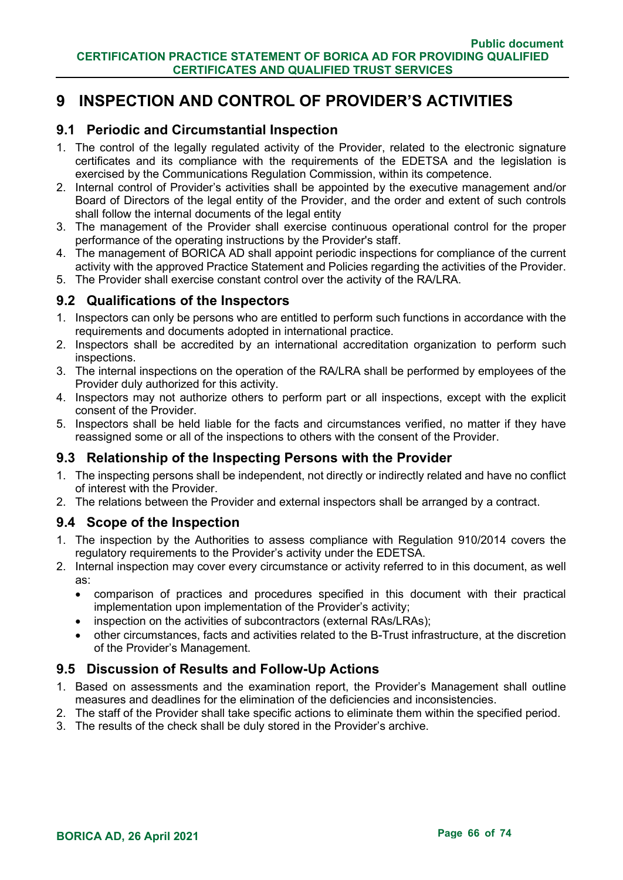# 9 INSPECTION AND CONTROL OF PROVIDER'S ACTIVITIES

## 9.1 Periodic and Circumstantial Inspection

1. The control of the legally regulated activity of the Provider, related to the electronic signature certificates and its compliance with the requirements of the EDETSA and the legislation is exercised by the Communications Regulation Commission, within its competence.
2. Internal control of Provider's activities shall be appointed by the executive management and/or Board of Directors of the legal entity of the Provider, and the order and extent of such controls shall follow the internal documents of the legal entity
3. The management of the Provider shall exercise continuous operational control for the proper performance of the operating instructions by the Provider's staff.
4. The management of BORICA AD shall appoint periodic inspections for compliance of the current activity with the approved Practice Statement and Policies regarding the activities of the Provider.
5. The Provider shall exercise constant control over the activity of the RA/LRA.

## 9.2 Qualifications of the Inspectors

1. Inspectors can only be persons who are entitled to perform such functions in accordance with the requirements and documents adopted in international practice.
2. Inspectors shall be accredited by an international accreditation organization to perform such inspections.
3. The internal inspections on the operation of the RA/LRA shall be performed by employees of the Provider duly authorized for this activity.
4. Inspectors may not authorize others to perform part or all inspections, except with the explicit consent of the Provider.
5. Inspectors shall be held liable for the facts and circumstances verified, no matter if they have reassigned some or all of the inspections to others with the consent of the Provider.

## 9.3 Relationship of the Inspecting Persons with the Provider

1. The inspecting persons shall be independent, not directly or indirectly related and have no conflict of interest with the Provider.
2. The relations between the Provider and external inspectors shall be arranged by a contract.

## 9.4 Scope of the Inspection

1. The inspection by the Authorities to assess compliance with Regulation 910/2014 covers the regulatory requirements to the Provider's activity under the EDETSA.
2. Internal inspection may cover every circumstance or activity referred to in this document, as well as:
   - comparison of practices and procedures specified in this document with their practical implementation upon implementation of the Provider's activity;
   - inspection on the activities of subcontractors (external RAs/LRAs);
   - other circumstances, facts and activities related to the B-Trust infrastructure, at the discretion of the Provider's Management.

## 9.5 Discussion of Results and Follow-Up Actions

1. Based on assessments and the examination report, the Provider's Management shall outline measures and deadlines for the elimination of the deficiencies and inconsistencies.
2. The staff of the Provider shall take specific actions to eliminate them within the specified period.
3. The results of the check shall be duly stored in the Provider's archive.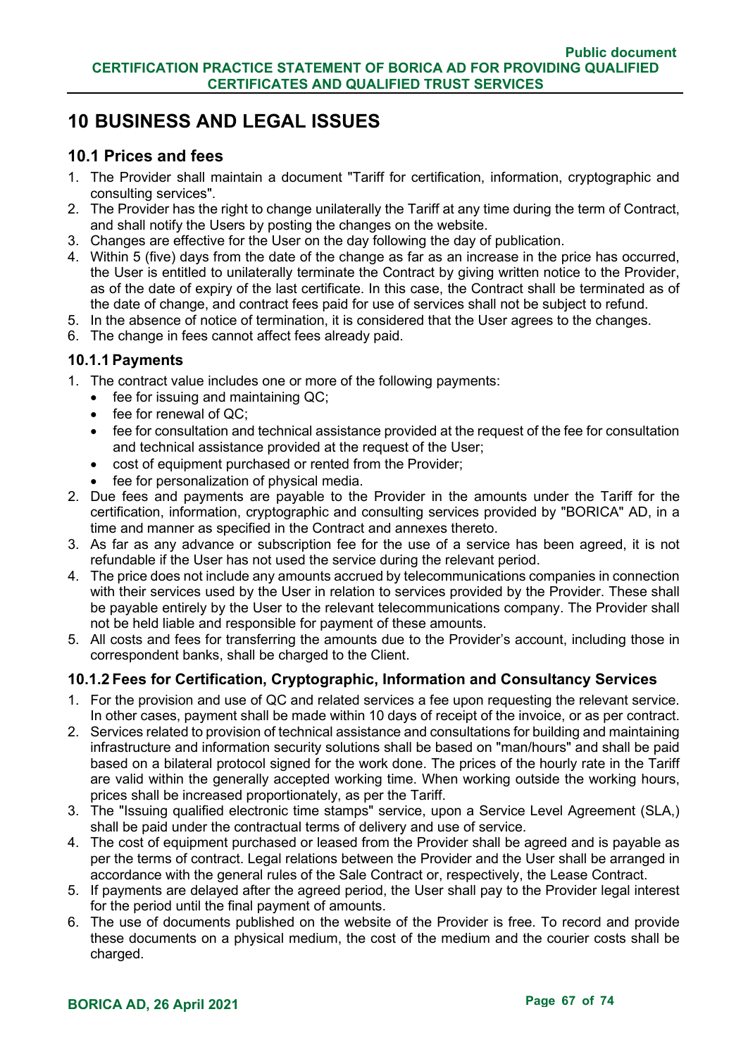# 10 BUSINESS AND LEGAL ISSUES

## 10.1 Prices and fees

1. The Provider shall maintain a document "Tariff for certification, information, cryptographic and consulting services".
2. The Provider has the right to change unilaterally the Tariff at any time during the term of Contract, and shall notify the Users by posting the changes on the website.
3. Changes are effective for the User on the day following the day of publication.
4. Within 5 (five) days from the date of the change as far as an increase in the price has occurred, the User is entitled to unilaterally terminate the Contract by giving written notice to the Provider, as of the date of expiry of the last certificate. In this case, the Contract shall be terminated as of the date of change, and contract fees paid for use of services shall not be subject to refund.
5. In the absence of notice of termination, it is considered that the User agrees to the changes.
6. The change in fees cannot affect fees already paid.

### 10.1.1 Payments

1. The contract value includes one or more of the following payments:
   - fee for issuing and maintaining QC;
   - fee for renewal of QC;
   - fee for consultation and technical assistance provided at the request of the fee for consultation and technical assistance provided at the request of the User;
   - cost of equipment purchased or rented from the Provider;
   - fee for personalization of physical media.
2. Due fees and payments are payable to the Provider in the amounts under the Tariff for the certification, information, cryptographic and consulting services provided by "BORICA" AD, in a time and manner as specified in the Contract and annexes thereto.
3. As far as any advance or subscription fee for the use of a service has been agreed, it is not refundable if the User has not used the service during the relevant period.
4. The price does not include any amounts accrued by telecommunications companies in connection with their services used by the User in relation to services provided by the Provider. These shall be payable entirely by the User to the relevant telecommunications company. The Provider shall not be held liable and responsible for payment of these amounts.
5. All costs and fees for transferring the amounts due to the Provider's account, including those in correspondent banks, shall be charged to the Client.

### 10.1.2 Fees for Certification, Cryptographic, Information and Consultancy Services

1. For the provision and use of QC and related services a fee upon requesting the relevant service. In other cases, payment shall be made within 10 days of receipt of the invoice, or as per contract.
2. Services related to provision of technical assistance and consultations for building and maintaining infrastructure and information security solutions shall be based on "man/hours" and shall be paid based on a bilateral protocol signed for the work done. The prices of the hourly rate in the Tariff are valid within the generally accepted working time. When working outside the working hours, prices shall be increased proportionately, as per the Tariff.
3. The "Issuing qualified electronic time stamps" service, upon a Service Level Agreement (SLA,) shall be paid under the contractual terms of delivery and use of service.
4. The cost of equipment purchased or leased from the Provider shall be agreed and is payable as per the terms of contract. Legal relations between the Provider and the User shall be arranged in accordance with the general rules of the Sale Contract or, respectively, the Lease Contract.
5. If payments are delayed after the agreed period, the User shall pay to the Provider legal interest for the period until the final payment of amounts.
6. The use of documents published on the website of the Provider is free. To record and provide these documents on a physical medium, the cost of the medium and the courier costs shall be charged.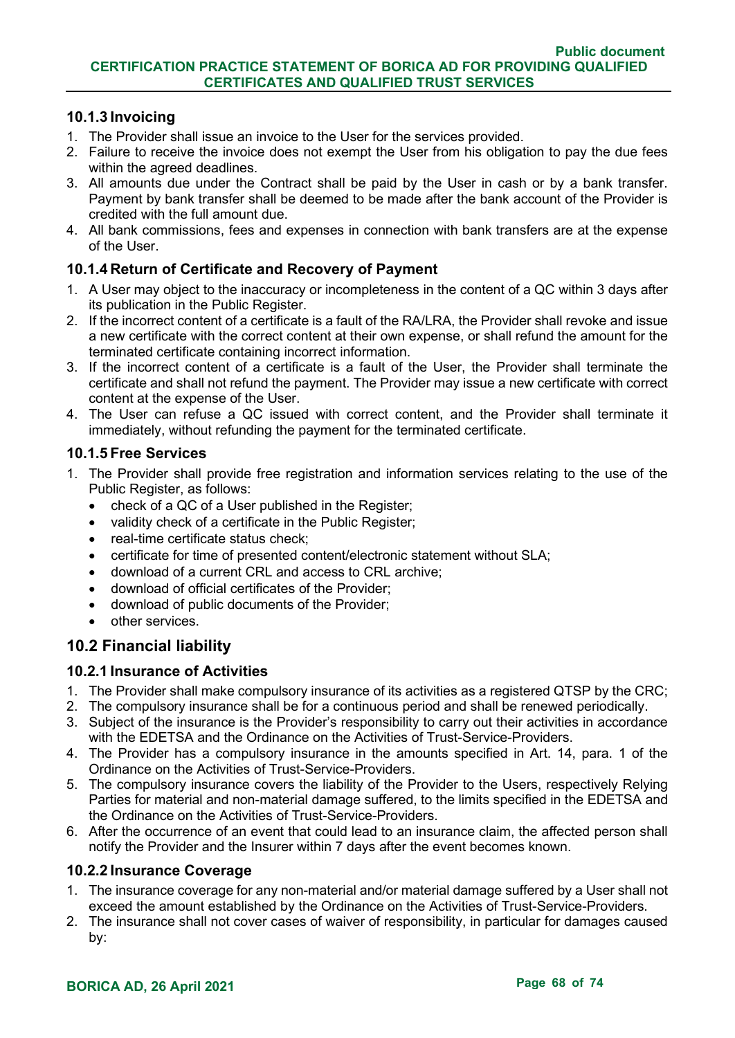### 10.1.3 Invoicing

1. The Provider shall issue an invoice to the User for the services provided.
2. Failure to receive the invoice does not exempt the User from his obligation to pay the due fees within the agreed deadlines.
3. All amounts due under the Contract shall be paid by the User in cash or by a bank transfer. Payment by bank transfer shall be deemed to be made after the bank account of the Provider is credited with the full amount due.
4. All bank commissions, fees and expenses in connection with bank transfers are at the expense of the User.

### 10.1.4 Return of Certificate and Recovery of Payment

1. A User may object to the inaccuracy or incompleteness in the content of a QC within 3 days after its publication in the Public Register.
2. If the incorrect content of a certificate is a fault of the RA/LRA, the Provider shall revoke and issue a new certificate with the correct content at their own expense, or shall refund the amount for the terminated certificate containing incorrect information.
3. If the incorrect content of a certificate is a fault of the User, the Provider shall terminate the certificate and shall not refund the payment. The Provider may issue a new certificate with correct content at the expense of the User.
4. The User can refuse a QC issued with correct content, and the Provider shall terminate it immediately, without refunding the payment for the terminated certificate.

### 10.1.5 Free Services

1. The Provider shall provide free registration and information services relating to the use of the Public Register, as follows:
   - check of a QC of a User published in the Register;
   - validity check of a certificate in the Public Register;
   - real-time certificate status check;
   - certificate for time of presented content/electronic statement without SLA;
   - download of a current CRL and access to CRL archive;
   - download of official certificates of the Provider;
   - download of public documents of the Provider;
   - other services.

## 10.2 Financial liability

### 10.2.1 Insurance of Activities

1. The Provider shall make compulsory insurance of its activities as a registered QTSP by the CRC;
2. The compulsory insurance shall be for a continuous period and shall be renewed periodically.
3. Subject of the insurance is the Provider's responsibility to carry out their activities in accordance with the EDETSA and the Ordinance on the Activities of Trust-Service-Providers.
4. The Provider has a compulsory insurance in the amounts specified in Art. 14, para. 1 of the Ordinance on the Activities of Trust-Service-Providers.
5. The compulsory insurance covers the liability of the Provider to the Users, respectively Relying Parties for material and non-material damage suffered, to the limits specified in the EDETSA and the Ordinance on the Activities of Trust-Service-Providers.
6. After the occurrence of an event that could lead to an insurance claim, the affected person shall notify the Provider and the Insurer within 7 days after the event becomes known.

### 10.2.2 Insurance Coverage

1. The insurance coverage for any non-material and/or material damage suffered by a User shall not exceed the amount established by the Ordinance on the Activities of Trust-Service-Providers.
2. The insurance shall not cover cases of waiver of responsibility, in particular for damages caused by: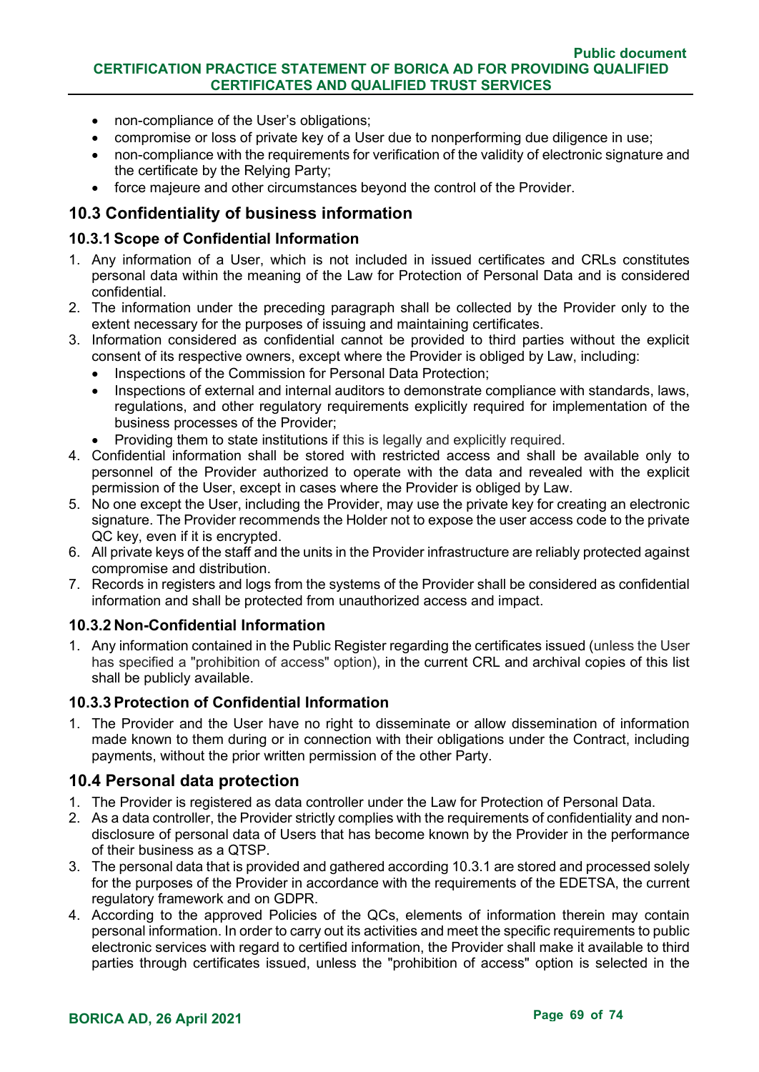- non-compliance of the User's obligations;
- compromise or loss of private key of a User due to nonperforming due diligence in use;
- non-compliance with the requirements for verification of the validity of electronic signature and the certificate by the Relying Party;
- force majeure and other circumstances beyond the control of the Provider.

## 10.3 Confidentiality of business information

### 10.3.1 Scope of Confidential Information

1. Any information of a User, which is not included in issued certificates and CRLs constitutes personal data within the meaning of the Law for Protection of Personal Data and is considered confidential.
2. The information under the preceding paragraph shall be collected by the Provider only to the extent necessary for the purposes of issuing and maintaining certificates.
3. Information considered as confidential cannot be provided to third parties without the explicit consent of its respective owners, except where the Provider is obliged by Law, including:
   - Inspections of the Commission for Personal Data Protection;
   - Inspections of external and internal auditors to demonstrate compliance with standards, laws, regulations, and other regulatory requirements explicitly required for implementation of the business processes of the Provider;
   - Providing them to state institutions if this is legally and explicitly required.
4. Confidential information shall be stored with restricted access and shall be available only to personnel of the Provider authorized to operate with the data and revealed with the explicit permission of the User, except in cases where the Provider is obliged by Law.
5. No one except the User, including the Provider, may use the private key for creating an electronic signature. The Provider recommends the Holder not to expose the user access code to the private QC key, even if it is encrypted.
6. All private keys of the staff and the units in the Provider infrastructure are reliably protected against compromise and distribution.
7. Records in registers and logs from the systems of the Provider shall be considered as confidential information and shall be protected from unauthorized access and impact.

### 10.3.2 Non-Confidential Information

1. Any information contained in the Public Register regarding the certificates issued (unless the User has specified a "prohibition of access" option), in the current CRL and archival copies of this list shall be publicly available.

### 10.3.3 Protection of Confidential Information

1. The Provider and the User have no right to disseminate or allow dissemination of information made known to them during or in connection with their obligations under the Contract, including payments, without the prior written permission of the other Party.

## 10.4 Personal data protection

1. The Provider is registered as data controller under the Law for Protection of Personal Data.
2. As a data controller, the Provider strictly complies with the requirements of confidentiality and non-disclosure of personal data of Users that has become known by the Provider in the performance of their business as a QTSP.
3. The personal data that is provided and gathered according 10.3.1 are stored and processed solely for the purposes of the Provider in accordance with the requirements of the EDETSA, the current regulatory framework and on GDPR.
4. According to the approved Policies of the QCs, elements of information therein may contain personal information. In order to carry out its activities and meet the specific requirements to public electronic services with regard to certified information, the Provider shall make it available to third parties through certificates issued, unless the "prohibition of access" option is selected in the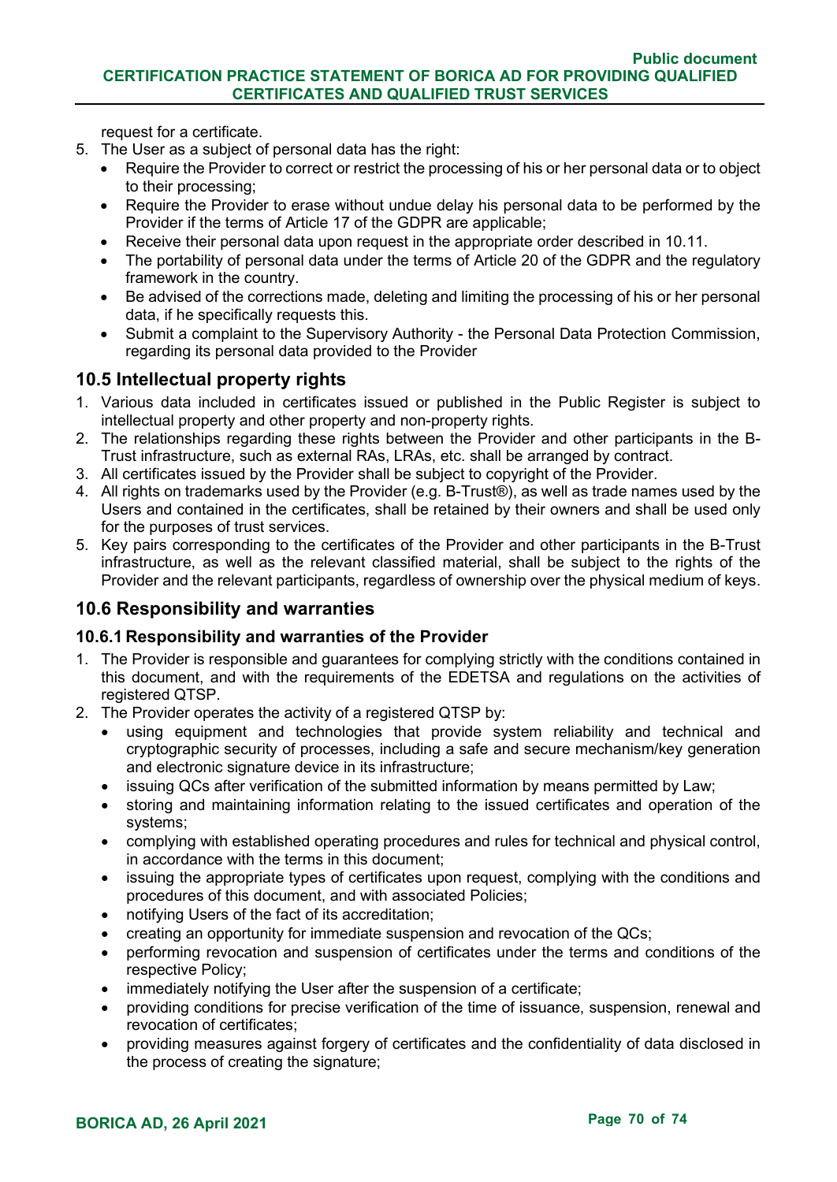request for a certificate.

5. The User as a subject of personal data has the right:
   - Require the Provider to correct or restrict the processing of his or her personal data or to object to their processing;
   - Require the Provider to erase without undue delay his personal data to be performed by the Provider if the terms of Article 17 of the GDPR are applicable;
   - Receive their personal data upon request in the appropriate order described in 10.11.
   - The portability of personal data under the terms of Article 20 of the GDPR and the regulatory framework in the country.
   - Be advised of the corrections made, deleting and limiting the processing of his or her personal data, if he specifically requests this.
   - Submit a complaint to the Supervisory Authority - the Personal Data Protection Commission, regarding its personal data provided to the Provider

## 10.5 Intellectual property rights

1. Various data included in certificates issued or published in the Public Register is subject to intellectual property and other property and non-property rights.
2. The relationships regarding these rights between the Provider and other participants in the B-Trust infrastructure, such as external RAs, LRAs, etc. shall be arranged by contract.
3. All certificates issued by the Provider shall be subject to copyright of the Provider.
4. All rights on trademarks used by the Provider (e.g. B-Trust®), as well as trade names used by the Users and contained in the certificates, shall be retained by their owners and shall be used only for the purposes of trust services.
5. Key pairs corresponding to the certificates of the Provider and other participants in the B-Trust infrastructure, as well as the relevant classified material, shall be subject to the rights of the Provider and the relevant participants, regardless of ownership over the physical medium of keys.

## 10.6 Responsibility and warranties

### 10.6.1 Responsibility and warranties of the Provider

1. The Provider is responsible and guarantees for complying strictly with the conditions contained in this document, and with the requirements of the EDETSA and regulations on the activities of registered QTSP.
2. The Provider operates the activity of a registered QTSP by:
   - using equipment and technologies that provide system reliability and technical and cryptographic security of processes, including a safe and secure mechanism/key generation and electronic signature device in its infrastructure;
   - issuing QCs after verification of the submitted information by means permitted by Law;
   - storing and maintaining information relating to the issued certificates and operation of the systems;
   - complying with established operating procedures and rules for technical and physical control, in accordance with the terms in this document;
   - issuing the appropriate types of certificates upon request, complying with the conditions and procedures of this document, and with associated Policies;
   - notifying Users of the fact of its accreditation;
   - creating an opportunity for immediate suspension and revocation of the QCs;
   - performing revocation and suspension of certificates under the terms and conditions of the respective Policy;
   - immediately notifying the User after the suspension of a certificate;
   - providing conditions for precise verification of the time of issuance, suspension, renewal and revocation of certificates;
   - providing measures against forgery of certificates and the confidentiality of data disclosed in the process of creating the signature;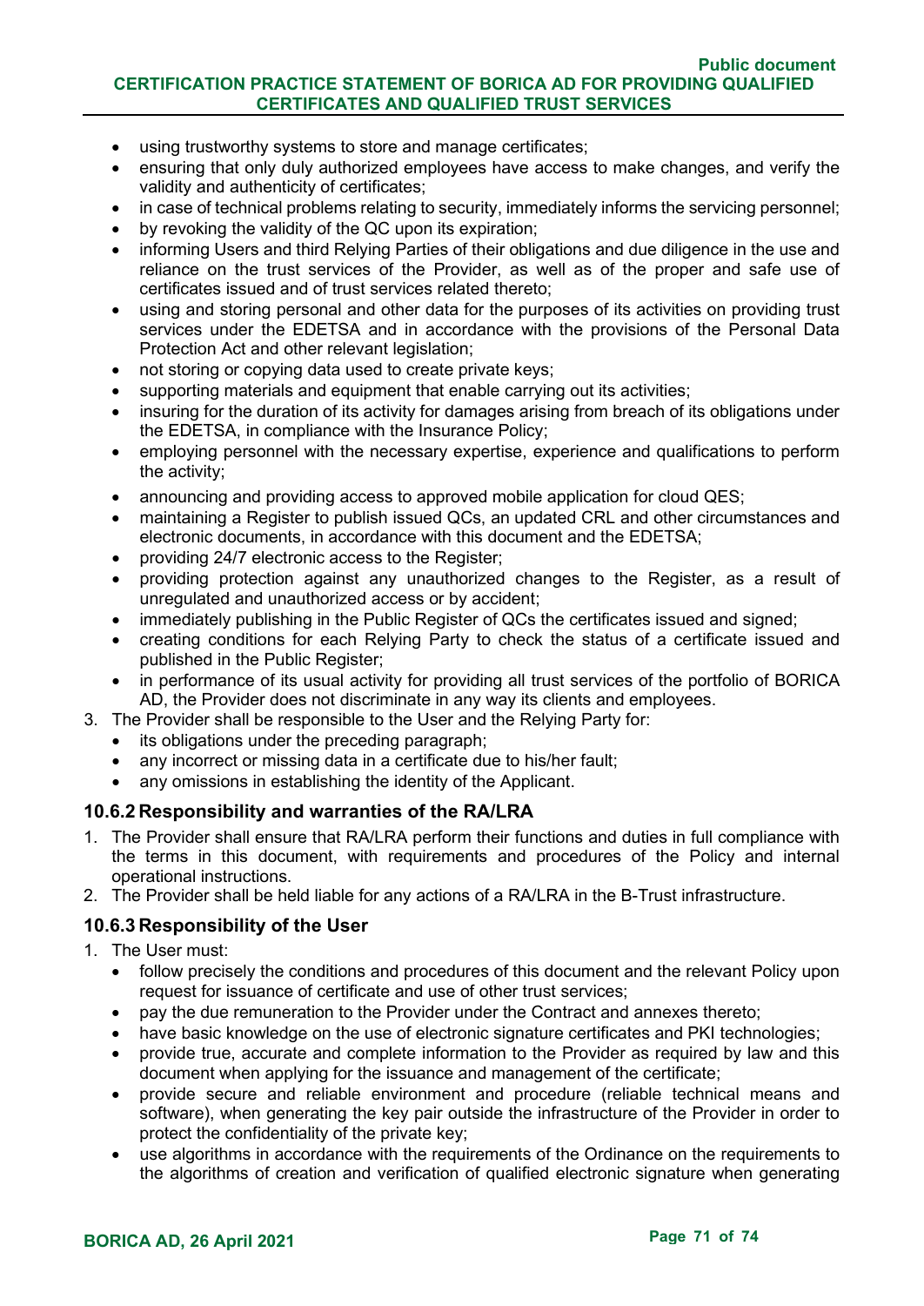- using trustworthy systems to store and manage certificates;
- ensuring that only duly authorized employees have access to make changes, and verify the validity and authenticity of certificates;
- in case of technical problems relating to security, immediately informs the servicing personnel;
- by revoking the validity of the QC upon its expiration;
- informing Users and third Relying Parties of their obligations and due diligence in the use and reliance on the trust services of the Provider, as well as of the proper and safe use of certificates issued and of trust services related thereto;
- using and storing personal and other data for the purposes of its activities on providing trust services under the EDETSA and in accordance with the provisions of the Personal Data Protection Act and other relevant legislation;
- not storing or copying data used to create private keys;
- supporting materials and equipment that enable carrying out its activities;
- insuring for the duration of its activity for damages arising from breach of its obligations under the EDETSA, in compliance with the Insurance Policy;
- employing personnel with the necessary expertise, experience and qualifications to perform the activity;
- announcing and providing access to approved mobile application for cloud QES;
- maintaining a Register to publish issued QCs, an updated CRL and other circumstances and electronic documents, in accordance with this document and the EDETSA;
- providing 24/7 electronic access to the Register;
- providing protection against any unauthorized changes to the Register, as a result of unregulated and unauthorized access or by accident;
- immediately publishing in the Public Register of QCs the certificates issued and signed;
- creating conditions for each Relying Party to check the status of a certificate issued and published in the Public Register;
- in performance of its usual activity for providing all trust services of the portfolio of BORICA AD, the Provider does not discriminate in any way its clients and employees.

3. The Provider shall be responsible to the User and the Relying Party for:
   - its obligations under the preceding paragraph;
   - any incorrect or missing data in a certificate due to his/her fault;
   - any omissions in establishing the identity of the Applicant.

### 10.6.2 Responsibility and warranties of the RA/LRA

1. The Provider shall ensure that RA/LRA perform their functions and duties in full compliance with the terms in this document, with requirements and procedures of the Policy and internal operational instructions.
2. The Provider shall be held liable for any actions of a RA/LRA in the B-Trust infrastructure.

### 10.6.3 Responsibility of the User

1. The User must:
   - follow precisely the conditions and procedures of this document and the relevant Policy upon request for issuance of certificate and use of other trust services;
   - pay the due remuneration to the Provider under the Contract and annexes thereto;
   - have basic knowledge on the use of electronic signature certificates and PKI technologies;
   - provide true, accurate and complete information to the Provider as required by law and this document when applying for the issuance and management of the certificate;
   - provide secure and reliable environment and procedure (reliable technical means and software), when generating the key pair outside the infrastructure of the Provider in order to protect the confidentiality of the private key;
   - use algorithms in accordance with the requirements of the Ordinance on the requirements to the algorithms of creation and verification of qualified electronic signature when generating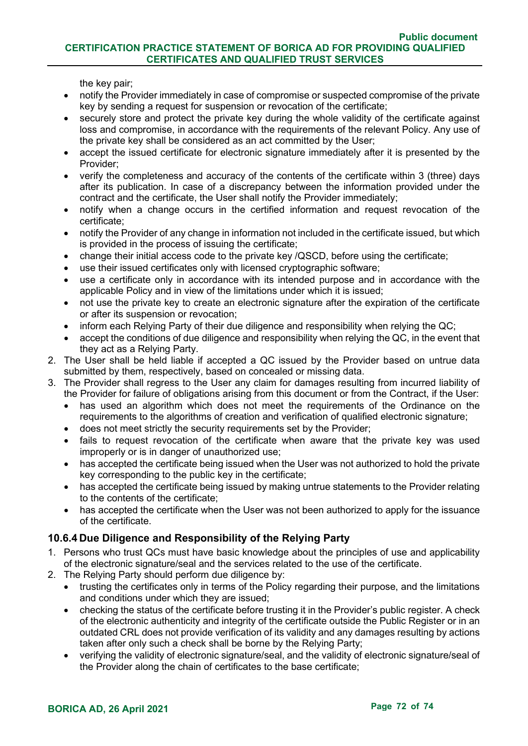the key pair;

- notify the Provider immediately in case of compromise or suspected compromise of the private key by sending a request for suspension or revocation of the certificate;
- securely store and protect the private key during the whole validity of the certificate against loss and compromise, in accordance with the requirements of the relevant Policy. Any use of the private key shall be considered as an act committed by the User;
- accept the issued certificate for electronic signature immediately after it is presented by the Provider;
- verify the completeness and accuracy of the contents of the certificate within 3 (three) days after its publication. In case of a discrepancy between the information provided under the contract and the certificate, the User shall notify the Provider immediately;
- notify when a change occurs in the certified information and request revocation of the certificate;
- notify the Provider of any change in information not included in the certificate issued, but which is provided in the process of issuing the certificate;
- change their initial access code to the private key /QSCD, before using the certificate;
- use their issued certificates only with licensed cryptographic software;
- use a certificate only in accordance with its intended purpose and in accordance with the applicable Policy and in view of the limitations under which it is issued;
- not use the private key to create an electronic signature after the expiration of the certificate or after its suspension or revocation;
- inform each Relying Party of their due diligence and responsibility when relying the QC;
- accept the conditions of due diligence and responsibility when relying the QC, in the event that they act as a Relying Party.

2. The User shall be held liable if accepted a QC issued by the Provider based on untrue data submitted by them, respectively, based on concealed or missing data.
3. The Provider shall regress to the User any claim for damages resulting from incurred liability of the Provider for failure of obligations arising from this document or from the Contract, if the User:
   - has used an algorithm which does not meet the requirements of the Ordinance on the requirements to the algorithms of creation and verification of qualified electronic signature;
   - does not meet strictly the security requirements set by the Provider;
   - fails to request revocation of the certificate when aware that the private key was used improperly or is in danger of unauthorized use;
   - has accepted the certificate being issued when the User was not authorized to hold the private key corresponding to the public key in the certificate;
   - has accepted the certificate being issued by making untrue statements to the Provider relating to the contents of the certificate;
   - has accepted the certificate when the User was not been authorized to apply for the issuance of the certificate.

### 10.6.4 Due Diligence and Responsibility of the Relying Party

1. Persons who trust QCs must have basic knowledge about the principles of use and applicability of the electronic signature/seal and the services related to the use of the certificate.
2. The Relying Party should perform due diligence by:
   - trusting the certificates only in terms of the Policy regarding their purpose, and the limitations and conditions under which they are issued;
   - checking the status of the certificate before trusting it in the Provider's public register. A check of the electronic authenticity and integrity of the certificate outside the Public Register or in an outdated CRL does not provide verification of its validity and any damages resulting by actions taken after only such a check shall be borne by the Relying Party;
   - verifying the validity of electronic signature/seal, and the validity of electronic signature/seal of the Provider along the chain of certificates to the base certificate;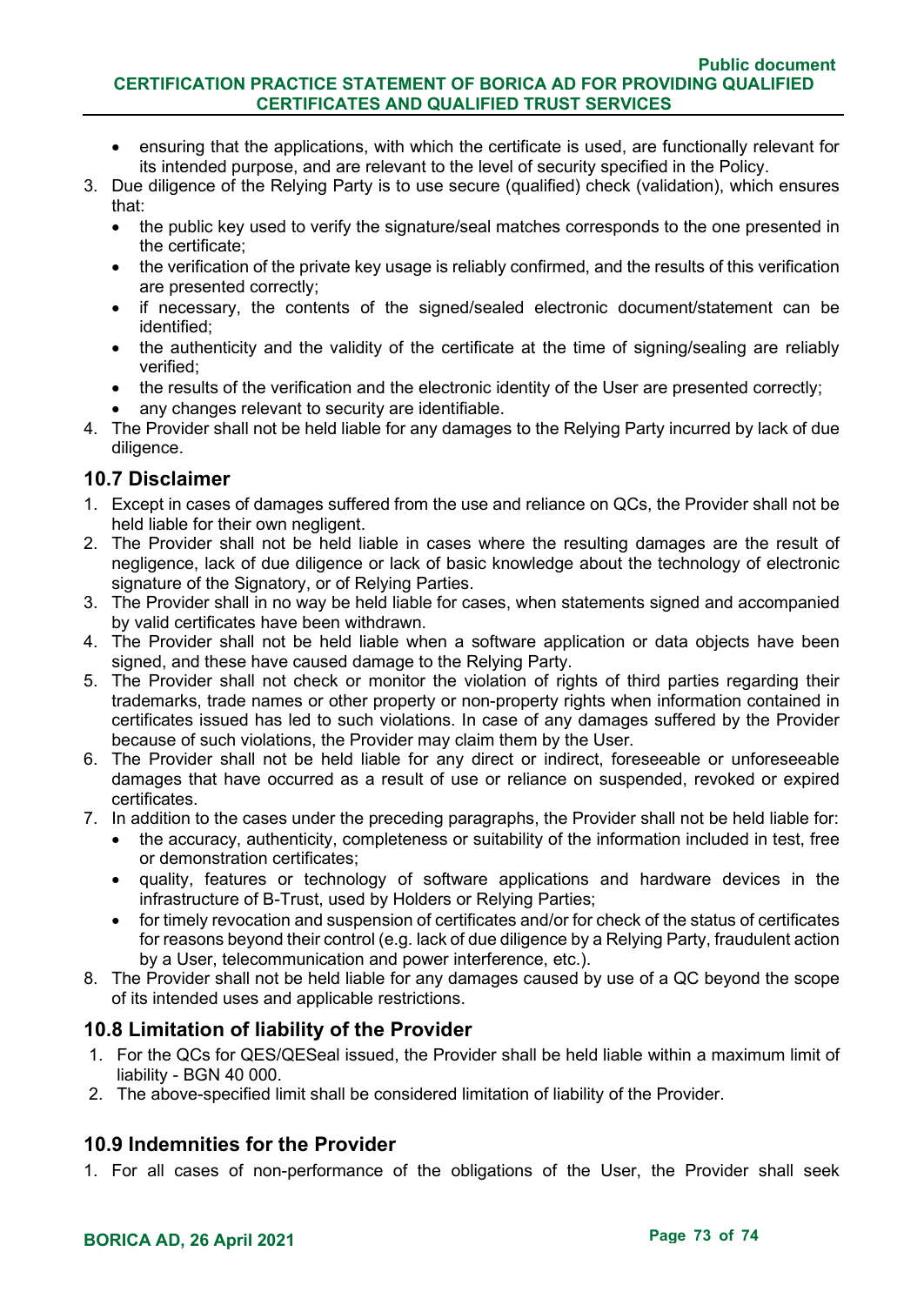- ensuring that the applications, with which the certificate is used, are functionally relevant for its intended purpose, and are relevant to the level of security specified in the Policy.

3. Due diligence of the Relying Party is to use secure (qualified) check (validation), which ensures that:
   - the public key used to verify the signature/seal matches corresponds to the one presented in the certificate;
   - the verification of the private key usage is reliably confirmed, and the results of this verification are presented correctly;
   - if necessary, the contents of the signed/sealed electronic document/statement can be identified;
   - the authenticity and the validity of the certificate at the time of signing/sealing are reliably verified;
   - the results of the verification and the electronic identity of the User are presented correctly;
   - any changes relevant to security are identifiable.
4. The Provider shall not be held liable for any damages to the Relying Party incurred by lack of due diligence.

## 10.7 Disclaimer

1. Except in cases of damages suffered from the use and reliance on QCs, the Provider shall not be held liable for their own negligent.
2. The Provider shall not be held liable in cases where the resulting damages are the result of negligence, lack of due diligence or lack of basic knowledge about the technology of electronic signature of the Signatory, or of Relying Parties.
3. The Provider shall in no way be held liable for cases, when statements signed and accompanied by valid certificates have been withdrawn.
4. The Provider shall not be held liable when a software application or data objects have been signed, and these have caused damage to the Relying Party.
5. The Provider shall not check or monitor the violation of rights of third parties regarding their trademarks, trade names or other property or non-property rights when information contained in certificates issued has led to such violations. In case of any damages suffered by the Provider because of such violations, the Provider may claim them by the User.
6. The Provider shall not be held liable for any direct or indirect, foreseeable or unforeseeable damages that have occurred as a result of use or reliance on suspended, revoked or expired certificates.
7. In addition to the cases under the preceding paragraphs, the Provider shall not be held liable for:
   - the accuracy, authenticity, completeness or suitability of the information included in test, free or demonstration certificates;
   - quality, features or technology of software applications and hardware devices in the infrastructure of B-Trust, used by Holders or Relying Parties;
   - for timely revocation and suspension of certificates and/or for check of the status of certificates for reasons beyond their control (e.g. lack of due diligence by a Relying Party, fraudulent action by a User, telecommunication and power interference, etc.).
8. The Provider shall not be held liable for any damages caused by use of a QC beyond the scope of its intended uses and applicable restrictions.

## 10.8 Limitation of liability of the Provider

1. For the QCs for QES/QESeal issued, the Provider shall be held liable within a maximum limit of liability - BGN 40 000.
2. The above-specified limit shall be considered limitation of liability of the Provider.

## 10.9 Indemnities for the Provider

1. For all cases of non-performance of the obligations of the User, the Provider shall seek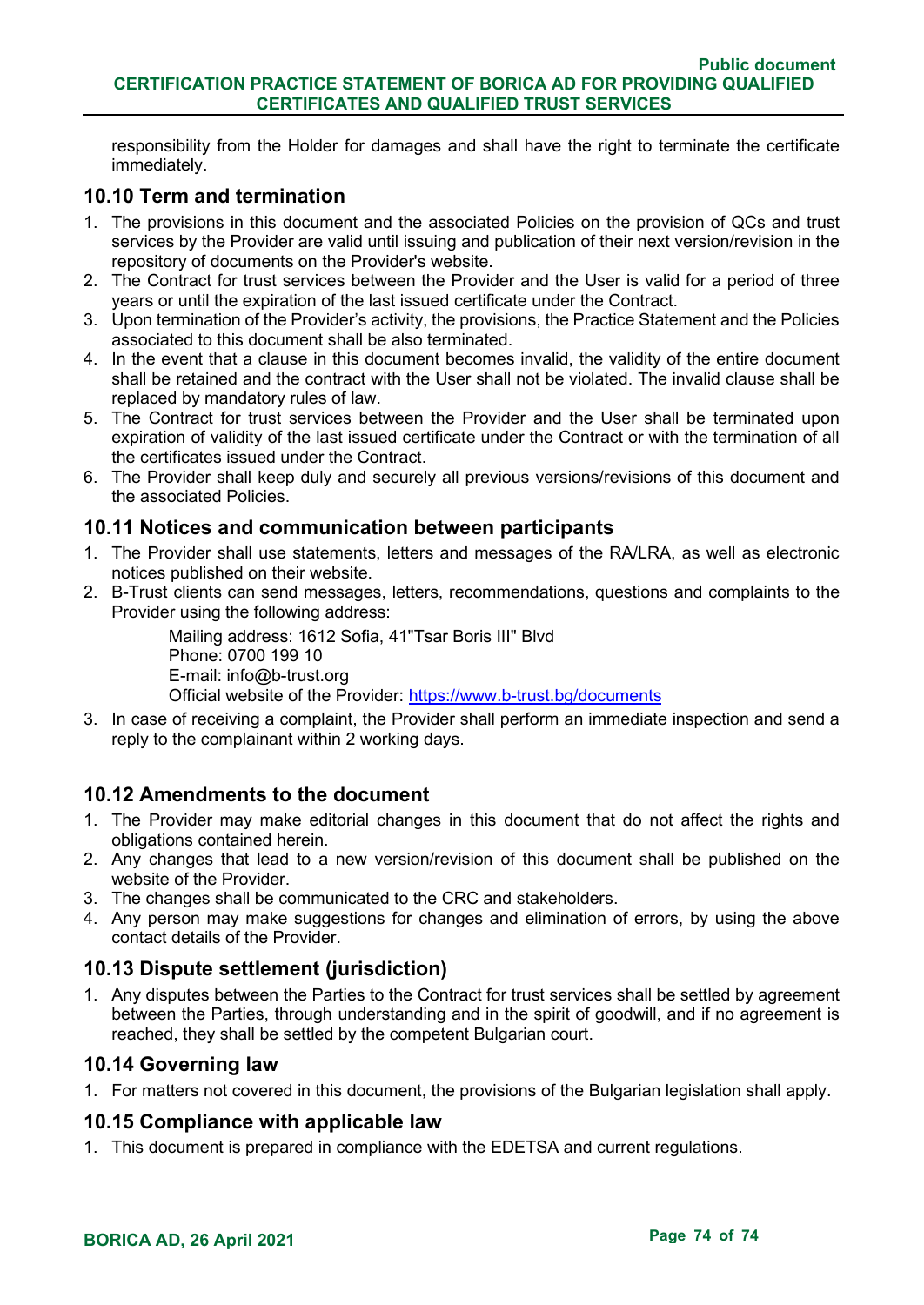responsibility from the Holder for damages and shall have the right to terminate the certificate immediately.

## 10.10 Term and termination

1. The provisions in this document and the associated Policies on the provision of QCs and trust services by the Provider are valid until issuing and publication of their next version/revision in the repository of documents on the Provider's website.
2. The Contract for trust services between the Provider and the User is valid for a period of three years or until the expiration of the last issued certificate under the Contract.
3. Upon termination of the Provider's activity, the provisions, the Practice Statement and the Policies associated to this document shall be also terminated.
4. In the event that a clause in this document becomes invalid, the validity of the entire document shall be retained and the contract with the User shall not be violated. The invalid clause shall be replaced by mandatory rules of law.
5. The Contract for trust services between the Provider and the User shall be terminated upon expiration of validity of the last issued certificate under the Contract or with the termination of all the certificates issued under the Contract.
6. The Provider shall keep duly and securely all previous versions/revisions of this document and the associated Policies.

## 10.11 Notices and communication between participants

1. The Provider shall use statements, letters and messages of the RA/LRA, as well as electronic notices published on their website.
2. B-Trust clients can send messages, letters, recommendations, questions and complaints to the Provider using the following address:

   Mailing address: 1612 Sofia, 41"Tsar Boris III" Blvd
   Phone: 0700 199 10
   E-mail: info@b-trust.org
   Official website of the Provider: https://www.b-trust.bg/documents

3. In case of receiving a complaint, the Provider shall perform an immediate inspection and send a reply to the complainant within 2 working days.

## 10.12 Amendments to the document

1. The Provider may make editorial changes in this document that do not affect the rights and obligations contained herein.
2. Any changes that lead to a new version/revision of this document shall be published on the website of the Provider.
3. The changes shall be communicated to the CRC and stakeholders.
4. Any person may make suggestions for changes and elimination of errors, by using the above contact details of the Provider.

## 10.13 Dispute settlement (jurisdiction)

1. Any disputes between the Parties to the Contract for trust services shall be settled by agreement between the Parties, through understanding and in the spirit of goodwill, and if no agreement is reached, they shall be settled by the competent Bulgarian court.

## 10.14 Governing law

1. For matters not covered in this document, the provisions of the Bulgarian legislation shall apply.

## 10.15 Compliance with applicable law

1. This document is prepared in compliance with the EDETSA and current regulations.